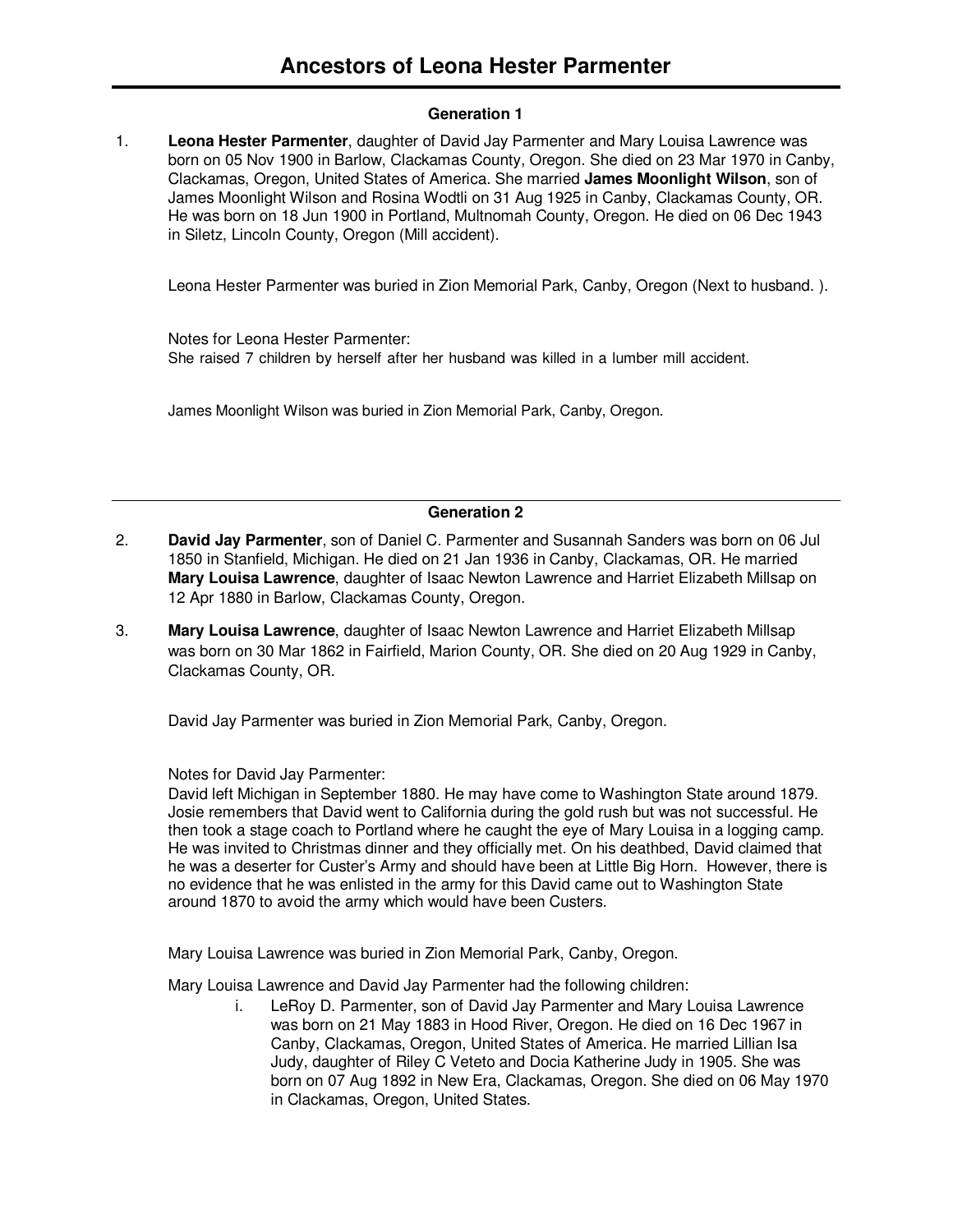# Ancestors of Leona Hester Parmenter

## Generation 1

1. **Leona Hester Parmenter**, daughter of David Jay Parmenter and Mary Louisa Lawrence was born on 05 Nov 1900 in Barlow, Clackamas County, Oregon. She died on 23 Mar 1970 in Canby, Clackamas, Oregon, United States of America. She married **James Moonlight Wilson**, son of James Moonlight Wilson and Rosina Wodtli on 31 Aug 1925 in Canby, Clackamas County, OR. He was born on 18 Jun 1900 in Portland, Multnomah County, Oregon. He died on 06 Dec 1943 in Siletz, Lincoln County, Oregon (Mill accident).

   Leona Hester Parmenter was buried in Zion Memorial Park, Canby, Oregon (Next to husband. ).

   Notes for Leona Hester Parmenter:
   She raised 7 children by herself after her husband was killed in a lumber mill accident.

   James Moonlight Wilson was buried in Zion Memorial Park, Canby, Oregon.

## Generation 2

2. **David Jay Parmenter**, son of Daniel C. Parmenter and Susannah Sanders was born on 06 Jul 1850 in Stanfield, Michigan. He died on 21 Jan 1936 in Canby, Clackamas, OR. He married **Mary Louisa Lawrence**, daughter of Isaac Newton Lawrence and Harriet Elizabeth Millsap on 12 Apr 1880 in Barlow, Clackamas County, Oregon.

3. **Mary Louisa Lawrence**, daughter of Isaac Newton Lawrence and Harriet Elizabeth Millsap was born on 30 Mar 1862 in Fairfield, Marion County, OR. She died on 20 Aug 1929 in Canby, Clackamas County, OR.

   David Jay Parmenter was buried in Zion Memorial Park, Canby, Oregon.

   Notes for David Jay Parmenter:
   David left Michigan in September 1880. He may have come to Washington State around 1879. Josie remembers that David went to California during the gold rush but was not successful. He then took a stage coach to Portland where he caught the eye of Mary Louisa in a logging camp. He was invited to Christmas dinner and they officially met. On his deathbed, David claimed that he was a deserter for Custer's Army and should have been at Little Big Horn. However, there is no evidence that he was enlisted in the army for this David came out to Washington State around 1870 to avoid the army which would have been Custers.

   Mary Louisa Lawrence was buried in Zion Memorial Park, Canby, Oregon.

   Mary Louisa Lawrence and David Jay Parmenter had the following children:

   i. LeRoy D. Parmenter, son of David Jay Parmenter and Mary Louisa Lawrence was born on 21 May 1883 in Hood River, Oregon. He died on 16 Dec 1967 in Canby, Clackamas, Oregon, United States of America. He married Lillian Isa Judy, daughter of Riley C Veteto and Docia Katherine Judy in 1905. She was born on 07 Aug 1892 in New Era, Clackamas, Oregon. She died on 06 May 1970 in Clackamas, Oregon, United States.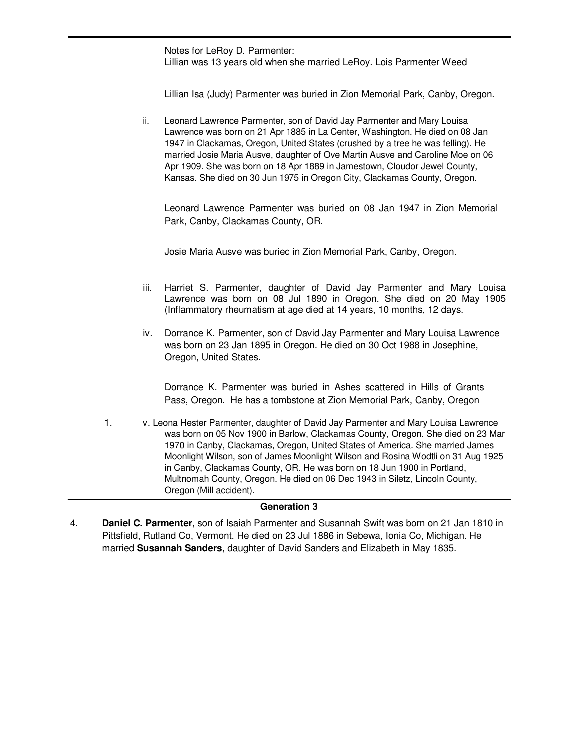Notes for LeRoy D. Parmenter:
Lillian was 13 years old when she married LeRoy. Lois Parmenter Weed

Lillian Isa (Judy) Parmenter was buried in Zion Memorial Park, Canby, Oregon.

ii. Leonard Lawrence Parmenter, son of David Jay Parmenter and Mary Louisa Lawrence was born on 21 Apr 1885 in La Center, Washington. He died on 08 Jan 1947 in Clackamas, Oregon, United States (crushed by a tree he was felling). He married Josie Maria Ausve, daughter of Ove Martin Ausve and Caroline Moe on 06 Apr 1909. She was born on 18 Apr 1889 in Jamestown, Cloudor Jewel County, Kansas. She died on 30 Jun 1975 in Oregon City, Clackamas County, Oregon.

Leonard Lawrence Parmenter was buried on 08 Jan 1947 in Zion Memorial Park, Canby, Clackamas County, OR.

Josie Maria Ausve was buried in Zion Memorial Park, Canby, Oregon.

iii. Harriet S. Parmenter, daughter of David Jay Parmenter and Mary Louisa Lawrence was born on 08 Jul 1890 in Oregon. She died on 20 May 1905 (Inflammatory rheumatism at age died at 14 years, 10 months, 12 days.

iv. Dorrance K. Parmenter, son of David Jay Parmenter and Mary Louisa Lawrence was born on 23 Jan 1895 in Oregon. He died on 30 Oct 1988 in Josephine, Oregon, United States.

Dorrance K. Parmenter was buried in Ashes scattered in Hills of Grants Pass, Oregon. He has a tombstone at Zion Memorial Park, Canby, Oregon

1. v. Leona Hester Parmenter, daughter of David Jay Parmenter and Mary Louisa Lawrence was born on 05 Nov 1900 in Barlow, Clackamas County, Oregon. She died on 23 Mar 1970 in Canby, Clackamas, Oregon, United States of America. She married James Moonlight Wilson, son of James Moonlight Wilson and Rosina Wodtli on 31 Aug 1925 in Canby, Clackamas County, OR. He was born on 18 Jun 1900 in Portland, Multnomah County, Oregon. He died on 06 Dec 1943 in Siletz, Lincoln County, Oregon (Mill accident).

## Generation 3

4. **Daniel C. Parmenter**, son of Isaiah Parmenter and Susannah Swift was born on 21 Jan 1810 in Pittsfield, Rutland Co, Vermont. He died on 23 Jul 1886 in Sebewa, Ionia Co, Michigan. He married **Susannah Sanders**, daughter of David Sanders and Elizabeth in May 1835.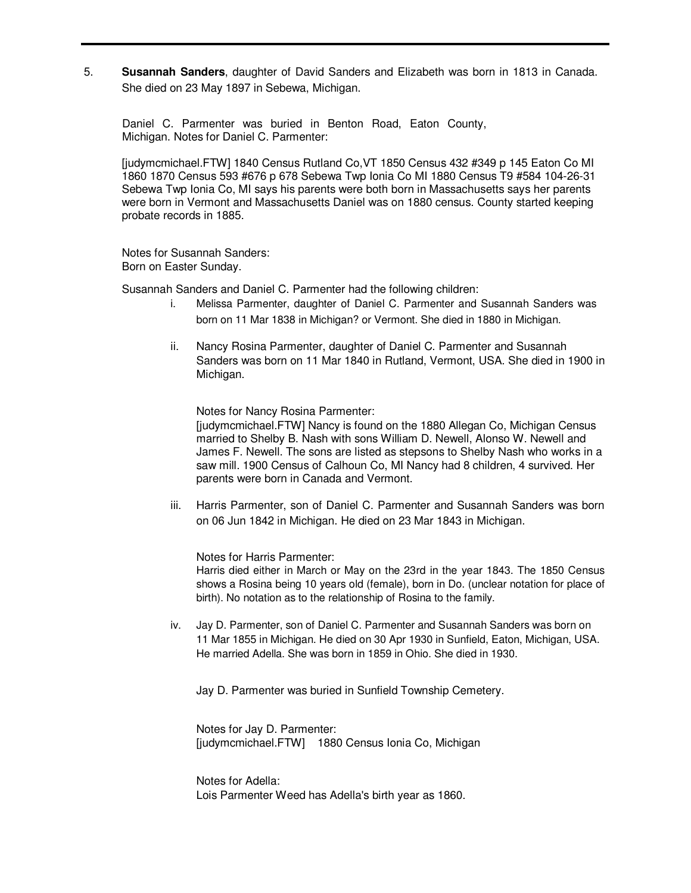5. **Susannah Sanders**, daughter of David Sanders and Elizabeth was born in 1813 in Canada. She died on 23 May 1897 in Sebewa, Michigan.

Daniel C. Parmenter was buried in Benton Road, Eaton County, Michigan. Notes for Daniel C. Parmenter:

[judymcmichael.FTW] 1840 Census Rutland Co,VT 1850 Census 432 #349 p 145 Eaton Co MI 1860 1870 Census 593 #676 p 678 Sebewa Twp Ionia Co MI 1880 Census T9 #584 104-26-31 Sebewa Twp Ionia Co, MI says his parents were both born in Massachusetts says her parents were born in Vermont and Massachusetts Daniel was on 1880 census. County started keeping probate records in 1885.

Notes for Susannah Sanders:
Born on Easter Sunday.

Susannah Sanders and Daniel C. Parmenter had the following children:

i. Melissa Parmenter, daughter of Daniel C. Parmenter and Susannah Sanders was born on 11 Mar 1838 in Michigan? or Vermont. She died in 1880 in Michigan.

ii. Nancy Rosina Parmenter, daughter of Daniel C. Parmenter and Susannah Sanders was born on 11 Mar 1840 in Rutland, Vermont, USA. She died in 1900 in Michigan.

   Notes for Nancy Rosina Parmenter:
   [judymcmichael.FTW] Nancy is found on the 1880 Allegan Co, Michigan Census married to Shelby B. Nash with sons William D. Newell, Alonso W. Newell and James F. Newell. The sons are listed as stepsons to Shelby Nash who works in a saw mill. 1900 Census of Calhoun Co, MI Nancy had 8 children, 4 survived. Her parents were born in Canada and Vermont.

iii. Harris Parmenter, son of Daniel C. Parmenter and Susannah Sanders was born on 06 Jun 1842 in Michigan. He died on 23 Mar 1843 in Michigan.

   Notes for Harris Parmenter:
   Harris died either in March or May on the 23rd in the year 1843. The 1850 Census shows a Rosina being 10 years old (female), born in Do. (unclear notation for place of birth). No notation as to the relationship of Rosina to the family.

iv. Jay D. Parmenter, son of Daniel C. Parmenter and Susannah Sanders was born on 11 Mar 1855 in Michigan. He died on 30 Apr 1930 in Sunfield, Eaton, Michigan, USA. He married Adella. She was born in 1859 in Ohio. She died in 1930.

   Jay D. Parmenter was buried in Sunfield Township Cemetery.

   Notes for Jay D. Parmenter:
   [judymcmichael.FTW] 1880 Census Ionia Co, Michigan

   Notes for Adella:
   Lois Parmenter Weed has Adella's birth year as 1860.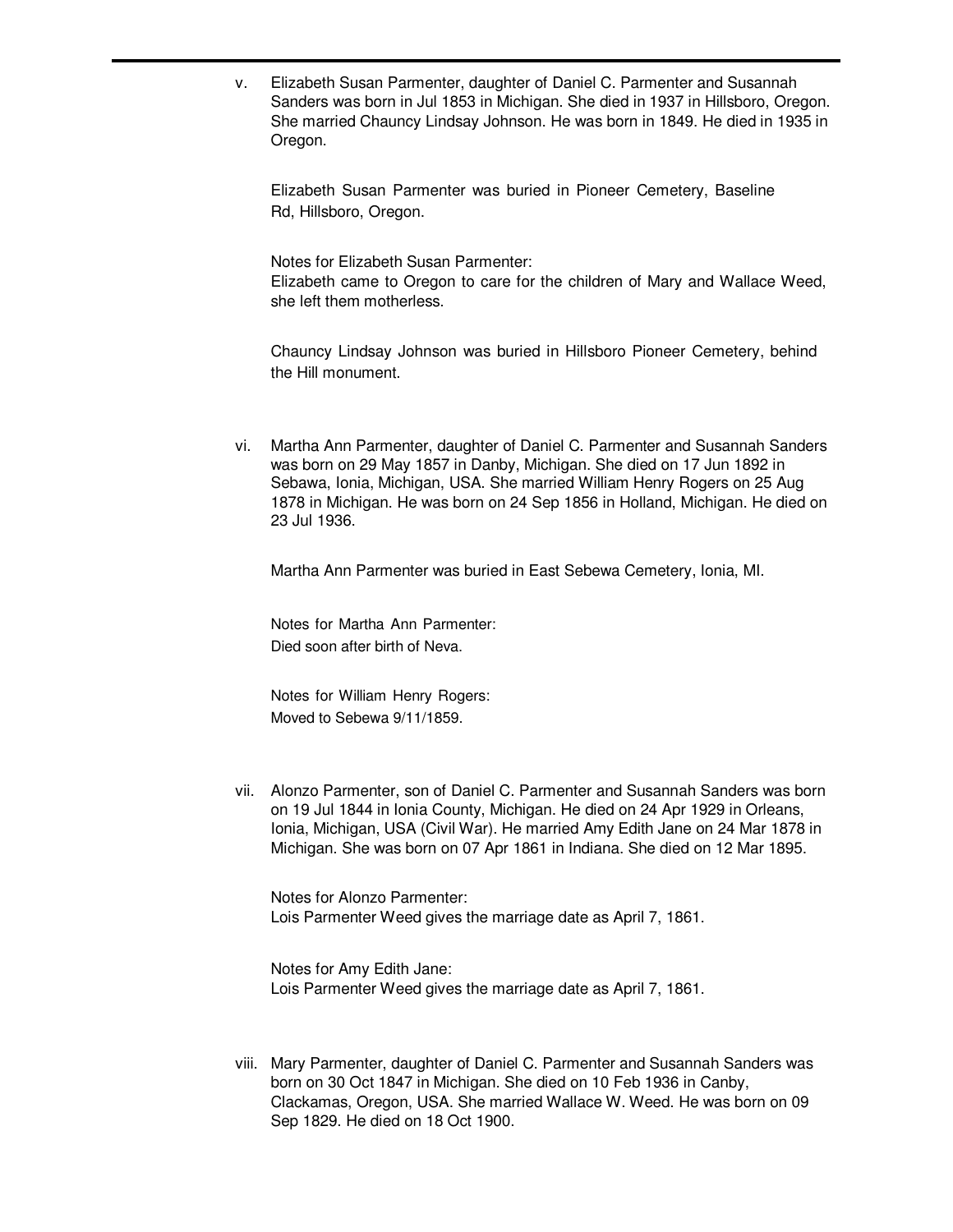v. Elizabeth Susan Parmenter, daughter of Daniel C. Parmenter and Susannah Sanders was born in Jul 1853 in Michigan. She died in 1937 in Hillsboro, Oregon. She married Chauncy Lindsay Johnson. He was born in 1849. He died in 1935 in Oregon.

Elizabeth Susan Parmenter was buried in Pioneer Cemetery, Baseline Rd, Hillsboro, Oregon.

Notes for Elizabeth Susan Parmenter:
Elizabeth came to Oregon to care for the children of Mary and Wallace Weed, she left them motherless.

Chauncy Lindsay Johnson was buried in Hillsboro Pioneer Cemetery, behind the Hill monument.

vi. Martha Ann Parmenter, daughter of Daniel C. Parmenter and Susannah Sanders was born on 29 May 1857 in Danby, Michigan. She died on 17 Jun 1892 in Sebawa, Ionia, Michigan, USA. She married William Henry Rogers on 25 Aug 1878 in Michigan. He was born on 24 Sep 1856 in Holland, Michigan. He died on 23 Jul 1936.

Martha Ann Parmenter was buried in East Sebewa Cemetery, Ionia, MI.

Notes for Martha Ann Parmenter:
Died soon after birth of Neva.

Notes for William Henry Rogers:
Moved to Sebewa 9/11/1859.

vii. Alonzo Parmenter, son of Daniel C. Parmenter and Susannah Sanders was born on 19 Jul 1844 in Ionia County, Michigan. He died on 24 Apr 1929 in Orleans, Ionia, Michigan, USA (Civil War). He married Amy Edith Jane on 24 Mar 1878 in Michigan. She was born on 07 Apr 1861 in Indiana. She died on 12 Mar 1895.

Notes for Alonzo Parmenter:
Lois Parmenter Weed gives the marriage date as April 7, 1861.

Notes for Amy Edith Jane:
Lois Parmenter Weed gives the marriage date as April 7, 1861.

viii. Mary Parmenter, daughter of Daniel C. Parmenter and Susannah Sanders was born on 30 Oct 1847 in Michigan. She died on 10 Feb 1936 in Canby, Clackamas, Oregon, USA. She married Wallace W. Weed. He was born on 09 Sep 1829. He died on 18 Oct 1900.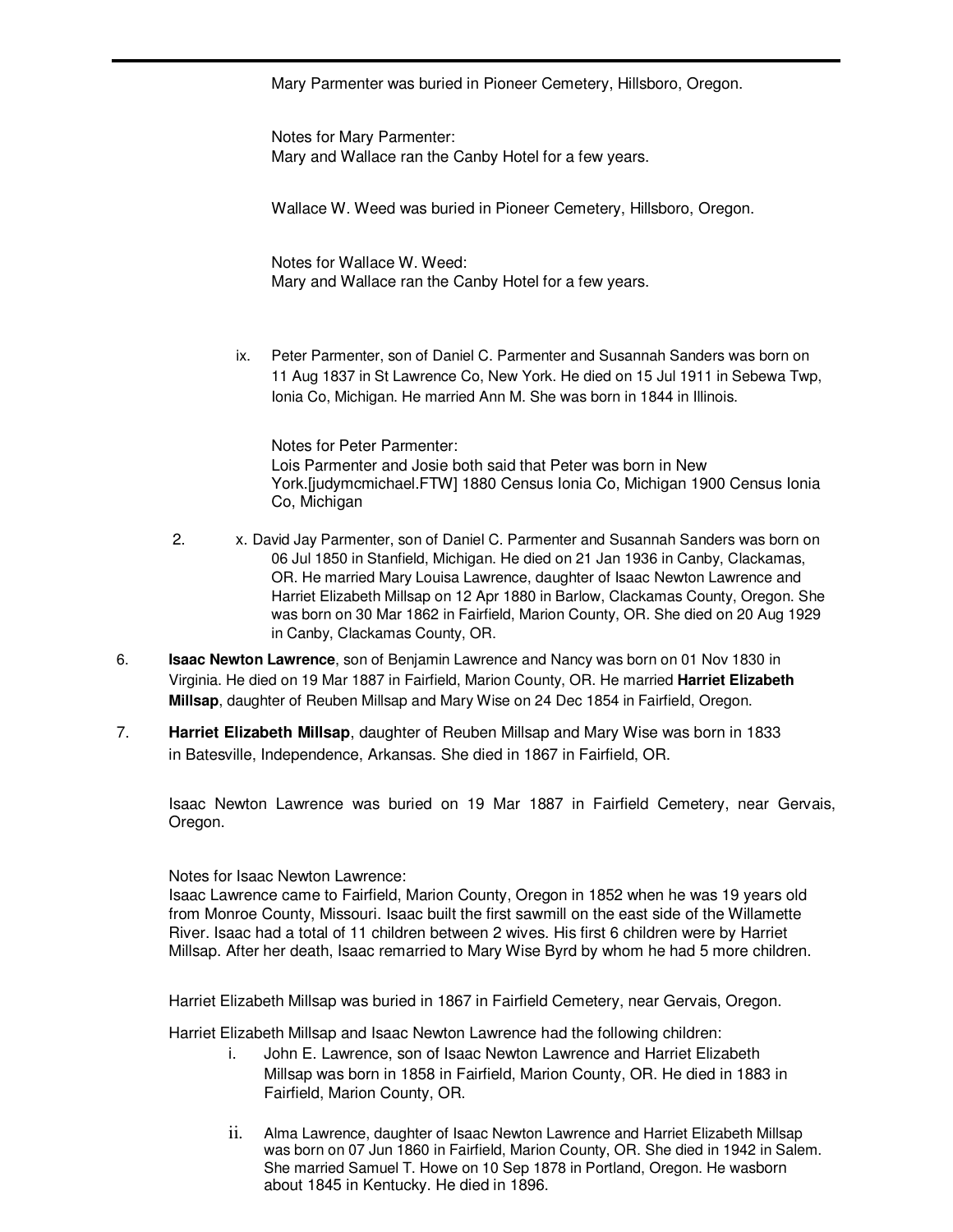Mary Parmenter was buried in Pioneer Cemetery, Hillsboro, Oregon.

Notes for Mary Parmenter:
Mary and Wallace ran the Canby Hotel for a few years.

Wallace W. Weed was buried in Pioneer Cemetery, Hillsboro, Oregon.

Notes for Wallace W. Weed:
Mary and Wallace ran the Canby Hotel for a few years.

ix. Peter Parmenter, son of Daniel C. Parmenter and Susannah Sanders was born on 11 Aug 1837 in St Lawrence Co, New York. He died on 15 Jul 1911 in Sebewa Twp, Ionia Co, Michigan. He married Ann M. She was born in 1844 in Illinois.

Notes for Peter Parmenter:
Lois Parmenter and Josie both said that Peter was born in New York.[judymcmichael.FTW] 1880 Census Ionia Co, Michigan 1900 Census Ionia Co, Michigan

2. x. David Jay Parmenter, son of Daniel C. Parmenter and Susannah Sanders was born on 06 Jul 1850 in Stanfield, Michigan. He died on 21 Jan 1936 in Canby, Clackamas, OR. He married Mary Louisa Lawrence, daughter of Isaac Newton Lawrence and Harriet Elizabeth Millsap on 12 Apr 1880 in Barlow, Clackamas County, Oregon. She was born on 30 Mar 1862 in Fairfield, Marion County, OR. She died on 20 Aug 1929 in Canby, Clackamas County, OR.

6. **Isaac Newton Lawrence**, son of Benjamin Lawrence and Nancy was born on 01 Nov 1830 in Virginia. He died on 19 Mar 1887 in Fairfield, Marion County, OR. He married **Harriet Elizabeth Millsap**, daughter of Reuben Millsap and Mary Wise on 24 Dec 1854 in Fairfield, Oregon.

7. **Harriet Elizabeth Millsap**, daughter of Reuben Millsap and Mary Wise was born in 1833 in Batesville, Independence, Arkansas. She died in 1867 in Fairfield, OR.

Isaac Newton Lawrence was buried on 19 Mar 1887 in Fairfield Cemetery, near Gervais, Oregon.

Notes for Isaac Newton Lawrence:
Isaac Lawrence came to Fairfield, Marion County, Oregon in 1852 when he was 19 years old from Monroe County, Missouri. Isaac built the first sawmill on the east side of the Willamette River. Isaac had a total of 11 children between 2 wives. His first 6 children were by Harriet Millsap. After her death, Isaac remarried to Mary Wise Byrd by whom he had 5 more children.

Harriet Elizabeth Millsap was buried in 1867 in Fairfield Cemetery, near Gervais, Oregon.

Harriet Elizabeth Millsap and Isaac Newton Lawrence had the following children:

i. John E. Lawrence, son of Isaac Newton Lawrence and Harriet Elizabeth Millsap was born in 1858 in Fairfield, Marion County, OR. He died in 1883 in Fairfield, Marion County, OR.

ii. Alma Lawrence, daughter of Isaac Newton Lawrence and Harriet Elizabeth Millsap was born on 07 Jun 1860 in Fairfield, Marion County, OR. She died in 1942 in Salem. She married Samuel T. Howe on 10 Sep 1878 in Portland, Oregon. He wasborn about 1845 in Kentucky. He died in 1896.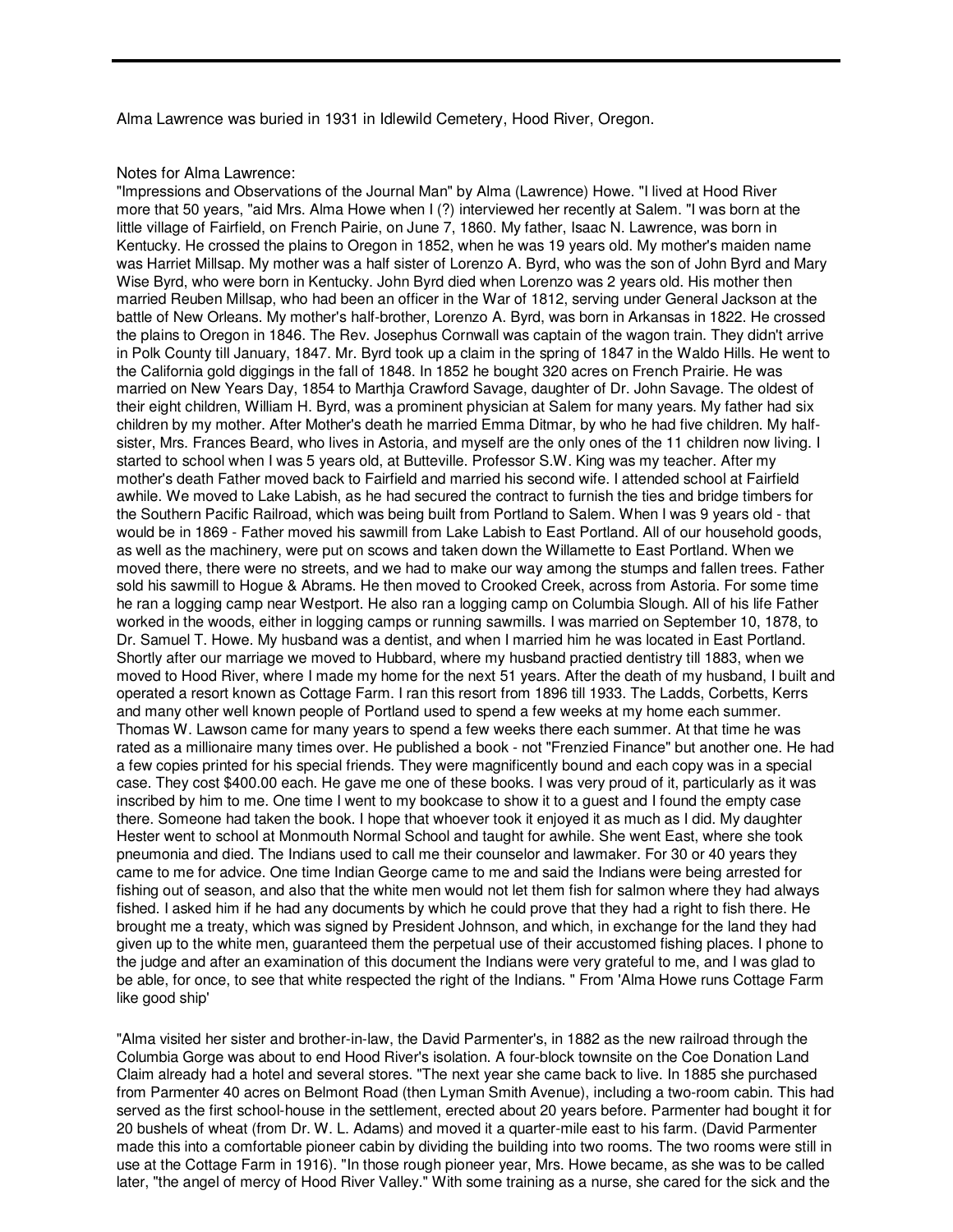Alma Lawrence was buried in 1931 in Idlewild Cemetery, Hood River, Oregon.

Notes for Alma Lawrence:

"Impressions and Observations of the Journal Man" by Alma (Lawrence) Howe. "I lived at Hood River more that 50 years, "aid Mrs. Alma Howe when I (?) interviewed her recently at Salem. "I was born at the little village of Fairfield, on French Pairie, on June 7, 1860. My father, Isaac N. Lawrence, was born in Kentucky. He crossed the plains to Oregon in 1852, when he was 19 years old. My mother's maiden name was Harriet Millsap. My mother was a half sister of Lorenzo A. Byrd, who was the son of John Byrd and Mary Wise Byrd, who were born in Kentucky. John Byrd died when Lorenzo was 2 years old. His mother then married Reuben Millsap, who had been an officer in the War of 1812, serving under General Jackson at the battle of New Orleans. My mother's half-brother, Lorenzo A. Byrd, was born in Arkansas in 1822. He crossed the plains to Oregon in 1846. The Rev. Josephus Cornwall was captain of the wagon train. They didn't arrive in Polk County till January, 1847. Mr. Byrd took up a claim in the spring of 1847 in the Waldo Hills. He went to the California gold diggings in the fall of 1848. In 1852 he bought 320 acres on French Prairie. He was married on New Years Day, 1854 to Marthja Crawford Savage, daughter of Dr. John Savage. The oldest of their eight children, William H. Byrd, was a prominent physician at Salem for many years. My father had six children by my mother. After Mother's death he married Emma Ditmar, by who he had five children. My half-sister, Mrs. Frances Beard, who lives in Astoria, and myself are the only ones of the 11 children now living. I started to school when I was 5 years old, at Butteville. Professor S.W. King was my teacher. After my mother's death Father moved back to Fairfield and married his second wife. I attended school at Fairfield awhile. We moved to Lake Labish, as he had secured the contract to furnish the ties and bridge timbers for the Southern Pacific Railroad, which was being built from Portland to Salem. When I was 9 years old - that would be in 1869 - Father moved his sawmill from Lake Labish to East Portland. All of our household goods, as well as the machinery, were put on scows and taken down the Willamette to East Portland. When we moved there, there were no streets, and we had to make our way among the stumps and fallen trees. Father sold his sawmill to Hogue & Abrams. He then moved to Crooked Creek, across from Astoria. For some time he ran a logging camp near Westport. He also ran a logging camp on Columbia Slough. All of his life Father worked in the woods, either in logging camps or running sawmills. I was married on September 10, 1878, to Dr. Samuel T. Howe. My husband was a dentist, and when I married him he was located in East Portland. Shortly after our marriage we moved to Hubbard, where my husband practied dentistry till 1883, when we moved to Hood River, where I made my home for the next 51 years. After the death of my husband, I built and operated a resort known as Cottage Farm. I ran this resort from 1896 till 1933. The Ladds, Corbetts, Kerrs and many other well known people of Portland used to spend a few weeks at my home each summer. Thomas W. Lawson came for many years to spend a few weeks there each summer. At that time he was rated as a millionaire many times over. He published a book - not "Frenzied Finance" but another one. He had a few copies printed for his special friends. They were magnificently bound and each copy was in a special case. They cost $400.00 each. He gave me one of these books. I was very proud of it, particularly as it was inscribed by him to me. One time I went to my bookcase to show it to a guest and I found the empty case there. Someone had taken the book. I hope that whoever took it enjoyed it as much as I did. My daughter Hester went to school at Monmouth Normal School and taught for awhile. She went East, where she took pneumonia and died. The Indians used to call me their counselor and lawmaker. For 30 or 40 years they came to me for advice. One time Indian George came to me and said the Indians were being arrested for fishing out of season, and also that the white men would not let them fish for salmon where they had always fished. I asked him if he had any documents by which he could prove that they had a right to fish there. He brought me a treaty, which was signed by President Johnson, and which, in exchange for the land they had given up to the white men, guaranteed them the perpetual use of their accustomed fishing places. I phone to the judge and after an examination of this document the Indians were very grateful to me, and I was glad to be able, for once, to see that white respected the right of the Indians. " From 'Alma Howe runs Cottage Farm like good ship'

"Alma visited her sister and brother-in-law, the David Parmenter's, in 1882 as the new railroad through the Columbia Gorge was about to end Hood River's isolation. A four-block townsite on the Coe Donation Land Claim already had a hotel and several stores. "The next year she came back to live. In 1885 she purchased from Parmenter 40 acres on Belmont Road (then Lyman Smith Avenue), including a two-room cabin. This had served as the first school-house in the settlement, erected about 20 years before. Parmenter had bought it for 20 bushels of wheat (from Dr. W. L. Adams) and moved it a quarter-mile east to his farm. (David Parmenter made this into a comfortable pioneer cabin by dividing the building into two rooms. The two rooms were still in use at the Cottage Farm in 1916). "In those rough pioneer year, Mrs. Howe became, as she was to be called later, "the angel of mercy of Hood River Valley." With some training as a nurse, she cared for the sick and the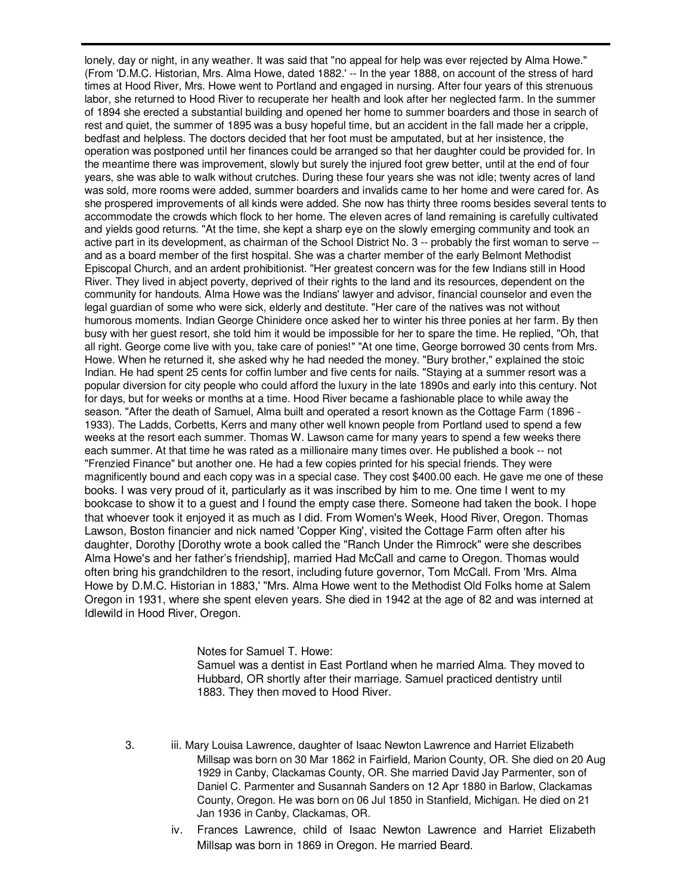lonely, day or night, in any weather. It was said that "no appeal for help was ever rejected by Alma Howe." (From 'D.M.C. Historian, Mrs. Alma Howe, dated 1882.' -- In the year 1888, on account of the stress of hard times at Hood River, Mrs. Howe went to Portland and engaged in nursing. After four years of this strenuous labor, she returned to Hood River to recuperate her health and look after her neglected farm. In the summer of 1894 she erected a substantial building and opened her home to summer boarders and those in search of rest and quiet, the summer of 1895 was a busy hopeful time, but an accident in the fall made her a cripple, bedfast and helpless. The doctors decided that her foot must be amputated, but at her insistence, the operation was postponed until her finances could be arranged so that her daughter could be provided for. In the meantime there was improvement, slowly but surely the injured foot grew better, until at the end of four years, she was able to walk without crutches. During these four years she was not idle; twenty acres of land was sold, more rooms were added, summer boarders and invalids came to her home and were cared for. As she prospered improvements of all kinds were added. She now has thirty three rooms besides several tents to accommodate the crowds which flock to her home. The eleven acres of land remaining is carefully cultivated and yields good returns. "At the time, she kept a sharp eye on the slowly emerging community and took an active part in its development, as chairman of the School District No. 3 -- probably the first woman to serve -- and as a board member of the first hospital. She was a charter member of the early Belmont Methodist Episcopal Church, and an ardent prohibitionist. "Her greatest concern was for the few Indians still in Hood River. They lived in abject poverty, deprived of their rights to the land and its resources, dependent on the community for handouts. Alma Howe was the Indians' lawyer and advisor, financial counselor and even the legal guardian of some who were sick, elderly and destitute. "Her care of the natives was not without humorous moments. Indian George Chinidere once asked her to winter his three ponies at her farm. By then busy with her guest resort, she told him it would be impossible for her to spare the time. He replied, "Oh, that all right. George come live with you, take care of ponies!" "At one time, George borrowed 30 cents from Mrs. Howe. When he returned it, she asked why he had needed the money. "Bury brother," explained the stoic Indian. He had spent 25 cents for coffin lumber and five cents for nails. "Staying at a summer resort was a popular diversion for city people who could afford the luxury in the late 1890s and early into this century. Not for days, but for weeks or months at a time. Hood River became a fashionable place to while away the season. "After the death of Samuel, Alma built and operated a resort known as the Cottage Farm (1896 - 1933). The Ladds, Corbetts, Kerrs and many other well known people from Portland used to spend a few weeks at the resort each summer. Thomas W. Lawson came for many years to spend a few weeks there each summer. At that time he was rated as a millionaire many times over. He published a book -- not "Frenzied Finance" but another one. He had a few copies printed for his special friends. They were magnificently bound and each copy was in a special case. They cost $400.00 each. He gave me one of these books. I was very proud of it, particularly as it was inscribed by him to me. One time I went to my bookcase to show it to a guest and I found the empty case there. Someone had taken the book. I hope that whoever took it enjoyed it as much as I did. From Women's Week, Hood River, Oregon. Thomas Lawson, Boston financier and nick named 'Copper King', visited the Cottage Farm often after his daughter, Dorothy [Dorothy wrote a book called the "Ranch Under the Rimrock" were she describes Alma Howe's and her father's friendship], married Had McCall and came to Oregon. Thomas would often bring his grandchildren to the resort, including future governor, Tom McCall. From 'Mrs. Alma Howe by D.M.C. Historian in 1883,' "Mrs. Alma Howe went to the Methodist Old Folks home at Salem Oregon in 1931, where she spent eleven years. She died in 1942 at the age of 82 and was interned at Idlewild in Hood River, Oregon.

Notes for Samuel T. Howe:
Samuel was a dentist in East Portland when he married Alma. They moved to Hubbard, OR shortly after their marriage. Samuel practiced dentistry until 1883. They then moved to Hood River.

3. iii. Mary Louisa Lawrence, daughter of Isaac Newton Lawrence and Harriet Elizabeth Millsap was born on 30 Mar 1862 in Fairfield, Marion County, OR. She died on 20 Aug 1929 in Canby, Clackamas County, OR. She married David Jay Parmenter, son of Daniel C. Parmenter and Susannah Sanders on 12 Apr 1880 in Barlow, Clackamas County, Oregon. He was born on 06 Jul 1850 in Stanfield, Michigan. He died on 21 Jan 1936 in Canby, Clackamas, OR.

iv. Frances Lawrence, child of Isaac Newton Lawrence and Harriet Elizabeth Millsap was born in 1869 in Oregon. He married Beard.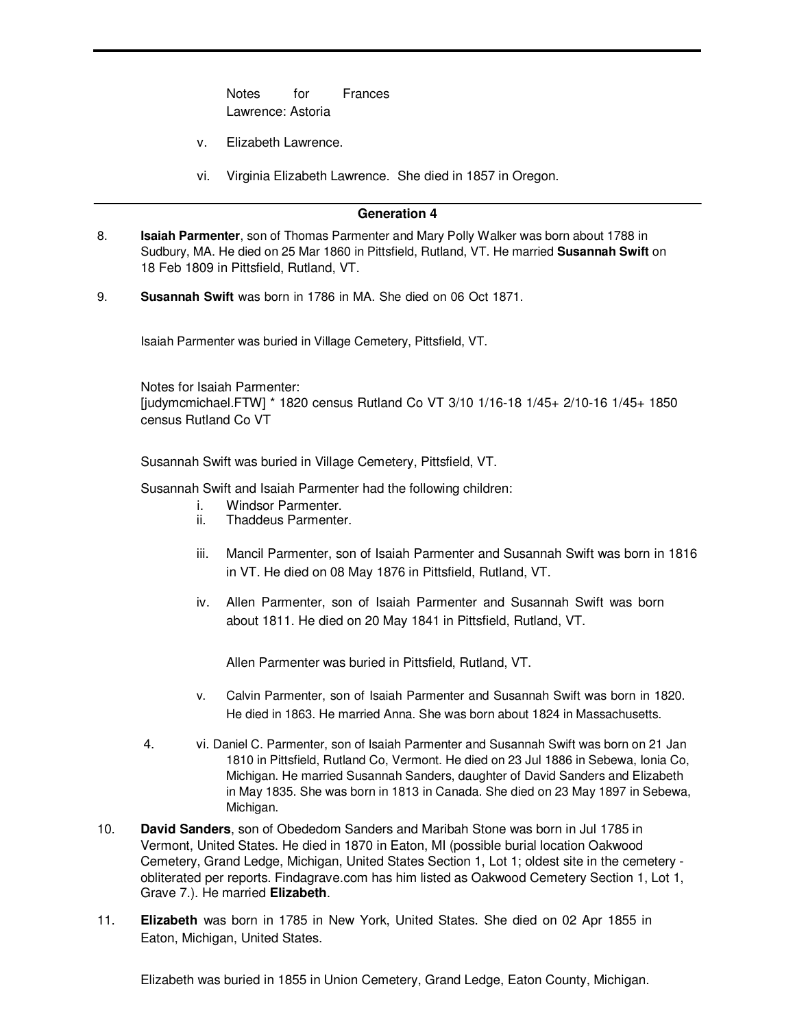Notes for Frances Lawrence: Astoria

v. Elizabeth Lawrence.

vi. Virginia Elizabeth Lawrence. She died in 1857 in Oregon.

## Generation 4

8. **Isaiah Parmenter**, son of Thomas Parmenter and Mary Polly Walker was born about 1788 in Sudbury, MA. He died on 25 Mar 1860 in Pittsfield, Rutland, VT. He married **Susannah Swift** on 18 Feb 1809 in Pittsfield, Rutland, VT.

9. **Susannah Swift** was born in 1786 in MA. She died on 06 Oct 1871.

Isaiah Parmenter was buried in Village Cemetery, Pittsfield, VT.

Notes for Isaiah Parmenter:
[judymcmichael.FTW] * 1820 census Rutland Co VT 3/10 1/16-18 1/45+ 2/10-16 1/45+ 1850 census Rutland Co VT

Susannah Swift was buried in Village Cemetery, Pittsfield, VT.

Susannah Swift and Isaiah Parmenter had the following children:

i. Windsor Parmenter.

ii. Thaddeus Parmenter.

iii. Mancil Parmenter, son of Isaiah Parmenter and Susannah Swift was born in 1816 in VT. He died on 08 May 1876 in Pittsfield, Rutland, VT.

iv. Allen Parmenter, son of Isaiah Parmenter and Susannah Swift was born about 1811. He died on 20 May 1841 in Pittsfield, Rutland, VT.

Allen Parmenter was buried in Pittsfield, Rutland, VT.

v. Calvin Parmenter, son of Isaiah Parmenter and Susannah Swift was born in 1820. He died in 1863. He married Anna. She was born about 1824 in Massachusetts.

4. vi. Daniel C. Parmenter, son of Isaiah Parmenter and Susannah Swift was born on 21 Jan 1810 in Pittsfield, Rutland Co, Vermont. He died on 23 Jul 1886 in Sebewa, Ionia Co, Michigan. He married Susannah Sanders, daughter of David Sanders and Elizabeth in May 1835. She was born in 1813 in Canada. She died on 23 May 1897 in Sebewa, Michigan.

10. **David Sanders**, son of Obededom Sanders and Maribah Stone was born in Jul 1785 in Vermont, United States. He died in 1870 in Eaton, MI (possible burial location Oakwood Cemetery, Grand Ledge, Michigan, United States Section 1, Lot 1; oldest site in the cemetery - obliterated per reports. Findagrave.com has him listed as Oakwood Cemetery Section 1, Lot 1, Grave 7.). He married **Elizabeth**.

11. **Elizabeth** was born in 1785 in New York, United States. She died on 02 Apr 1855 in Eaton, Michigan, United States.

Elizabeth was buried in 1855 in Union Cemetery, Grand Ledge, Eaton County, Michigan.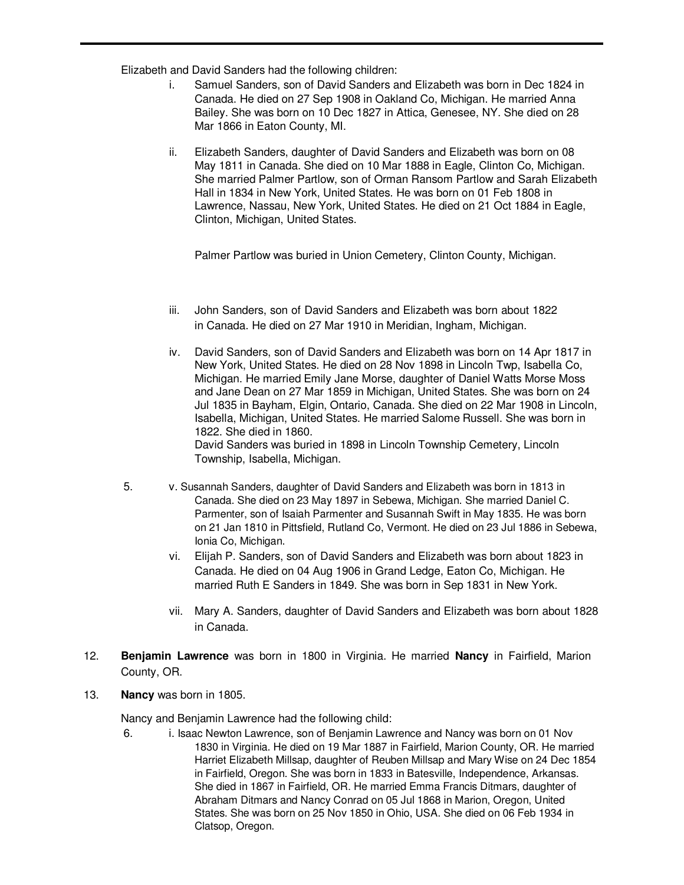Elizabeth and David Sanders had the following children:

i. Samuel Sanders, son of David Sanders and Elizabeth was born in Dec 1824 in Canada. He died on 27 Sep 1908 in Oakland Co, Michigan. He married Anna Bailey. She was born on 10 Dec 1827 in Attica, Genesee, NY. She died on 28 Mar 1866 in Eaton County, MI.

ii. Elizabeth Sanders, daughter of David Sanders and Elizabeth was born on 08 May 1811 in Canada. She died on 10 Mar 1888 in Eagle, Clinton Co, Michigan. She married Palmer Partlow, son of Orman Ransom Partlow and Sarah Elizabeth Hall in 1834 in New York, United States. He was born on 01 Feb 1808 in Lawrence, Nassau, New York, United States. He died on 21 Oct 1884 in Eagle, Clinton, Michigan, United States.

Palmer Partlow was buried in Union Cemetery, Clinton County, Michigan.

iii. John Sanders, son of David Sanders and Elizabeth was born about 1822 in Canada. He died on 27 Mar 1910 in Meridian, Ingham, Michigan.

iv. David Sanders, son of David Sanders and Elizabeth was born on 14 Apr 1817 in New York, United States. He died on 28 Nov 1898 in Lincoln Twp, Isabella Co, Michigan. He married Emily Jane Morse, daughter of Daniel Watts Morse Moss and Jane Dean on 27 Mar 1859 in Michigan, United States. She was born on 24 Jul 1835 in Bayham, Elgin, Ontario, Canada. She died on 22 Mar 1908 in Lincoln, Isabella, Michigan, United States. He married Salome Russell. She was born in 1822. She died in 1860.
David Sanders was buried in 1898 in Lincoln Township Cemetery, Lincoln Township, Isabella, Michigan.

5. v. Susannah Sanders, daughter of David Sanders and Elizabeth was born in 1813 in Canada. She died on 23 May 1897 in Sebewa, Michigan. She married Daniel C. Parmenter, son of Isaiah Parmenter and Susannah Swift in May 1835. He was born on 21 Jan 1810 in Pittsfield, Rutland Co, Vermont. He died on 23 Jul 1886 in Sebewa, Ionia Co, Michigan.

vi. Elijah P. Sanders, son of David Sanders and Elizabeth was born about 1823 in Canada. He died on 04 Aug 1906 in Grand Ledge, Eaton Co, Michigan. He married Ruth E Sanders in 1849. She was born in Sep 1831 in New York.

vii. Mary A. Sanders, daughter of David Sanders and Elizabeth was born about 1828 in Canada.

12. **Benjamin Lawrence** was born in 1800 in Virginia. He married **Nancy** in Fairfield, Marion County, OR.

13. **Nancy** was born in 1805.

Nancy and Benjamin Lawrence had the following child:

6. i. Isaac Newton Lawrence, son of Benjamin Lawrence and Nancy was born on 01 Nov 1830 in Virginia. He died on 19 Mar 1887 in Fairfield, Marion County, OR. He married Harriet Elizabeth Millsap, daughter of Reuben Millsap and Mary Wise on 24 Dec 1854 in Fairfield, Oregon. She was born in 1833 in Batesville, Independence, Arkansas. She died in 1867 in Fairfield, OR. He married Emma Francis Ditmars, daughter of Abraham Ditmars and Nancy Conrad on 05 Jul 1868 in Marion, Oregon, United States. She was born on 25 Nov 1850 in Ohio, USA. She died on 06 Feb 1934 in Clatsop, Oregon.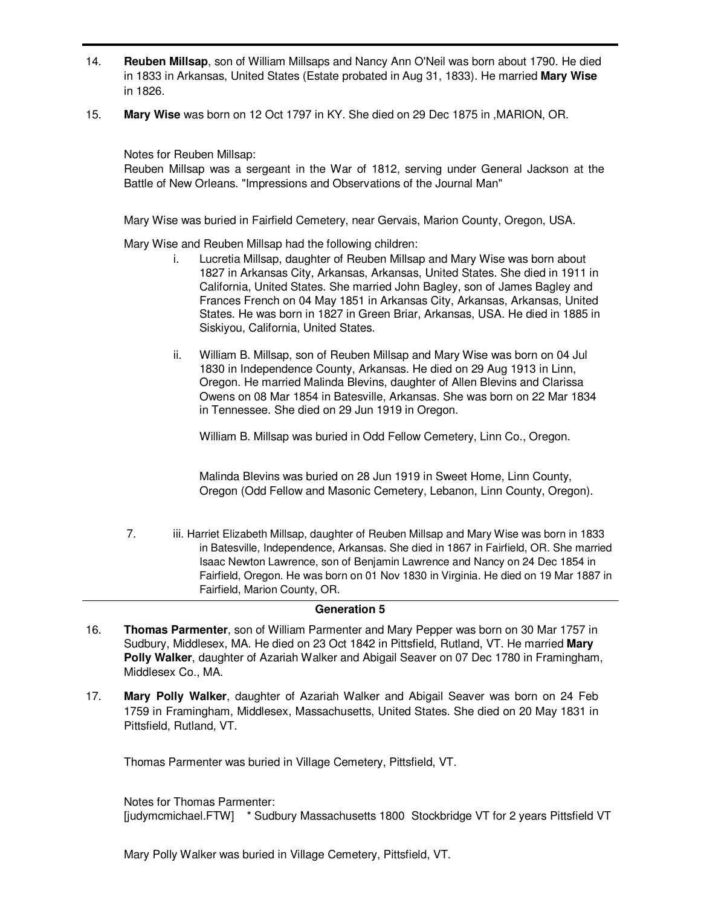14. **Reuben Millsap**, son of William Millsaps and Nancy Ann O'Neil was born about 1790. He died in 1833 in Arkansas, United States (Estate probated in Aug 31, 1833). He married **Mary Wise** in 1826.

15. **Mary Wise** was born on 12 Oct 1797 in KY. She died on 29 Dec 1875 in ,MARION, OR.

Notes for Reuben Millsap:
Reuben Millsap was a sergeant in the War of 1812, serving under General Jackson at the Battle of New Orleans. "Impressions and Observations of the Journal Man"

Mary Wise was buried in Fairfield Cemetery, near Gervais, Marion County, Oregon, USA.

Mary Wise and Reuben Millsap had the following children:

i. Lucretia Millsap, daughter of Reuben Millsap and Mary Wise was born about 1827 in Arkansas City, Arkansas, Arkansas, United States. She died in 1911 in California, United States. She married John Bagley, son of James Bagley and Frances French on 04 May 1851 in Arkansas City, Arkansas, Arkansas, United States. He was born in 1827 in Green Briar, Arkansas, USA. He died in 1885 in Siskiyou, California, United States.

ii. William B. Millsap, son of Reuben Millsap and Mary Wise was born on 04 Jul 1830 in Independence County, Arkansas. He died on 29 Aug 1913 in Linn, Oregon. He married Malinda Blevins, daughter of Allen Blevins and Clarissa Owens on 08 Mar 1854 in Batesville, Arkansas. She was born on 22 Mar 1834 in Tennessee. She died on 29 Jun 1919 in Oregon.

William B. Millsap was buried in Odd Fellow Cemetery, Linn Co., Oregon.

Malinda Blevins was buried on 28 Jun 1919 in Sweet Home, Linn County, Oregon (Odd Fellow and Masonic Cemetery, Lebanon, Linn County, Oregon).

7. iii. Harriet Elizabeth Millsap, daughter of Reuben Millsap and Mary Wise was born in 1833 in Batesville, Independence, Arkansas. She died in 1867 in Fairfield, OR. She married Isaac Newton Lawrence, son of Benjamin Lawrence and Nancy on 24 Dec 1854 in Fairfield, Oregon. He was born on 01 Nov 1830 in Virginia. He died on 19 Mar 1887 in Fairfield, Marion County, OR.

## Generation 5

16. **Thomas Parmenter**, son of William Parmenter and Mary Pepper was born on 30 Mar 1757 in Sudbury, Middlesex, MA. He died on 23 Oct 1842 in Pittsfield, Rutland, VT. He married **Mary Polly Walker**, daughter of Azariah Walker and Abigail Seaver on 07 Dec 1780 in Framingham, Middlesex Co., MA.

17. **Mary Polly Walker**, daughter of Azariah Walker and Abigail Seaver was born on 24 Feb 1759 in Framingham, Middlesex, Massachusetts, United States. She died on 20 May 1831 in Pittsfield, Rutland, VT.

Thomas Parmenter was buried in Village Cemetery, Pittsfield, VT.

Notes for Thomas Parmenter:
[judymcmichael.FTW] * Sudbury Massachusetts 1800 Stockbridge VT for 2 years Pittsfield VT

Mary Polly Walker was buried in Village Cemetery, Pittsfield, VT.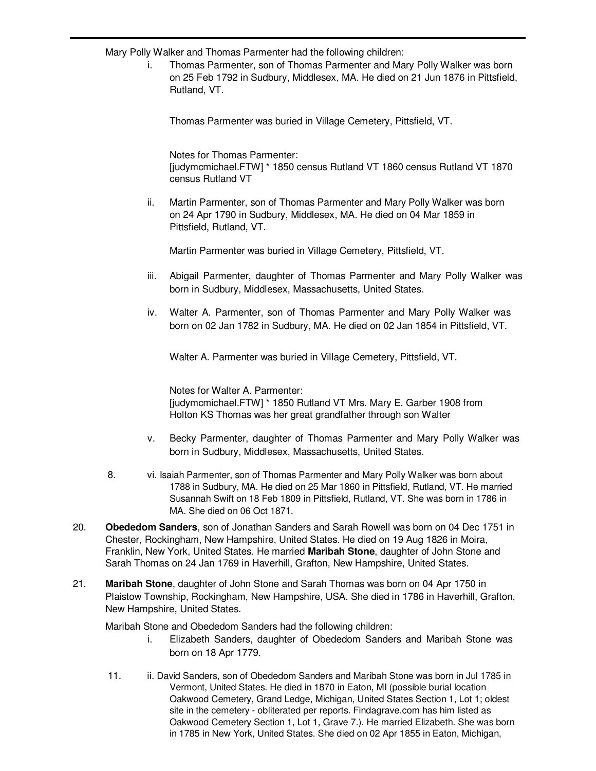Mary Polly Walker and Thomas Parmenter had the following children:

i. Thomas Parmenter, son of Thomas Parmenter and Mary Polly Walker was born on 25 Feb 1792 in Sudbury, Middlesex, MA. He died on 21 Jun 1876 in Pittsfield, Rutland, VT.

Thomas Parmenter was buried in Village Cemetery, Pittsfield, VT.

Notes for Thomas Parmenter:
[judymcmichael.FTW] * 1850 census Rutland VT 1860 census Rutland VT 1870 census Rutland VT

ii. Martin Parmenter, son of Thomas Parmenter and Mary Polly Walker was born on 24 Apr 1790 in Sudbury, Middlesex, MA. He died on 04 Mar 1859 in Pittsfield, Rutland, VT.

Martin Parmenter was buried in Village Cemetery, Pittsfield, VT.

iii. Abigail Parmenter, daughter of Thomas Parmenter and Mary Polly Walker was born in Sudbury, Middlesex, Massachusetts, United States.

iv. Walter A. Parmenter, son of Thomas Parmenter and Mary Polly Walker was born on 02 Jan 1782 in Sudbury, MA. He died on 02 Jan 1854 in Pittsfield, VT.

Walter A. Parmenter was buried in Village Cemetery, Pittsfield, VT.

Notes for Walter A. Parmenter:
[judymcmichael.FTW] * 1850 Rutland VT Mrs. Mary E. Garber 1908 from Holton KS Thomas was her great grandfather through son Walter

v. Becky Parmenter, daughter of Thomas Parmenter and Mary Polly Walker was born in Sudbury, Middlesex, Massachusetts, United States.

8. vi. Isaiah Parmenter, son of Thomas Parmenter and Mary Polly Walker was born about 1788 in Sudbury, MA. He died on 25 Mar 1860 in Pittsfield, Rutland, VT. He married Susannah Swift on 18 Feb 1809 in Pittsfield, Rutland, VT. She was born in 1786 in MA. She died on 06 Oct 1871.

20. **Obededom Sanders**, son of Jonathan Sanders and Sarah Rowell was born on 04 Dec 1751 in Chester, Rockingham, New Hampshire, United States. He died on 19 Aug 1826 in Moira, Franklin, New York, United States. He married **Maribah Stone**, daughter of John Stone and Sarah Thomas on 24 Jan 1769 in Haverhill, Grafton, New Hampshire, United States.

21. **Maribah Stone**, daughter of John Stone and Sarah Thomas was born on 04 Apr 1750 in Plaistow Township, Rockingham, New Hampshire, USA. She died in 1786 in Haverhill, Grafton, New Hampshire, United States.

Maribah Stone and Obededom Sanders had the following children:

i. Elizabeth Sanders, daughter of Obededom Sanders and Maribah Stone was born on 18 Apr 1779.

11. ii. David Sanders, son of Obededom Sanders and Maribah Stone was born in Jul 1785 in Vermont, United States. He died in 1870 in Eaton, MI (possible burial location Oakwood Cemetery, Grand Ledge, Michigan, United States Section 1, Lot 1; oldest site in the cemetery - obliterated per reports. Findagrave.com has him listed as Oakwood Cemetery Section 1, Lot 1, Grave 7.). He married Elizabeth. She was born in 1785 in New York, United States. She died on 02 Apr 1855 in Eaton, Michigan,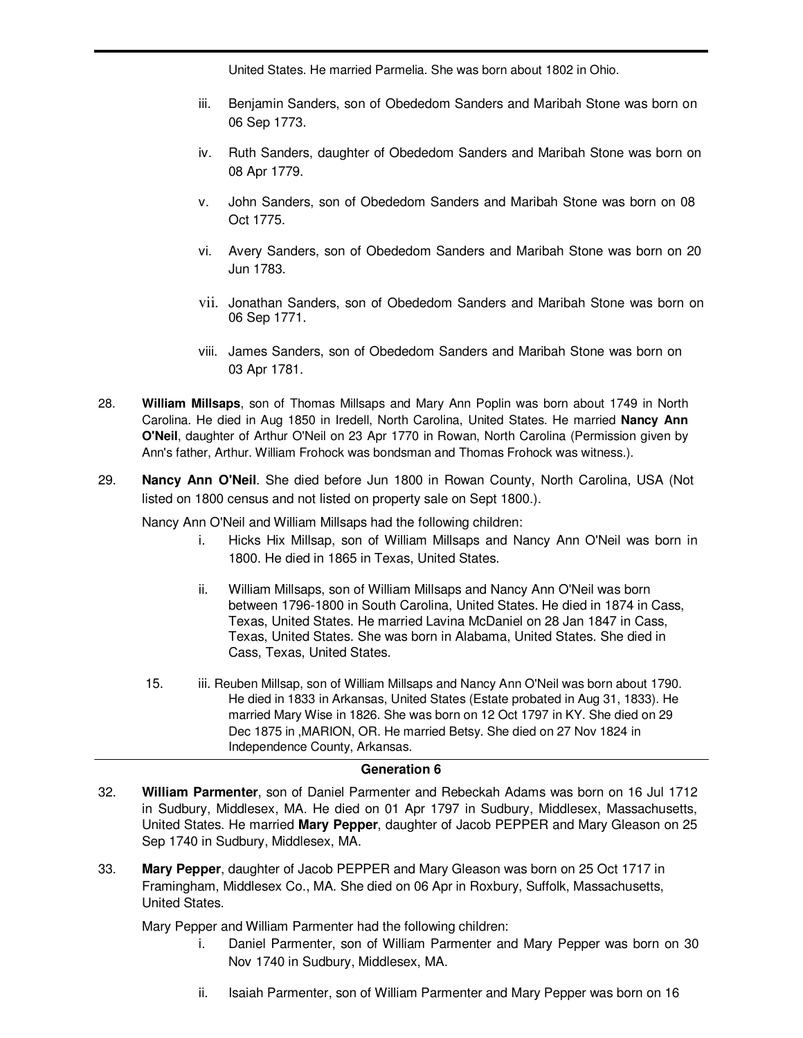United States. He married Parmelia. She was born about 1802 in Ohio.

- iii. Benjamin Sanders, son of Obededom Sanders and Maribah Stone was born on 06 Sep 1773.
- iv. Ruth Sanders, daughter of Obededom Sanders and Maribah Stone was born on 08 Apr 1779.
- v. John Sanders, son of Obededom Sanders and Maribah Stone was born on 08 Oct 1775.
- vi. Avery Sanders, son of Obededom Sanders and Maribah Stone was born on 20 Jun 1783.
- vii. Jonathan Sanders, son of Obededom Sanders and Maribah Stone was born on 06 Sep 1771.
- viii. James Sanders, son of Obededom Sanders and Maribah Stone was born on 03 Apr 1781.

28. **William Millsaps**, son of Thomas Millsaps and Mary Ann Poplin was born about 1749 in North Carolina. He died in Aug 1850 in Iredell, North Carolina, United States. He married **Nancy Ann O'Neil**, daughter of Arthur O'Neil on 23 Apr 1770 in Rowan, North Carolina (Permission given by Ann's father, Arthur. William Frohock was bondsman and Thomas Frohock was witness.).

29. **Nancy Ann O'Neil**. She died before Jun 1800 in Rowan County, North Carolina, USA (Not listed on 1800 census and not listed on property sale on Sept 1800.).

Nancy Ann O'Neil and William Millsaps had the following children:

- i. Hicks Hix Millsap, son of William Millsaps and Nancy Ann O'Neil was born in 1800. He died in 1865 in Texas, United States.
- ii. William Millsaps, son of William Millsaps and Nancy Ann O'Neil was born between 1796-1800 in South Carolina, United States. He died in 1874 in Cass, Texas, United States. He married Lavina McDaniel on 28 Jan 1847 in Cass, Texas, United States. She was born in Alabama, United States. She died in Cass, Texas, United States.
- 15. iii. Reuben Millsap, son of William Millsaps and Nancy Ann O'Neil was born about 1790. He died in 1833 in Arkansas, United States (Estate probated in Aug 31, 1833). He married Mary Wise in 1826. She was born on 12 Oct 1797 in KY. She died on 29 Dec 1875 in ,MARION, OR. He married Betsy. She died on 27 Nov 1824 in Independence County, Arkansas.

## Generation 6

32. **William Parmenter**, son of Daniel Parmenter and Rebeckah Adams was born on 16 Jul 1712 in Sudbury, Middlesex, MA. He died on 01 Apr 1797 in Sudbury, Middlesex, Massachusetts, United States. He married **Mary Pepper**, daughter of Jacob PEPPER and Mary Gleason on 25 Sep 1740 in Sudbury, Middlesex, MA.

33. **Mary Pepper**, daughter of Jacob PEPPER and Mary Gleason was born on 25 Oct 1717 in Framingham, Middlesex Co., MA. She died on 06 Apr in Roxbury, Suffolk, Massachusetts, United States.

Mary Pepper and William Parmenter had the following children:

- i. Daniel Parmenter, son of William Parmenter and Mary Pepper was born on 30 Nov 1740 in Sudbury, Middlesex, MA.
- ii. Isaiah Parmenter, son of William Parmenter and Mary Pepper was born on 16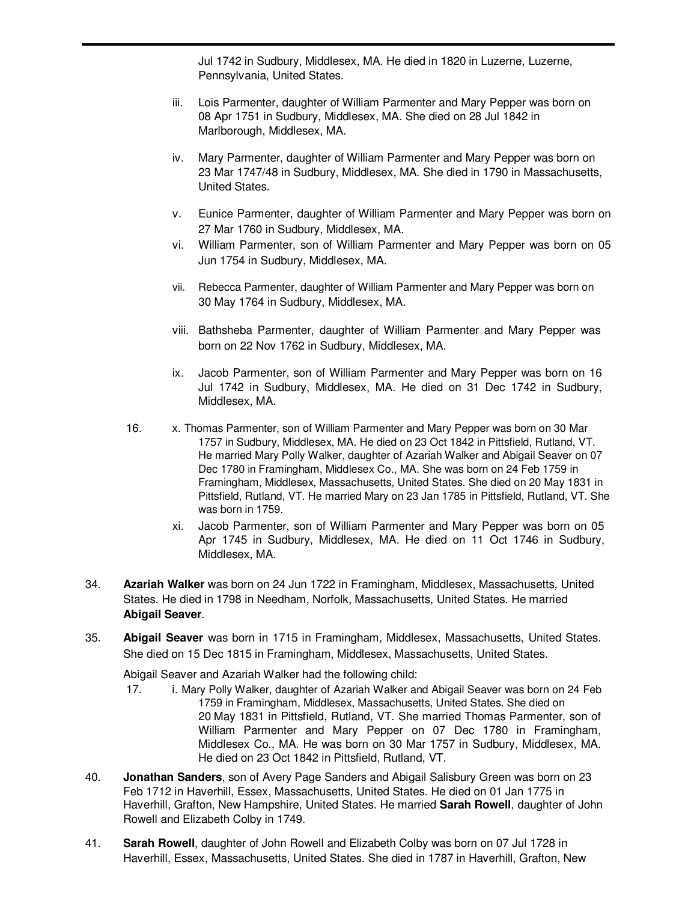Jul 1742 in Sudbury, Middlesex, MA. He died in 1820 in Luzerne, Luzerne, Pennsylvania, United States.

iii. Lois Parmenter, daughter of William Parmenter and Mary Pepper was born on 08 Apr 1751 in Sudbury, Middlesex, MA. She died on 28 Jul 1842 in Marlborough, Middlesex, MA.

iv. Mary Parmenter, daughter of William Parmenter and Mary Pepper was born on 23 Mar 1747/48 in Sudbury, Middlesex, MA. She died in 1790 in Massachusetts, United States.

v. Eunice Parmenter, daughter of William Parmenter and Mary Pepper was born on 27 Mar 1760 in Sudbury, Middlesex, MA.

vi. William Parmenter, son of William Parmenter and Mary Pepper was born on 05 Jun 1754 in Sudbury, Middlesex, MA.

vii. Rebecca Parmenter, daughter of William Parmenter and Mary Pepper was born on 30 May 1764 in Sudbury, Middlesex, MA.

viii. Bathsheba Parmenter, daughter of William Parmenter and Mary Pepper was born on 22 Nov 1762 in Sudbury, Middlesex, MA.

ix. Jacob Parmenter, son of William Parmenter and Mary Pepper was born on 16 Jul 1742 in Sudbury, Middlesex, MA. He died on 31 Dec 1742 in Sudbury, Middlesex, MA.

16. x. Thomas Parmenter, son of William Parmenter and Mary Pepper was born on 30 Mar 1757 in Sudbury, Middlesex, MA. He died on 23 Oct 1842 in Pittsfield, Rutland, VT. He married Mary Polly Walker, daughter of Azariah Walker and Abigail Seaver on 07 Dec 1780 in Framingham, Middlesex Co., MA. She was born on 24 Feb 1759 in Framingham, Middlesex, Massachusetts, United States. She died on 20 May 1831 in Pittsfield, Rutland, VT. He married Mary on 23 Jan 1785 in Pittsfield, Rutland, VT. She was born in 1759.

xi. Jacob Parmenter, son of William Parmenter and Mary Pepper was born on 05 Apr 1745 in Sudbury, Middlesex, MA. He died on 11 Oct 1746 in Sudbury, Middlesex, MA.

34. **Azariah Walker** was born on 24 Jun 1722 in Framingham, Middlesex, Massachusetts, United States. He died in 1798 in Needham, Norfolk, Massachusetts, United States. He married **Abigail Seaver**.

35. **Abigail Seaver** was born in 1715 in Framingham, Middlesex, Massachusetts, United States. She died on 15 Dec 1815 in Framingham, Middlesex, Massachusetts, United States.

Abigail Seaver and Azariah Walker had the following child:

17. i. Mary Polly Walker, daughter of Azariah Walker and Abigail Seaver was born on 24 Feb 1759 in Framingham, Middlesex, Massachusetts, United States. She died on 20 May 1831 in Pittsfield, Rutland, VT. She married Thomas Parmenter, son of William Parmenter and Mary Pepper on 07 Dec 1780 in Framingham, Middlesex Co., MA. He was born on 30 Mar 1757 in Sudbury, Middlesex, MA. He died on 23 Oct 1842 in Pittsfield, Rutland, VT.

40. **Jonathan Sanders**, son of Avery Page Sanders and Abigail Salisbury Green was born on 23 Feb 1712 in Haverhill, Essex, Massachusetts, United States. He died on 01 Jan 1775 in Haverhill, Grafton, New Hampshire, United States. He married **Sarah Rowell**, daughter of John Rowell and Elizabeth Colby in 1749.

41. **Sarah Rowell**, daughter of John Rowell and Elizabeth Colby was born on 07 Jul 1728 in Haverhill, Essex, Massachusetts, United States. She died in 1787 in Haverhill, Grafton, New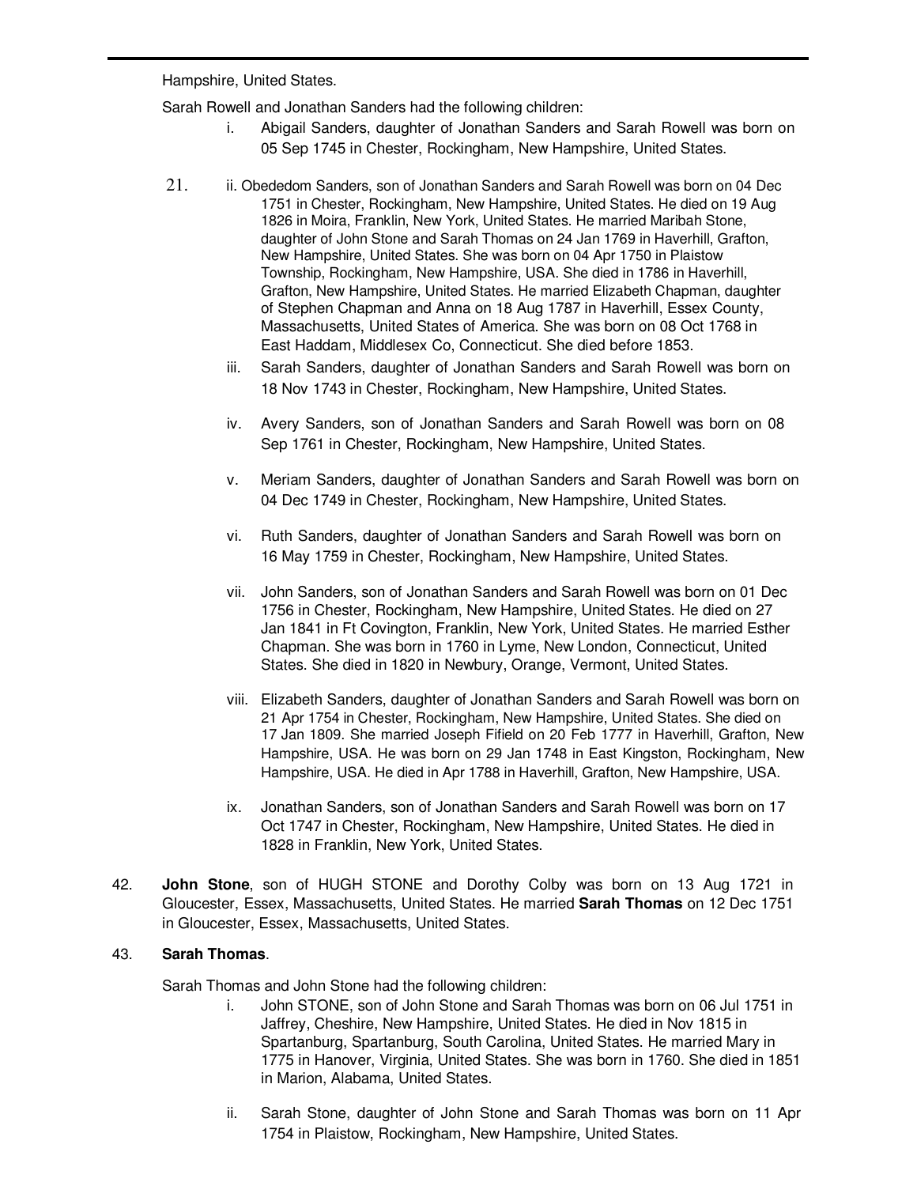Hampshire, United States.

Sarah Rowell and Jonathan Sanders had the following children:

i. Abigail Sanders, daughter of Jonathan Sanders and Sarah Rowell was born on 05 Sep 1745 in Chester, Rockingham, New Hampshire, United States.

21. ii. Obededom Sanders, son of Jonathan Sanders and Sarah Rowell was born on 04 Dec 1751 in Chester, Rockingham, New Hampshire, United States. He died on 19 Aug 1826 in Moira, Franklin, New York, United States. He married Maribah Stone, daughter of John Stone and Sarah Thomas on 24 Jan 1769 in Haverhill, Grafton, New Hampshire, United States. She was born on 04 Apr 1750 in Plaistow Township, Rockingham, New Hampshire, USA. She died in 1786 in Haverhill, Grafton, New Hampshire, United States. He married Elizabeth Chapman, daughter of Stephen Chapman and Anna on 18 Aug 1787 in Haverhill, Essex County, Massachusetts, United States of America. She was born on 08 Oct 1768 in East Haddam, Middlesex Co, Connecticut. She died before 1853.

iii. Sarah Sanders, daughter of Jonathan Sanders and Sarah Rowell was born on 18 Nov 1743 in Chester, Rockingham, New Hampshire, United States.

iv. Avery Sanders, son of Jonathan Sanders and Sarah Rowell was born on 08 Sep 1761 in Chester, Rockingham, New Hampshire, United States.

v. Meriam Sanders, daughter of Jonathan Sanders and Sarah Rowell was born on 04 Dec 1749 in Chester, Rockingham, New Hampshire, United States.

vi. Ruth Sanders, daughter of Jonathan Sanders and Sarah Rowell was born on 16 May 1759 in Chester, Rockingham, New Hampshire, United States.

vii. John Sanders, son of Jonathan Sanders and Sarah Rowell was born on 01 Dec 1756 in Chester, Rockingham, New Hampshire, United States. He died on 27 Jan 1841 in Ft Covington, Franklin, New York, United States. He married Esther Chapman. She was born in 1760 in Lyme, New London, Connecticut, United States. She died in 1820 in Newbury, Orange, Vermont, United States.

viii. Elizabeth Sanders, daughter of Jonathan Sanders and Sarah Rowell was born on 21 Apr 1754 in Chester, Rockingham, New Hampshire, United States. She died on 17 Jan 1809. She married Joseph Fifield on 20 Feb 1777 in Haverhill, Grafton, New Hampshire, USA. He was born on 29 Jan 1748 in East Kingston, Rockingham, New Hampshire, USA. He died in Apr 1788 in Haverhill, Grafton, New Hampshire, USA.

ix. Jonathan Sanders, son of Jonathan Sanders and Sarah Rowell was born on 17 Oct 1747 in Chester, Rockingham, New Hampshire, United States. He died in 1828 in Franklin, New York, United States.

42. **John Stone**, son of HUGH STONE and Dorothy Colby was born on 13 Aug 1721 in Gloucester, Essex, Massachusetts, United States. He married **Sarah Thomas** on 12 Dec 1751 in Gloucester, Essex, Massachusetts, United States.

43. **Sarah Thomas**.

Sarah Thomas and John Stone had the following children:

i. John STONE, son of John Stone and Sarah Thomas was born on 06 Jul 1751 in Jaffrey, Cheshire, New Hampshire, United States. He died in Nov 1815 in Spartanburg, Spartanburg, South Carolina, United States. He married Mary in 1775 in Hanover, Virginia, United States. She was born in 1760. She died in 1851 in Marion, Alabama, United States.

ii. Sarah Stone, daughter of John Stone and Sarah Thomas was born on 11 Apr 1754 in Plaistow, Rockingham, New Hampshire, United States.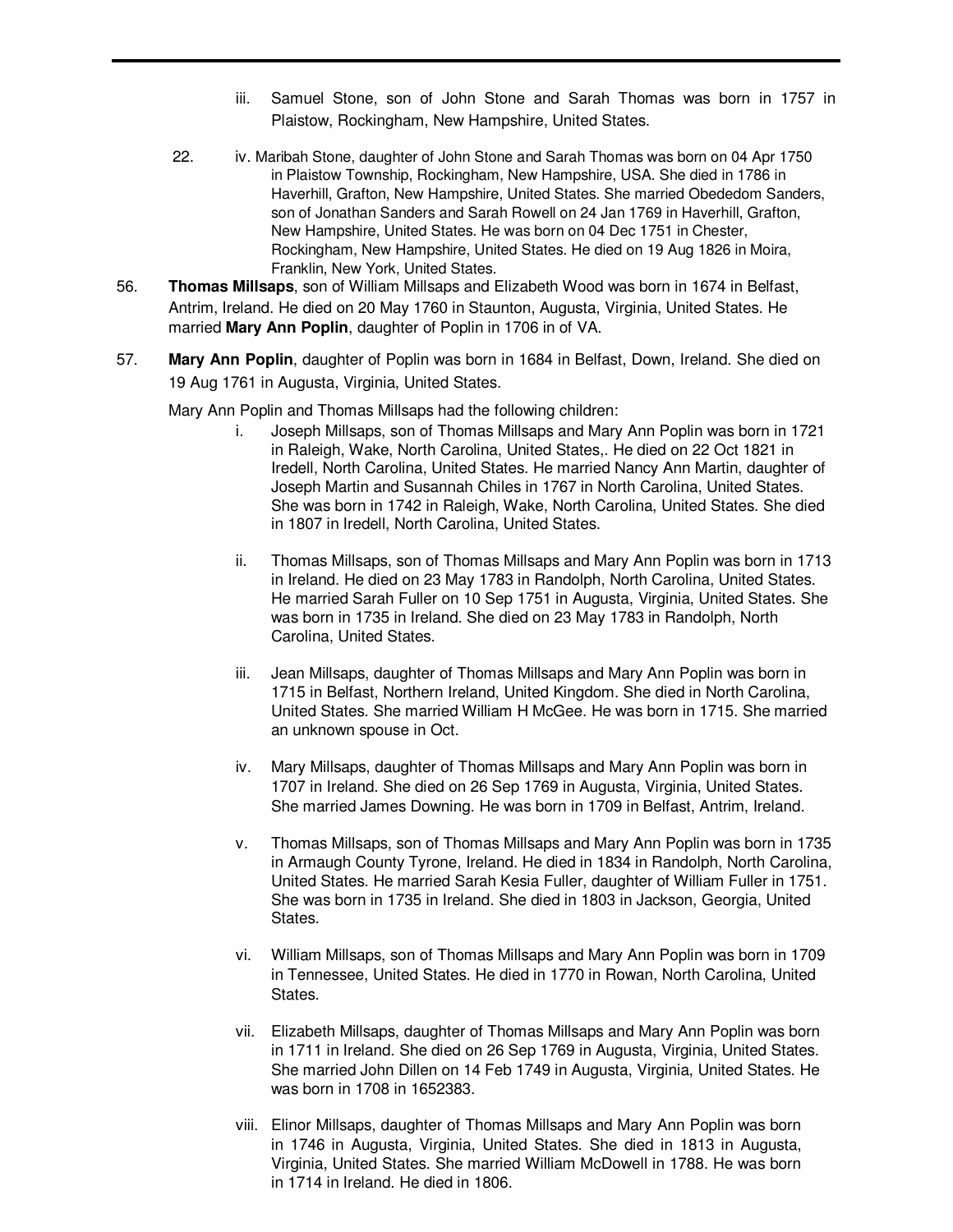iii. Samuel Stone, son of John Stone and Sarah Thomas was born in 1757 in Plaistow, Rockingham, New Hampshire, United States.

22. iv. Maribah Stone, daughter of John Stone and Sarah Thomas was born on 04 Apr 1750 in Plaistow Township, Rockingham, New Hampshire, USA. She died in 1786 in Haverhill, Grafton, New Hampshire, United States. She married Obededom Sanders, son of Jonathan Sanders and Sarah Rowell on 24 Jan 1769 in Haverhill, Grafton, New Hampshire, United States. He was born on 04 Dec 1751 in Chester, Rockingham, New Hampshire, United States. He died on 19 Aug 1826 in Moira, Franklin, New York, United States.

56. **Thomas Millsaps**, son of William Millsaps and Elizabeth Wood was born in 1674 in Belfast, Antrim, Ireland. He died on 20 May 1760 in Staunton, Augusta, Virginia, United States. He married **Mary Ann Poplin**, daughter of Poplin in 1706 in of VA.

57. **Mary Ann Poplin**, daughter of Poplin was born in 1684 in Belfast, Down, Ireland. She died on 19 Aug 1761 in Augusta, Virginia, United States.

Mary Ann Poplin and Thomas Millsaps had the following children:

i. Joseph Millsaps, son of Thomas Millsaps and Mary Ann Poplin was born in 1721 in Raleigh, Wake, North Carolina, United States,. He died on 22 Oct 1821 in Iredell, North Carolina, United States. He married Nancy Ann Martin, daughter of Joseph Martin and Susannah Chiles in 1767 in North Carolina, United States. She was born in 1742 in Raleigh, Wake, North Carolina, United States. She died in 1807 in Iredell, North Carolina, United States.

ii. Thomas Millsaps, son of Thomas Millsaps and Mary Ann Poplin was born in 1713 in Ireland. He died on 23 May 1783 in Randolph, North Carolina, United States. He married Sarah Fuller on 10 Sep 1751 in Augusta, Virginia, United States. She was born in 1735 in Ireland. She died on 23 May 1783 in Randolph, North Carolina, United States.

iii. Jean Millsaps, daughter of Thomas Millsaps and Mary Ann Poplin was born in 1715 in Belfast, Northern Ireland, United Kingdom. She died in North Carolina, United States. She married William H McGee. He was born in 1715. She married an unknown spouse in Oct.

iv. Mary Millsaps, daughter of Thomas Millsaps and Mary Ann Poplin was born in 1707 in Ireland. She died on 26 Sep 1769 in Augusta, Virginia, United States. She married James Downing. He was born in 1709 in Belfast, Antrim, Ireland.

v. Thomas Millsaps, son of Thomas Millsaps and Mary Ann Poplin was born in 1735 in Armaugh County Tyrone, Ireland. He died in 1834 in Randolph, North Carolina, United States. He married Sarah Kesia Fuller, daughter of William Fuller in 1751. She was born in 1735 in Ireland. She died in 1803 in Jackson, Georgia, United States.

vi. William Millsaps, son of Thomas Millsaps and Mary Ann Poplin was born in 1709 in Tennessee, United States. He died in 1770 in Rowan, North Carolina, United States.

vii. Elizabeth Millsaps, daughter of Thomas Millsaps and Mary Ann Poplin was born in 1711 in Ireland. She died on 26 Sep 1769 in Augusta, Virginia, United States. She married John Dillen on 14 Feb 1749 in Augusta, Virginia, United States. He was born in 1708 in 1652383.

viii. Elinor Millsaps, daughter of Thomas Millsaps and Mary Ann Poplin was born in 1746 in Augusta, Virginia, United States. She died in 1813 in Augusta, Virginia, United States. She married William McDowell in 1788. He was born in 1714 in Ireland. He died in 1806.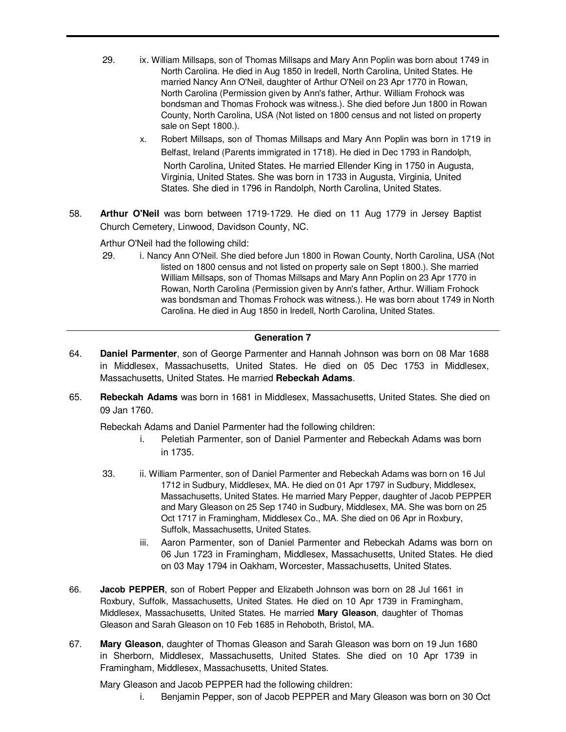29. ix. William Millsaps, son of Thomas Millsaps and Mary Ann Poplin was born about 1749 in North Carolina. He died in Aug 1850 in Iredell, North Carolina, United States. He married Nancy Ann O'Neil, daughter of Arthur O'Neil on 23 Apr 1770 in Rowan, North Carolina (Permission given by Ann's father, Arthur. William Frohock was bondsman and Thomas Frohock was witness.). She died before Jun 1800 in Rowan County, North Carolina, USA (Not listed on 1800 census and not listed on property sale on Sept 1800.).

x. Robert Millsaps, son of Thomas Millsaps and Mary Ann Poplin was born in 1719 in Belfast, Ireland (Parents immigrated in 1718). He died in Dec 1793 in Randolph, North Carolina, United States. He married Ellender King in 1750 in Augusta, Virginia, United States. She was born in 1733 in Augusta, Virginia, United States. She died in 1796 in Randolph, North Carolina, United States.

58. **Arthur O'Neil** was born between 1719-1729. He died on 11 Aug 1779 in Jersey Baptist Church Cemetery, Linwood, Davidson County, NC.

Arthur O'Neil had the following child:

29. i. Nancy Ann O'Neil. She died before Jun 1800 in Rowan County, North Carolina, USA (Not listed on 1800 census and not listed on property sale on Sept 1800.). She married William Millsaps, son of Thomas Millsaps and Mary Ann Poplin on 23 Apr 1770 in Rowan, North Carolina (Permission given by Ann's father, Arthur. William Frohock was bondsman and Thomas Frohock was witness.). He was born about 1749 in North Carolina. He died in Aug 1850 in Iredell, North Carolina, United States.

---

## Generation 7

64. **Daniel Parmenter**, son of George Parmenter and Hannah Johnson was born on 08 Mar 1688 in Middlesex, Massachusetts, United States. He died on 05 Dec 1753 in Middlesex, Massachusetts, United States. He married **Rebeckah Adams**.

65. **Rebeckah Adams** was born in 1681 in Middlesex, Massachusetts, United States. She died on 09 Jan 1760.

Rebeckah Adams and Daniel Parmenter had the following children:

i. Peletiah Parmenter, son of Daniel Parmenter and Rebeckah Adams was born in 1735.

33. ii. William Parmenter, son of Daniel Parmenter and Rebeckah Adams was born on 16 Jul 1712 in Sudbury, Middlesex, MA. He died on 01 Apr 1797 in Sudbury, Middlesex, Massachusetts, United States. He married Mary Pepper, daughter of Jacob PEPPER and Mary Gleason on 25 Sep 1740 in Sudbury, Middlesex, MA. She was born on 25 Oct 1717 in Framingham, Middlesex Co., MA. She died on 06 Apr in Roxbury, Suffolk, Massachusetts, United States.

iii. Aaron Parmenter, son of Daniel Parmenter and Rebeckah Adams was born on 06 Jun 1723 in Framingham, Middlesex, Massachusetts, United States. He died on 03 May 1794 in Oakham, Worcester, Massachusetts, United States.

66. **Jacob PEPPER**, son of Robert Pepper and Elizabeth Johnson was born on 28 Jul 1661 in Roxbury, Suffolk, Massachusetts, United States. He died on 10 Apr 1739 in Framingham, Middlesex, Massachusetts, United States. He married **Mary Gleason**, daughter of Thomas Gleason and Sarah Gleason on 10 Feb 1685 in Rehoboth, Bristol, MA.

67. **Mary Gleason**, daughter of Thomas Gleason and Sarah Gleason was born on 19 Jun 1680 in Sherborn, Middlesex, Massachusetts, United States. She died on 10 Apr 1739 in Framingham, Middlesex, Massachusetts, United States.

Mary Gleason and Jacob PEPPER had the following children:

i. Benjamin Pepper, son of Jacob PEPPER and Mary Gleason was born on 30 Oct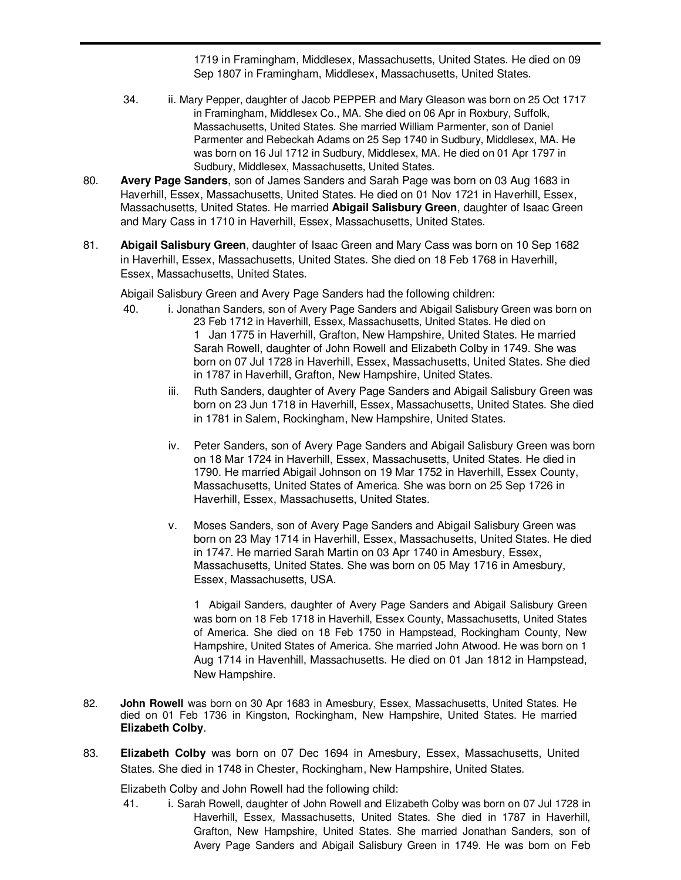1719 in Framingham, Middlesex, Massachusetts, United States. He died on 09 Sep 1807 in Framingham, Middlesex, Massachusetts, United States.

34. ii. Mary Pepper, daughter of Jacob PEPPER and Mary Gleason was born on 25 Oct 1717 in Framingham, Middlesex Co., MA. She died on 06 Apr in Roxbury, Suffolk, Massachusetts, United States. She married William Parmenter, son of Daniel Parmenter and Rebeckah Adams on 25 Sep 1740 in Sudbury, Middlesex, MA. He was born on 16 Jul 1712 in Sudbury, Middlesex, MA. He died on 01 Apr 1797 in Sudbury, Middlesex, Massachusetts, United States.

80. **Avery Page Sanders**, son of James Sanders and Sarah Page was born on 03 Aug 1683 in Haverhill, Essex, Massachusetts, United States. He died on 01 Nov 1721 in Haverhill, Essex, Massachusetts, United States. He married **Abigail Salisbury Green**, daughter of Isaac Green and Mary Cass in 1710 in Haverhill, Essex, Massachusetts, United States.

81. **Abigail Salisbury Green**, daughter of Isaac Green and Mary Cass was born on 10 Sep 1682 in Haverhill, Essex, Massachusetts, United States. She died on 18 Feb 1768 in Haverhill, Essex, Massachusetts, United States.

Abigail Salisbury Green and Avery Page Sanders had the following children:

40. i. Jonathan Sanders, son of Avery Page Sanders and Abigail Salisbury Green was born on 23 Feb 1712 in Haverhill, Essex, Massachusetts, United States. He died on 1 Jan 1775 in Haverhill, Grafton, New Hampshire, United States. He married Sarah Rowell, daughter of John Rowell and Elizabeth Colby in 1749. She was born on 07 Jul 1728 in Haverhill, Essex, Massachusetts, United States. She died in 1787 in Haverhill, Grafton, New Hampshire, United States.

iii. Ruth Sanders, daughter of Avery Page Sanders and Abigail Salisbury Green was born on 23 Jun 1718 in Haverhill, Essex, Massachusetts, United States. She died in 1781 in Salem, Rockingham, New Hampshire, United States.

iv. Peter Sanders, son of Avery Page Sanders and Abigail Salisbury Green was born on 18 Mar 1724 in Haverhill, Essex, Massachusetts, United States. He died in 1790. He married Abigail Johnson on 19 Mar 1752 in Haverhill, Essex County, Massachusetts, United States of America. She was born on 25 Sep 1726 in Haverhill, Essex, Massachusetts, United States.

v. Moses Sanders, son of Avery Page Sanders and Abigail Salisbury Green was born on 23 May 1714 in Haverhill, Essex, Massachusetts, United States. He died in 1747. He married Sarah Martin on 03 Apr 1740 in Amesbury, Essex, Massachusetts, United States. She was born on 05 May 1716 in Amesbury, Essex, Massachusetts, USA.

1 Abigail Sanders, daughter of Avery Page Sanders and Abigail Salisbury Green was born on 18 Feb 1718 in Haverhill, Essex County, Massachusetts, United States of America. She died on 18 Feb 1750 in Hampstead, Rockingham County, New Hampshire, United States of America. She married John Atwood. He was born on 1 Aug 1714 in Havenhill, Massachusetts. He died on 01 Jan 1812 in Hampstead, New Hampshire.

82. **John Rowell** was born on 30 Apr 1683 in Amesbury, Essex, Massachusetts, United States. He died on 01 Feb 1736 in Kingston, Rockingham, New Hampshire, United States. He married **Elizabeth Colby**.

83. **Elizabeth Colby** was born on 07 Dec 1694 in Amesbury, Essex, Massachusetts, United States. She died in 1748 in Chester, Rockingham, New Hampshire, United States.

Elizabeth Colby and John Rowell had the following child:

41. i. Sarah Rowell, daughter of John Rowell and Elizabeth Colby was born on 07 Jul 1728 in Haverhill, Essex, Massachusetts, United States. She died in 1787 in Haverhill, Grafton, New Hampshire, United States. She married Jonathan Sanders, son of Avery Page Sanders and Abigail Salisbury Green in 1749. He was born on Feb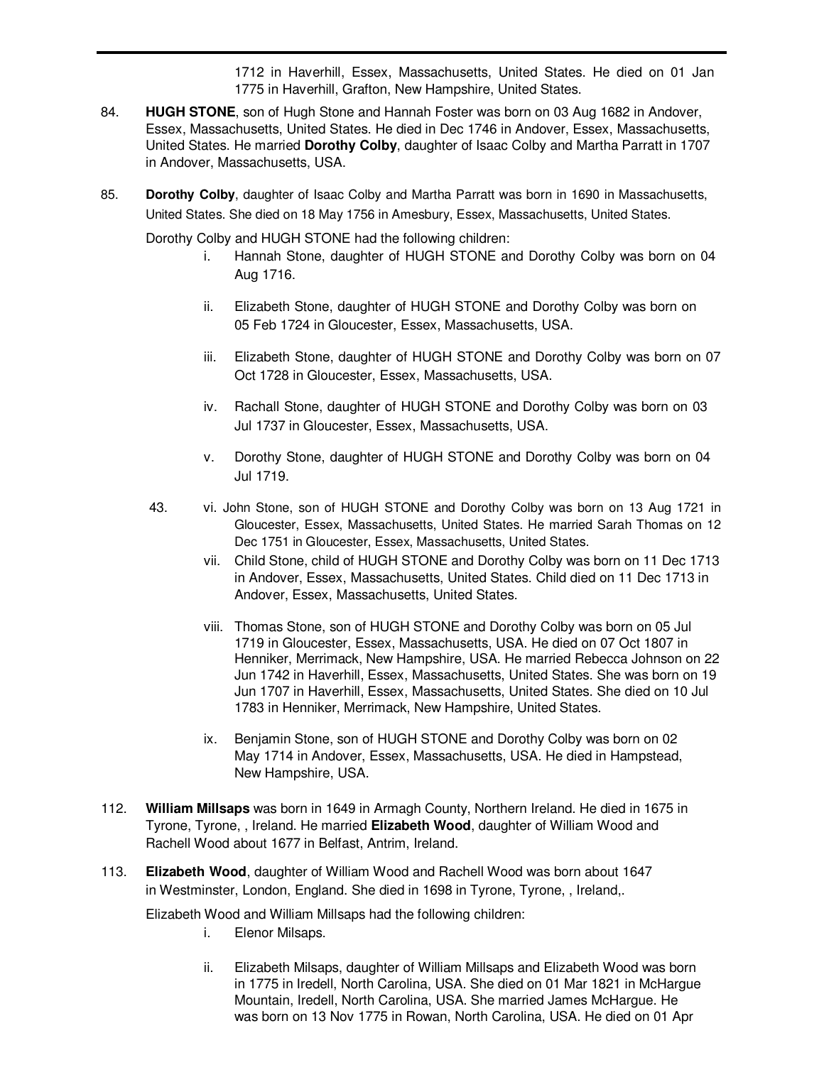1712 in Haverhill, Essex, Massachusetts, United States. He died on 01 Jan 1775 in Haverhill, Grafton, New Hampshire, United States.

84. **HUGH STONE**, son of Hugh Stone and Hannah Foster was born on 03 Aug 1682 in Andover, Essex, Massachusetts, United States. He died in Dec 1746 in Andover, Essex, Massachusetts, United States. He married **Dorothy Colby**, daughter of Isaac Colby and Martha Parratt in 1707 in Andover, Massachusetts, USA.

85. **Dorothy Colby**, daughter of Isaac Colby and Martha Parratt was born in 1690 in Massachusetts, United States. She died on 18 May 1756 in Amesbury, Essex, Massachusetts, United States.

Dorothy Colby and HUGH STONE had the following children:

- i. Hannah Stone, daughter of HUGH STONE and Dorothy Colby was born on 04 Aug 1716.
- ii. Elizabeth Stone, daughter of HUGH STONE and Dorothy Colby was born on 05 Feb 1724 in Gloucester, Essex, Massachusetts, USA.
- iii. Elizabeth Stone, daughter of HUGH STONE and Dorothy Colby was born on 07 Oct 1728 in Gloucester, Essex, Massachusetts, USA.
- iv. Rachall Stone, daughter of HUGH STONE and Dorothy Colby was born on 03 Jul 1737 in Gloucester, Essex, Massachusetts, USA.
- v. Dorothy Stone, daughter of HUGH STONE and Dorothy Colby was born on 04 Jul 1719.

43. vi. John Stone, son of HUGH STONE and Dorothy Colby was born on 13 Aug 1721 in Gloucester, Essex, Massachusetts, United States. He married Sarah Thomas on 12 Dec 1751 in Gloucester, Essex, Massachusetts, United States.

- vii. Child Stone, child of HUGH STONE and Dorothy Colby was born on 11 Dec 1713 in Andover, Essex, Massachusetts, United States. Child died on 11 Dec 1713 in Andover, Essex, Massachusetts, United States.
- viii. Thomas Stone, son of HUGH STONE and Dorothy Colby was born on 05 Jul 1719 in Gloucester, Essex, Massachusetts, USA. He died on 07 Oct 1807 in Henniker, Merrimack, New Hampshire, USA. He married Rebecca Johnson on 22 Jun 1742 in Haverhill, Essex, Massachusetts, United States. She was born on 19 Jun 1707 in Haverhill, Essex, Massachusetts, United States. She died on 10 Jul 1783 in Henniker, Merrimack, New Hampshire, United States.
- ix. Benjamin Stone, son of HUGH STONE and Dorothy Colby was born on 02 May 1714 in Andover, Essex, Massachusetts, USA. He died in Hampstead, New Hampshire, USA.

112. **William Millsaps** was born in 1649 in Armagh County, Northern Ireland. He died in 1675 in Tyrone, Tyrone, , Ireland. He married **Elizabeth Wood**, daughter of William Wood and Rachell Wood about 1677 in Belfast, Antrim, Ireland.

113. **Elizabeth Wood**, daughter of William Wood and Rachell Wood was born about 1647 in Westminster, London, England. She died in 1698 in Tyrone, Tyrone, , Ireland,.

Elizabeth Wood and William Millsaps had the following children:

- i. Elenor Milsaps.
- ii. Elizabeth Milsaps, daughter of William Millsaps and Elizabeth Wood was born in 1775 in Iredell, North Carolina, USA. She died on 01 Mar 1821 in McHargue Mountain, Iredell, North Carolina, USA. She married James McHargue. He was born on 13 Nov 1775 in Rowan, North Carolina, USA. He died on 01 Apr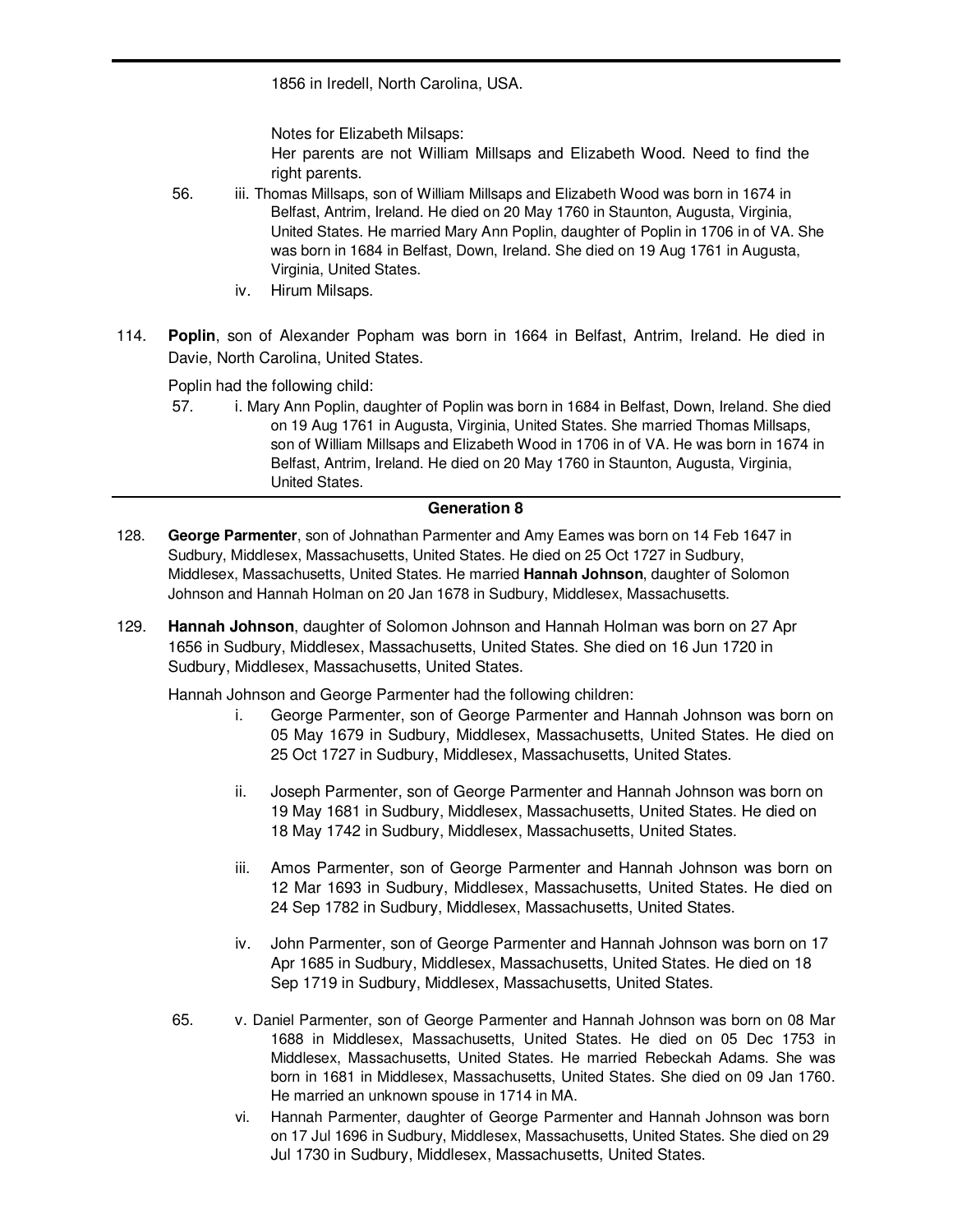1856 in Iredell, North Carolina, USA.

Notes for Elizabeth Milsaps:
Her parents are not William Millsaps and Elizabeth Wood. Need to find the right parents.

56. iii. Thomas Millsaps, son of William Millsaps and Elizabeth Wood was born in 1674 in Belfast, Antrim, Ireland. He died on 20 May 1760 in Staunton, Augusta, Virginia, United States. He married Mary Ann Poplin, daughter of Poplin in 1706 in of VA. She was born in 1684 in Belfast, Down, Ireland. She died on 19 Aug 1761 in Augusta, Virginia, United States.

iv. Hirum Milsaps.

114. **Poplin**, son of Alexander Popham was born in 1664 in Belfast, Antrim, Ireland. He died in Davie, North Carolina, United States.

Poplin had the following child:

57. i. Mary Ann Poplin, daughter of Poplin was born in 1684 in Belfast, Down, Ireland. She died on 19 Aug 1761 in Augusta, Virginia, United States. She married Thomas Millsaps, son of William Millsaps and Elizabeth Wood in 1706 in of VA. He was born in 1674 in Belfast, Antrim, Ireland. He died on 20 May 1760 in Staunton, Augusta, Virginia, United States.

## Generation 8

128. **George Parmenter**, son of Johnathan Parmenter and Amy Eames was born on 14 Feb 1647 in Sudbury, Middlesex, Massachusetts, United States. He died on 25 Oct 1727 in Sudbury, Middlesex, Massachusetts, United States. He married **Hannah Johnson**, daughter of Solomon Johnson and Hannah Holman on 20 Jan 1678 in Sudbury, Middlesex, Massachusetts.

129. **Hannah Johnson**, daughter of Solomon Johnson and Hannah Holman was born on 27 Apr 1656 in Sudbury, Middlesex, Massachusetts, United States. She died on 16 Jun 1720 in Sudbury, Middlesex, Massachusetts, United States.

Hannah Johnson and George Parmenter had the following children:

i. George Parmenter, son of George Parmenter and Hannah Johnson was born on 05 May 1679 in Sudbury, Middlesex, Massachusetts, United States. He died on 25 Oct 1727 in Sudbury, Middlesex, Massachusetts, United States.

ii. Joseph Parmenter, son of George Parmenter and Hannah Johnson was born on 19 May 1681 in Sudbury, Middlesex, Massachusetts, United States. He died on 18 May 1742 in Sudbury, Middlesex, Massachusetts, United States.

iii. Amos Parmenter, son of George Parmenter and Hannah Johnson was born on 12 Mar 1693 in Sudbury, Middlesex, Massachusetts, United States. He died on 24 Sep 1782 in Sudbury, Middlesex, Massachusetts, United States.

iv. John Parmenter, son of George Parmenter and Hannah Johnson was born on 17 Apr 1685 in Sudbury, Middlesex, Massachusetts, United States. He died on 18 Sep 1719 in Sudbury, Middlesex, Massachusetts, United States.

65. v. Daniel Parmenter, son of George Parmenter and Hannah Johnson was born on 08 Mar 1688 in Middlesex, Massachusetts, United States. He died on 05 Dec 1753 in Middlesex, Massachusetts, United States. He married Rebeckah Adams. She was born in 1681 in Middlesex, Massachusetts, United States. She died on 09 Jan 1760. He married an unknown spouse in 1714 in MA.

vi. Hannah Parmenter, daughter of George Parmenter and Hannah Johnson was born on 17 Jul 1696 in Sudbury, Middlesex, Massachusetts, United States. She died on 29 Jul 1730 in Sudbury, Middlesex, Massachusetts, United States.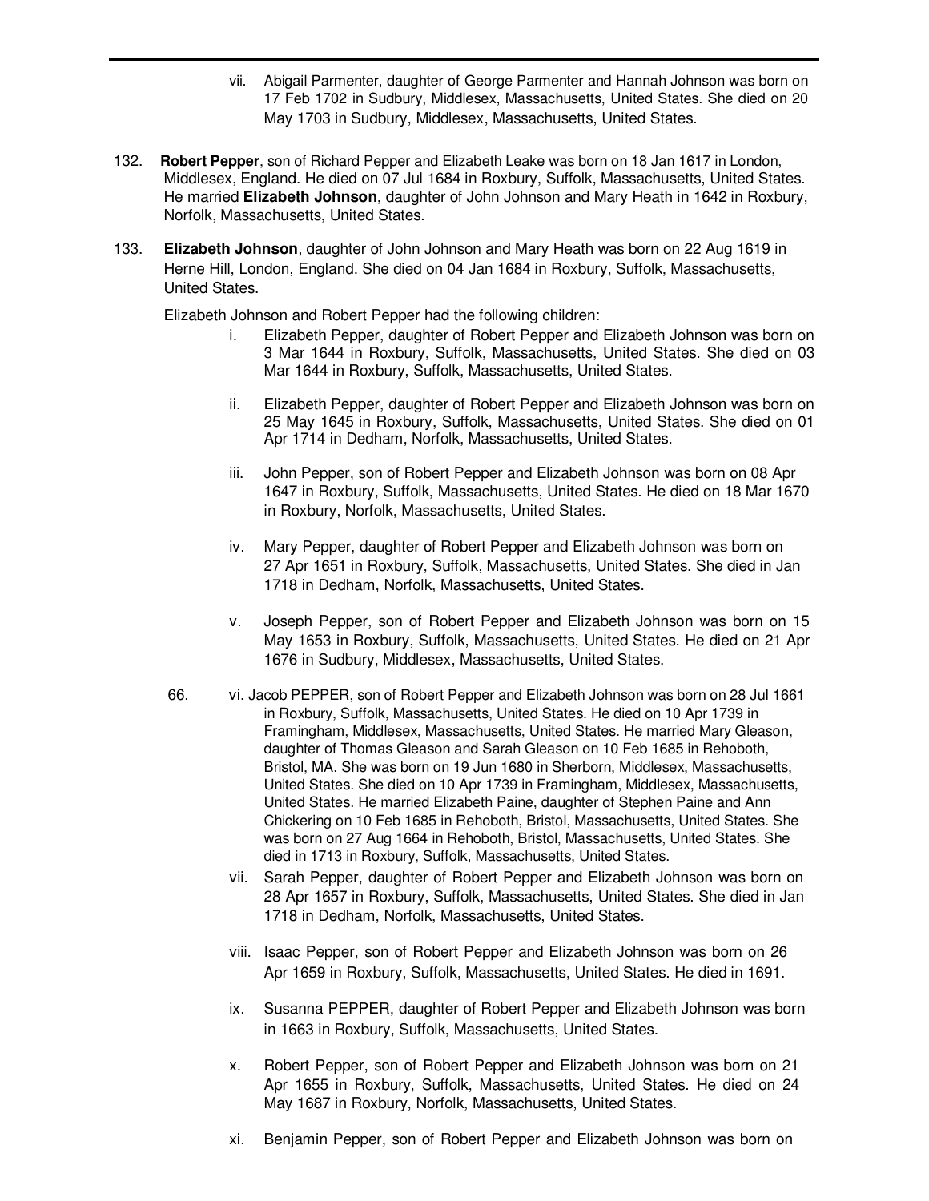vii. Abigail Parmenter, daughter of George Parmenter and Hannah Johnson was born on 17 Feb 1702 in Sudbury, Middlesex, Massachusetts, United States. She died on 20 May 1703 in Sudbury, Middlesex, Massachusetts, United States.

132. **Robert Pepper**, son of Richard Pepper and Elizabeth Leake was born on 18 Jan 1617 in London, Middlesex, England. He died on 07 Jul 1684 in Roxbury, Suffolk, Massachusetts, United States. He married **Elizabeth Johnson**, daughter of John Johnson and Mary Heath in 1642 in Roxbury, Norfolk, Massachusetts, United States.

133. **Elizabeth Johnson**, daughter of John Johnson and Mary Heath was born on 22 Aug 1619 in Herne Hill, London, England. She died on 04 Jan 1684 in Roxbury, Suffolk, Massachusetts, United States.

Elizabeth Johnson and Robert Pepper had the following children:

i. Elizabeth Pepper, daughter of Robert Pepper and Elizabeth Johnson was born on 3 Mar 1644 in Roxbury, Suffolk, Massachusetts, United States. She died on 03 Mar 1644 in Roxbury, Suffolk, Massachusetts, United States.

ii. Elizabeth Pepper, daughter of Robert Pepper and Elizabeth Johnson was born on 25 May 1645 in Roxbury, Suffolk, Massachusetts, United States. She died on 01 Apr 1714 in Dedham, Norfolk, Massachusetts, United States.

iii. John Pepper, son of Robert Pepper and Elizabeth Johnson was born on 08 Apr 1647 in Roxbury, Suffolk, Massachusetts, United States. He died on 18 Mar 1670 in Roxbury, Norfolk, Massachusetts, United States.

iv. Mary Pepper, daughter of Robert Pepper and Elizabeth Johnson was born on 27 Apr 1651 in Roxbury, Suffolk, Massachusetts, United States. She died in Jan 1718 in Dedham, Norfolk, Massachusetts, United States.

v. Joseph Pepper, son of Robert Pepper and Elizabeth Johnson was born on 15 May 1653 in Roxbury, Suffolk, Massachusetts, United States. He died on 21 Apr 1676 in Sudbury, Middlesex, Massachusetts, United States.

66. vi. Jacob PEPPER, son of Robert Pepper and Elizabeth Johnson was born on 28 Jul 1661 in Roxbury, Suffolk, Massachusetts, United States. He died on 10 Apr 1739 in Framingham, Middlesex, Massachusetts, United States. He married Mary Gleason, daughter of Thomas Gleason and Sarah Gleason on 10 Feb 1685 in Rehoboth, Bristol, MA. She was born on 19 Jun 1680 in Sherborn, Middlesex, Massachusetts, United States. She died on 10 Apr 1739 in Framingham, Middlesex, Massachusetts, United States. He married Elizabeth Paine, daughter of Stephen Paine and Ann Chickering on 10 Feb 1685 in Rehoboth, Bristol, Massachusetts, United States. She was born on 27 Aug 1664 in Rehoboth, Bristol, Massachusetts, United States. She died in 1713 in Roxbury, Suffolk, Massachusetts, United States.

vii. Sarah Pepper, daughter of Robert Pepper and Elizabeth Johnson was born on 28 Apr 1657 in Roxbury, Suffolk, Massachusetts, United States. She died in Jan 1718 in Dedham, Norfolk, Massachusetts, United States.

viii. Isaac Pepper, son of Robert Pepper and Elizabeth Johnson was born on 26 Apr 1659 in Roxbury, Suffolk, Massachusetts, United States. He died in 1691.

ix. Susanna PEPPER, daughter of Robert Pepper and Elizabeth Johnson was born in 1663 in Roxbury, Suffolk, Massachusetts, United States.

x. Robert Pepper, son of Robert Pepper and Elizabeth Johnson was born on 21 Apr 1655 in Roxbury, Suffolk, Massachusetts, United States. He died on 24 May 1687 in Roxbury, Norfolk, Massachusetts, United States.

xi. Benjamin Pepper, son of Robert Pepper and Elizabeth Johnson was born on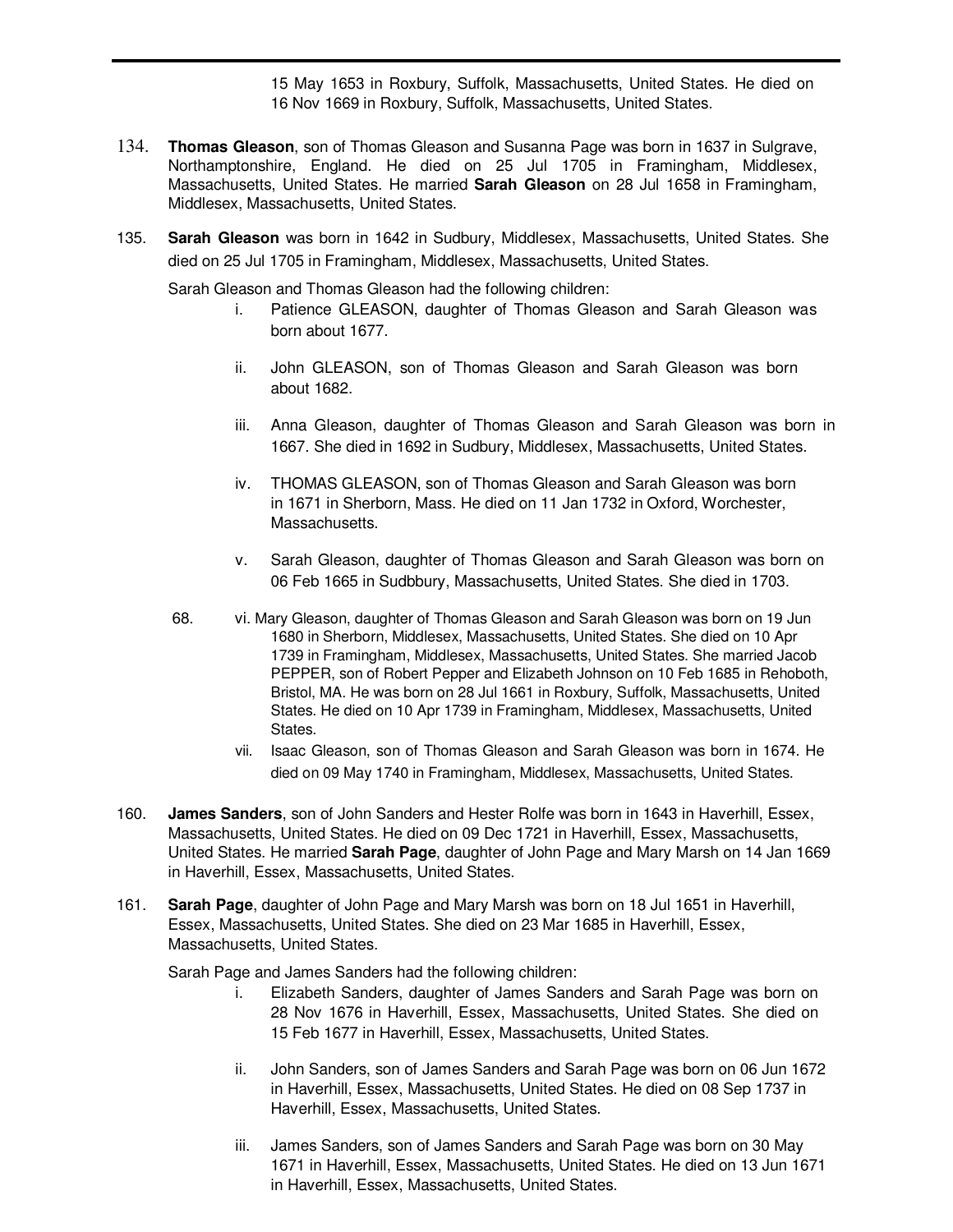15 May 1653 in Roxbury, Suffolk, Massachusetts, United States. He died on 16 Nov 1669 in Roxbury, Suffolk, Massachusetts, United States.

134. **Thomas Gleason**, son of Thomas Gleason and Susanna Page was born in 1637 in Sulgrave, Northamptonshire, England. He died on 25 Jul 1705 in Framingham, Middlesex, Massachusetts, United States. He married **Sarah Gleason** on 28 Jul 1658 in Framingham, Middlesex, Massachusetts, United States.

135. **Sarah Gleason** was born in 1642 in Sudbury, Middlesex, Massachusetts, United States. She died on 25 Jul 1705 in Framingham, Middlesex, Massachusetts, United States.

Sarah Gleason and Thomas Gleason had the following children:

- i. Patience GLEASON, daughter of Thomas Gleason and Sarah Gleason was born about 1677.
- ii. John GLEASON, son of Thomas Gleason and Sarah Gleason was born about 1682.
- iii. Anna Gleason, daughter of Thomas Gleason and Sarah Gleason was born in 1667. She died in 1692 in Sudbury, Middlesex, Massachusetts, United States.
- iv. THOMAS GLEASON, son of Thomas Gleason and Sarah Gleason was born in 1671 in Sherborn, Mass. He died on 11 Jan 1732 in Oxford, Worchester, Massachusetts.
- v. Sarah Gleason, daughter of Thomas Gleason and Sarah Gleason was born on 06 Feb 1665 in Sudbbury, Massachusetts, United States. She died in 1703.
- 68. vi. Mary Gleason, daughter of Thomas Gleason and Sarah Gleason was born on 19 Jun 1680 in Sherborn, Middlesex, Massachusetts, United States. She died on 10 Apr 1739 in Framingham, Middlesex, Massachusetts, United States. She married Jacob PEPPER, son of Robert Pepper and Elizabeth Johnson on 10 Feb 1685 in Rehoboth, Bristol, MA. He was born on 28 Jul 1661 in Roxbury, Suffolk, Massachusetts, United States. He died on 10 Apr 1739 in Framingham, Middlesex, Massachusetts, United States.
- vii. Isaac Gleason, son of Thomas Gleason and Sarah Gleason was born in 1674. He died on 09 May 1740 in Framingham, Middlesex, Massachusetts, United States.

160. **James Sanders**, son of John Sanders and Hester Rolfe was born in 1643 in Haverhill, Essex, Massachusetts, United States. He died on 09 Dec 1721 in Haverhill, Essex, Massachusetts, United States. He married **Sarah Page**, daughter of John Page and Mary Marsh on 14 Jan 1669 in Haverhill, Essex, Massachusetts, United States.

161. **Sarah Page**, daughter of John Page and Mary Marsh was born on 18 Jul 1651 in Haverhill, Essex, Massachusetts, United States. She died on 23 Mar 1685 in Haverhill, Essex, Massachusetts, United States.

Sarah Page and James Sanders had the following children:

- i. Elizabeth Sanders, daughter of James Sanders and Sarah Page was born on 28 Nov 1676 in Haverhill, Essex, Massachusetts, United States. She died on 15 Feb 1677 in Haverhill, Essex, Massachusetts, United States.
- ii. John Sanders, son of James Sanders and Sarah Page was born on 06 Jun 1672 in Haverhill, Essex, Massachusetts, United States. He died on 08 Sep 1737 in Haverhill, Essex, Massachusetts, United States.
- iii. James Sanders, son of James Sanders and Sarah Page was born on 30 May 1671 in Haverhill, Essex, Massachusetts, United States. He died on 13 Jun 1671 in Haverhill, Essex, Massachusetts, United States.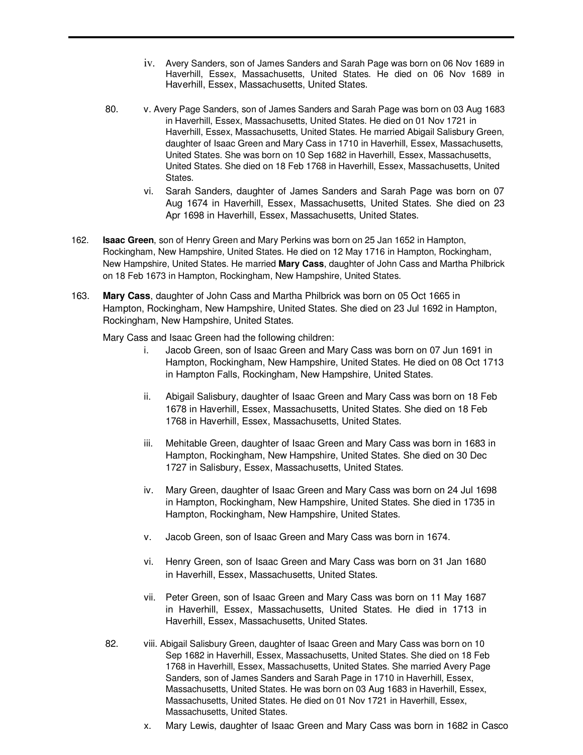iv. Avery Sanders, son of James Sanders and Sarah Page was born on 06 Nov 1689 in Haverhill, Essex, Massachusetts, United States. He died on 06 Nov 1689 in Haverhill, Essex, Massachusetts, United States.

80. v. Avery Page Sanders, son of James Sanders and Sarah Page was born on 03 Aug 1683 in Haverhill, Essex, Massachusetts, United States. He died on 01 Nov 1721 in Haverhill, Essex, Massachusetts, United States. He married Abigail Salisbury Green, daughter of Isaac Green and Mary Cass in 1710 in Haverhill, Essex, Massachusetts, United States. She was born on 10 Sep 1682 in Haverhill, Essex, Massachusetts, United States. She died on 18 Feb 1768 in Haverhill, Essex, Massachusetts, United States.

vi. Sarah Sanders, daughter of James Sanders and Sarah Page was born on 07 Aug 1674 in Haverhill, Essex, Massachusetts, United States. She died on 23 Apr 1698 in Haverhill, Essex, Massachusetts, United States.

162. **Isaac Green**, son of Henry Green and Mary Perkins was born on 25 Jan 1652 in Hampton, Rockingham, New Hampshire, United States. He died on 12 May 1716 in Hampton, Rockingham, New Hampshire, United States. He married **Mary Cass**, daughter of John Cass and Martha Philbrick on 18 Feb 1673 in Hampton, Rockingham, New Hampshire, United States.

163. **Mary Cass**, daughter of John Cass and Martha Philbrick was born on 05 Oct 1665 in Hampton, Rockingham, New Hampshire, United States. She died on 23 Jul 1692 in Hampton, Rockingham, New Hampshire, United States.

Mary Cass and Isaac Green had the following children:

i. Jacob Green, son of Isaac Green and Mary Cass was born on 07 Jun 1691 in Hampton, Rockingham, New Hampshire, United States. He died on 08 Oct 1713 in Hampton Falls, Rockingham, New Hampshire, United States.

ii. Abigail Salisbury, daughter of Isaac Green and Mary Cass was born on 18 Feb 1678 in Haverhill, Essex, Massachusetts, United States. She died on 18 Feb 1768 in Haverhill, Essex, Massachusetts, United States.

iii. Mehitable Green, daughter of Isaac Green and Mary Cass was born in 1683 in Hampton, Rockingham, New Hampshire, United States. She died on 30 Dec 1727 in Salisbury, Essex, Massachusetts, United States.

iv. Mary Green, daughter of Isaac Green and Mary Cass was born on 24 Jul 1698 in Hampton, Rockingham, New Hampshire, United States. She died in 1735 in Hampton, Rockingham, New Hampshire, United States.

v. Jacob Green, son of Isaac Green and Mary Cass was born in 1674.

vi. Henry Green, son of Isaac Green and Mary Cass was born on 31 Jan 1680 in Haverhill, Essex, Massachusetts, United States.

vii. Peter Green, son of Isaac Green and Mary Cass was born on 11 May 1687 in Haverhill, Essex, Massachusetts, United States. He died in 1713 in Haverhill, Essex, Massachusetts, United States.

82. viii. Abigail Salisbury Green, daughter of Isaac Green and Mary Cass was born on 10 Sep 1682 in Haverhill, Essex, Massachusetts, United States. She died on 18 Feb 1768 in Haverhill, Essex, Massachusetts, United States. She married Avery Page Sanders, son of James Sanders and Sarah Page in 1710 in Haverhill, Essex, Massachusetts, United States. He was born on 03 Aug 1683 in Haverhill, Essex, Massachusetts, United States. He died on 01 Nov 1721 in Haverhill, Essex, Massachusetts, United States.

x. Mary Lewis, daughter of Isaac Green and Mary Cass was born in 1682 in Casco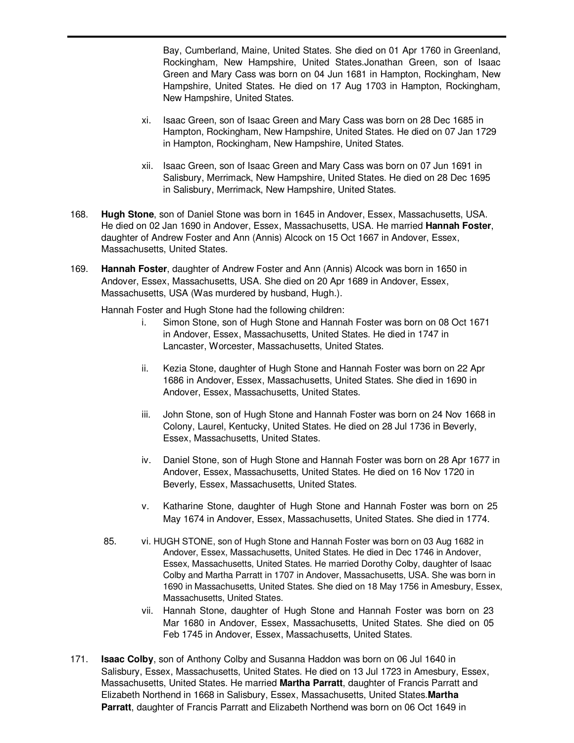Bay, Cumberland, Maine, United States. She died on 01 Apr 1760 in Greenland, Rockingham, New Hampshire, United States.Jonathan Green, son of Isaac Green and Mary Cass was born on 04 Jun 1681 in Hampton, Rockingham, New Hampshire, United States. He died on 17 Aug 1703 in Hampton, Rockingham, New Hampshire, United States.

xi. Isaac Green, son of Isaac Green and Mary Cass was born on 28 Dec 1685 in Hampton, Rockingham, New Hampshire, United States. He died on 07 Jan 1729 in Hampton, Rockingham, New Hampshire, United States.

xii. Isaac Green, son of Isaac Green and Mary Cass was born on 07 Jun 1691 in Salisbury, Merrimack, New Hampshire, United States. He died on 28 Dec 1695 in Salisbury, Merrimack, New Hampshire, United States.

168. **Hugh Stone**, son of Daniel Stone was born in 1645 in Andover, Essex, Massachusetts, USA. He died on 02 Jan 1690 in Andover, Essex, Massachusetts, USA. He married **Hannah Foster**, daughter of Andrew Foster and Ann (Annis) Alcock on 15 Oct 1667 in Andover, Essex, Massachusetts, United States.

169. **Hannah Foster**, daughter of Andrew Foster and Ann (Annis) Alcock was born in 1650 in Andover, Essex, Massachusetts, USA. She died on 20 Apr 1689 in Andover, Essex, Massachusetts, USA (Was murdered by husband, Hugh.).

Hannah Foster and Hugh Stone had the following children:

i. Simon Stone, son of Hugh Stone and Hannah Foster was born on 08 Oct 1671 in Andover, Essex, Massachusetts, United States. He died in 1747 in Lancaster, Worcester, Massachusetts, United States.

ii. Kezia Stone, daughter of Hugh Stone and Hannah Foster was born on 22 Apr 1686 in Andover, Essex, Massachusetts, United States. She died in 1690 in Andover, Essex, Massachusetts, United States.

iii. John Stone, son of Hugh Stone and Hannah Foster was born on 24 Nov 1668 in Colony, Laurel, Kentucky, United States. He died on 28 Jul 1736 in Beverly, Essex, Massachusetts, United States.

iv. Daniel Stone, son of Hugh Stone and Hannah Foster was born on 28 Apr 1677 in Andover, Essex, Massachusetts, United States. He died on 16 Nov 1720 in Beverly, Essex, Massachusetts, United States.

v. Katharine Stone, daughter of Hugh Stone and Hannah Foster was born on 25 May 1674 in Andover, Essex, Massachusetts, United States. She died in 1774.

85. vi. HUGH STONE, son of Hugh Stone and Hannah Foster was born on 03 Aug 1682 in Andover, Essex, Massachusetts, United States. He died in Dec 1746 in Andover, Essex, Massachusetts, United States. He married Dorothy Colby, daughter of Isaac Colby and Martha Parratt in 1707 in Andover, Massachusetts, USA. She was born in 1690 in Massachusetts, United States. She died on 18 May 1756 in Amesbury, Essex, Massachusetts, United States.

vii. Hannah Stone, daughter of Hugh Stone and Hannah Foster was born on 23 Mar 1680 in Andover, Essex, Massachusetts, United States. She died on 05 Feb 1745 in Andover, Essex, Massachusetts, United States.

171. **Isaac Colby**, son of Anthony Colby and Susanna Haddon was born on 06 Jul 1640 in Salisbury, Essex, Massachusetts, United States. He died on 13 Jul 1723 in Amesbury, Essex, Massachusetts, United States. He married **Martha Parratt**, daughter of Francis Parratt and Elizabeth Northend in 1668 in Salisbury, Essex, Massachusetts, United States.**Martha Parratt**, daughter of Francis Parratt and Elizabeth Northend was born on 06 Oct 1649 in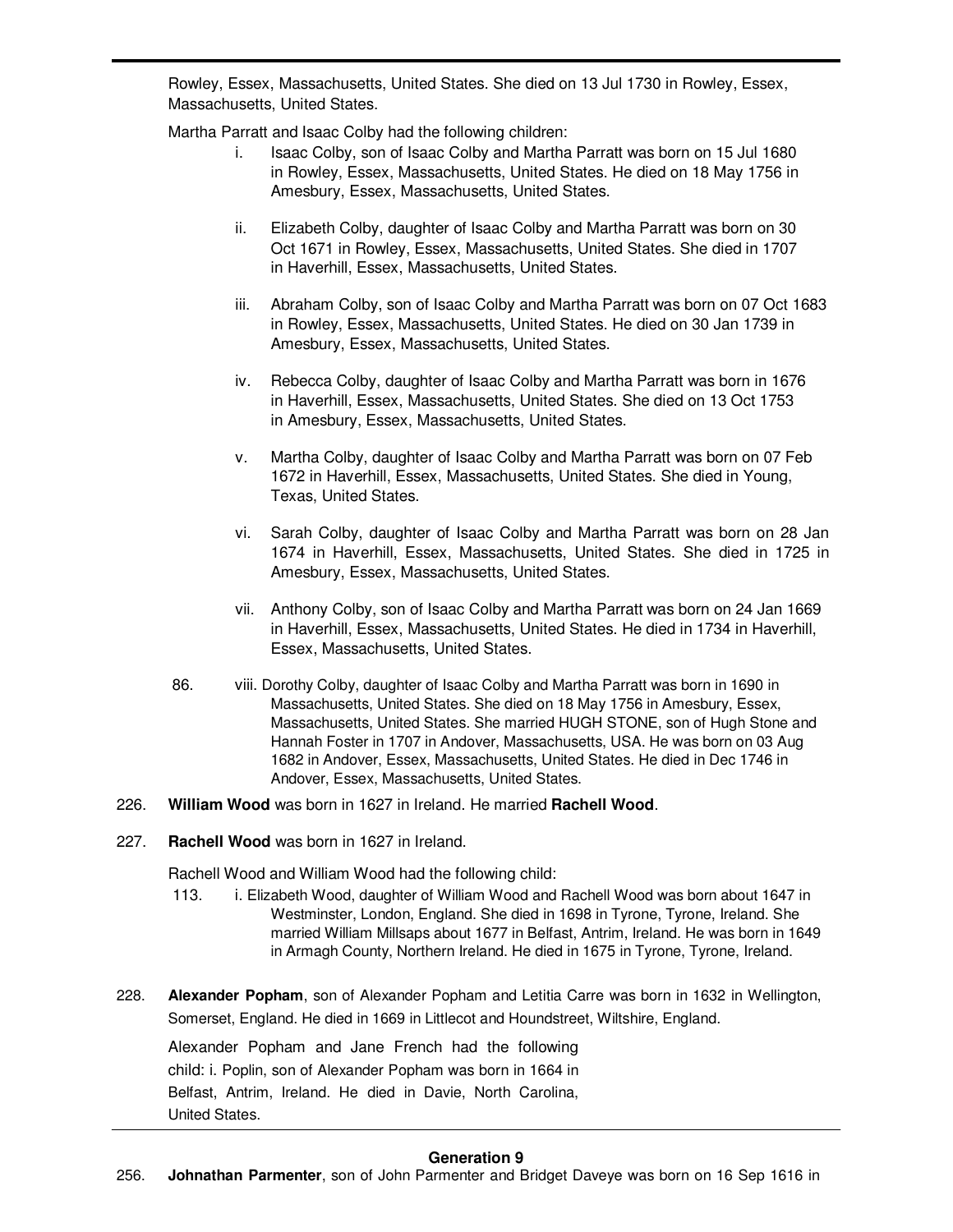Rowley, Essex, Massachusetts, United States. She died on 13 Jul 1730 in Rowley, Essex, Massachusetts, United States.

Martha Parratt and Isaac Colby had the following children:

- i. Isaac Colby, son of Isaac Colby and Martha Parratt was born on 15 Jul 1680 in Rowley, Essex, Massachusetts, United States. He died on 18 May 1756 in Amesbury, Essex, Massachusetts, United States.

- ii. Elizabeth Colby, daughter of Isaac Colby and Martha Parratt was born on 30 Oct 1671 in Rowley, Essex, Massachusetts, United States. She died in 1707 in Haverhill, Essex, Massachusetts, United States.

- iii. Abraham Colby, son of Isaac Colby and Martha Parratt was born on 07 Oct 1683 in Rowley, Essex, Massachusetts, United States. He died on 30 Jan 1739 in Amesbury, Essex, Massachusetts, United States.

- iv. Rebecca Colby, daughter of Isaac Colby and Martha Parratt was born in 1676 in Haverhill, Essex, Massachusetts, United States. She died on 13 Oct 1753 in Amesbury, Essex, Massachusetts, United States.

- v. Martha Colby, daughter of Isaac Colby and Martha Parratt was born on 07 Feb 1672 in Haverhill, Essex, Massachusetts, United States. She died in Young, Texas, United States.

- vi. Sarah Colby, daughter of Isaac Colby and Martha Parratt was born on 28 Jan 1674 in Haverhill, Essex, Massachusetts, United States. She died in 1725 in Amesbury, Essex, Massachusetts, United States.

- vii. Anthony Colby, son of Isaac Colby and Martha Parratt was born on 24 Jan 1669 in Haverhill, Essex, Massachusetts, United States. He died in 1734 in Haverhill, Essex, Massachusetts, United States.

86. viii. Dorothy Colby, daughter of Isaac Colby and Martha Parratt was born in 1690 in Massachusetts, United States. She died on 18 May 1756 in Amesbury, Essex, Massachusetts, United States. She married HUGH STONE, son of Hugh Stone and Hannah Foster in 1707 in Andover, Massachusetts, USA. He was born on 03 Aug 1682 in Andover, Essex, Massachusetts, United States. He died in Dec 1746 in Andover, Essex, Massachusetts, United States.

226. **William Wood** was born in 1627 in Ireland. He married **Rachell Wood**.

227. **Rachell Wood** was born in 1627 in Ireland.

Rachell Wood and William Wood had the following child:

113. i. Elizabeth Wood, daughter of William Wood and Rachell Wood was born about 1647 in Westminster, London, England. She died in 1698 in Tyrone, Tyrone, Ireland. She married William Millsaps about 1677 in Belfast, Antrim, Ireland. He was born in 1649 in Armagh County, Northern Ireland. He died in 1675 in Tyrone, Tyrone, Ireland.

228. **Alexander Popham**, son of Alexander Popham and Letitia Carre was born in 1632 in Wellington, Somerset, England. He died in 1669 in Littlecot and Houndstreet, Wiltshire, England.

Alexander Popham and Jane French had the following child: i. Poplin, son of Alexander Popham was born in 1664 in Belfast, Antrim, Ireland. He died in Davie, North Carolina, United States.

## Generation 9

256. **Johnathan Parmenter**, son of John Parmenter and Bridget Daveye was born on 16 Sep 1616 in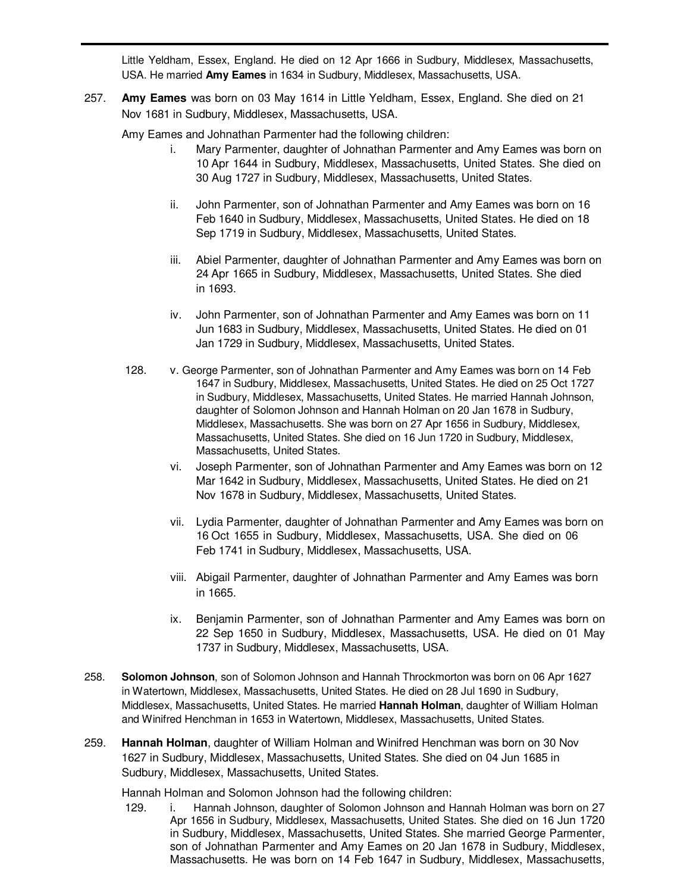Little Yeldham, Essex, England. He died on 12 Apr 1666 in Sudbury, Middlesex, Massachusetts, USA. He married **Amy Eames** in 1634 in Sudbury, Middlesex, Massachusetts, USA.

257. **Amy Eames** was born on 03 May 1614 in Little Yeldham, Essex, England. She died on 21 Nov 1681 in Sudbury, Middlesex, Massachusetts, USA.

Amy Eames and Johnathan Parmenter had the following children:

- i. Mary Parmenter, daughter of Johnathan Parmenter and Amy Eames was born on 10 Apr 1644 in Sudbury, Middlesex, Massachusetts, United States. She died on 30 Aug 1727 in Sudbury, Middlesex, Massachusetts, United States.
- ii. John Parmenter, son of Johnathan Parmenter and Amy Eames was born on 16 Feb 1640 in Sudbury, Middlesex, Massachusetts, United States. He died on 18 Sep 1719 in Sudbury, Middlesex, Massachusetts, United States.
- iii. Abiel Parmenter, daughter of Johnathan Parmenter and Amy Eames was born on 24 Apr 1665 in Sudbury, Middlesex, Massachusetts, United States. She died in 1693.
- iv. John Parmenter, son of Johnathan Parmenter and Amy Eames was born on 11 Jun 1683 in Sudbury, Middlesex, Massachusetts, United States. He died on 01 Jan 1729 in Sudbury, Middlesex, Massachusetts, United States.
- 128. v. George Parmenter, son of Johnathan Parmenter and Amy Eames was born on 14 Feb 1647 in Sudbury, Middlesex, Massachusetts, United States. He died on 25 Oct 1727 in Sudbury, Middlesex, Massachusetts, United States. He married Hannah Johnson, daughter of Solomon Johnson and Hannah Holman on 20 Jan 1678 in Sudbury, Middlesex, Massachusetts. She was born on 27 Apr 1656 in Sudbury, Middlesex, Massachusetts, United States. She died on 16 Jun 1720 in Sudbury, Middlesex, Massachusetts, United States.
- vi. Joseph Parmenter, son of Johnathan Parmenter and Amy Eames was born on 12 Mar 1642 in Sudbury, Middlesex, Massachusetts, United States. He died on 21 Nov 1678 in Sudbury, Middlesex, Massachusetts, United States.
- vii. Lydia Parmenter, daughter of Johnathan Parmenter and Amy Eames was born on 16 Oct 1655 in Sudbury, Middlesex, Massachusetts, USA. She died on 06 Feb 1741 in Sudbury, Middlesex, Massachusetts, USA.
- viii. Abigail Parmenter, daughter of Johnathan Parmenter and Amy Eames was born in 1665.
- ix. Benjamin Parmenter, son of Johnathan Parmenter and Amy Eames was born on 22 Sep 1650 in Sudbury, Middlesex, Massachusetts, USA. He died on 01 May 1737 in Sudbury, Middlesex, Massachusetts, USA.

258. **Solomon Johnson**, son of Solomon Johnson and Hannah Throckmorton was born on 06 Apr 1627 in Watertown, Middlesex, Massachusetts, United States. He died on 28 Jul 1690 in Sudbury, Middlesex, Massachusetts, United States. He married **Hannah Holman**, daughter of William Holman and Winifred Henchman in 1653 in Watertown, Middlesex, Massachusetts, United States.

259. **Hannah Holman**, daughter of William Holman and Winifred Henchman was born on 30 Nov 1627 in Sudbury, Middlesex, Massachusetts, United States. She died on 04 Jun 1685 in Sudbury, Middlesex, Massachusetts, United States.

Hannah Holman and Solomon Johnson had the following children:

- 129. i. Hannah Johnson, daughter of Solomon Johnson and Hannah Holman was born on 27 Apr 1656 in Sudbury, Middlesex, Massachusetts, United States. She died on 16 Jun 1720 in Sudbury, Middlesex, Massachusetts, United States. She married George Parmenter, son of Johnathan Parmenter and Amy Eames on 20 Jan 1678 in Sudbury, Middlesex, Massachusetts. He was born on 14 Feb 1647 in Sudbury, Middlesex, Massachusetts,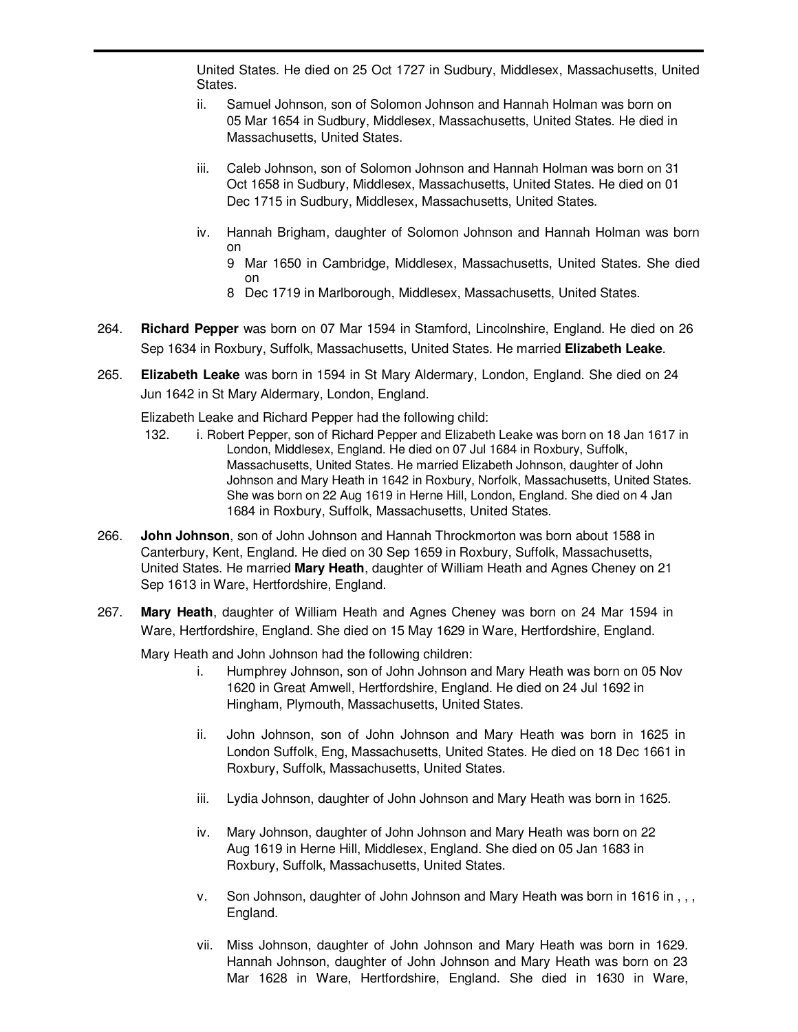United States. He died on 25 Oct 1727 in Sudbury, Middlesex, Massachusetts, United States.

ii. Samuel Johnson, son of Solomon Johnson and Hannah Holman was born on 05 Mar 1654 in Sudbury, Middlesex, Massachusetts, United States. He died in Massachusetts, United States.

iii. Caleb Johnson, son of Solomon Johnson and Hannah Holman was born on 31 Oct 1658 in Sudbury, Middlesex, Massachusetts, United States. He died on 01 Dec 1715 in Sudbury, Middlesex, Massachusetts, United States.

iv. Hannah Brigham, daughter of Solomon Johnson and Hannah Holman was born on 9 Mar 1650 in Cambridge, Middlesex, Massachusetts, United States. She died on 8 Dec 1719 in Marlborough, Middlesex, Massachusetts, United States.

264. **Richard Pepper** was born on 07 Mar 1594 in Stamford, Lincolnshire, England. He died on 26 Sep 1634 in Roxbury, Suffolk, Massachusetts, United States. He married **Elizabeth Leake**.

265. **Elizabeth Leake** was born in 1594 in St Mary Aldermary, London, England. She died on 24 Jun 1642 in St Mary Aldermary, London, England.

Elizabeth Leake and Richard Pepper had the following child:

132. i. Robert Pepper, son of Richard Pepper and Elizabeth Leake was born on 18 Jan 1617 in London, Middlesex, England. He died on 07 Jul 1684 in Roxbury, Suffolk, Massachusetts, United States. He married Elizabeth Johnson, daughter of John Johnson and Mary Heath in 1642 in Roxbury, Norfolk, Massachusetts, United States. She was born on 22 Aug 1619 in Herne Hill, London, England. She died on 4 Jan 1684 in Roxbury, Suffolk, Massachusetts, United States.

266. **John Johnson**, son of John Johnson and Hannah Throckmorton was born about 1588 in Canterbury, Kent, England. He died on 30 Sep 1659 in Roxbury, Suffolk, Massachusetts, United States. He married **Mary Heath**, daughter of William Heath and Agnes Cheney on 21 Sep 1613 in Ware, Hertfordshire, England.

267. **Mary Heath**, daughter of William Heath and Agnes Cheney was born on 24 Mar 1594 in Ware, Hertfordshire, England. She died on 15 May 1629 in Ware, Hertfordshire, England.

Mary Heath and John Johnson had the following children:

i. Humphrey Johnson, son of John Johnson and Mary Heath was born on 05 Nov 1620 in Great Amwell, Hertfordshire, England. He died on 24 Jul 1692 in Hingham, Plymouth, Massachusetts, United States.

ii. John Johnson, son of John Johnson and Mary Heath was born in 1625 in London Suffolk, Eng, Massachusetts, United States. He died on 18 Dec 1661 in Roxbury, Suffolk, Massachusetts, United States.

iii. Lydia Johnson, daughter of John Johnson and Mary Heath was born in 1625.

iv. Mary Johnson, daughter of John Johnson and Mary Heath was born on 22 Aug 1619 in Herne Hill, Middlesex, England. She died on 05 Jan 1683 in Roxbury, Suffolk, Massachusetts, United States.

v. Son Johnson, daughter of John Johnson and Mary Heath was born in 1616 in , , , England.

vii. Miss Johnson, daughter of John Johnson and Mary Heath was born in 1629. Hannah Johnson, daughter of John Johnson and Mary Heath was born on 23 Mar 1628 in Ware, Hertfordshire, England. She died in 1630 in Ware,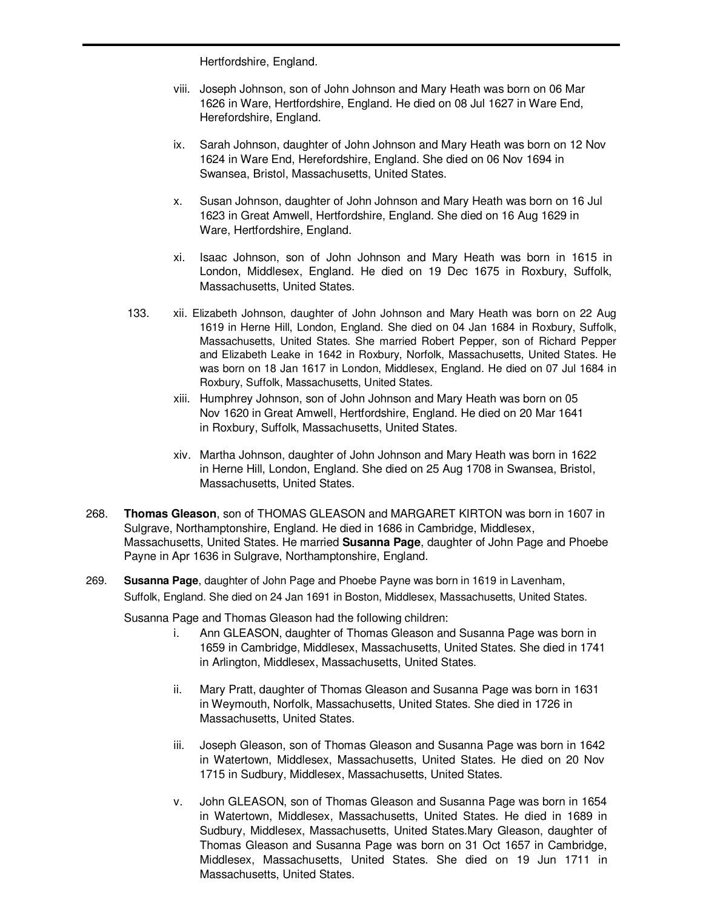Hertfordshire, England.

viii. Joseph Johnson, son of John Johnson and Mary Heath was born on 06 Mar 1626 in Ware, Hertfordshire, England. He died on 08 Jul 1627 in Ware End, Herefordshire, England.

ix. Sarah Johnson, daughter of John Johnson and Mary Heath was born on 12 Nov 1624 in Ware End, Herefordshire, England. She died on 06 Nov 1694 in Swansea, Bristol, Massachusetts, United States.

x. Susan Johnson, daughter of John Johnson and Mary Heath was born on 16 Jul 1623 in Great Amwell, Hertfordshire, England. She died on 16 Aug 1629 in Ware, Hertfordshire, England.

xi. Isaac Johnson, son of John Johnson and Mary Heath was born in 1615 in London, Middlesex, England. He died on 19 Dec 1675 in Roxbury, Suffolk, Massachusetts, United States.

133. xii. Elizabeth Johnson, daughter of John Johnson and Mary Heath was born on 22 Aug 1619 in Herne Hill, London, England. She died on 04 Jan 1684 in Roxbury, Suffolk, Massachusetts, United States. She married Robert Pepper, son of Richard Pepper and Elizabeth Leake in 1642 in Roxbury, Norfolk, Massachusetts, United States. He was born on 18 Jan 1617 in London, Middlesex, England. He died on 07 Jul 1684 in Roxbury, Suffolk, Massachusetts, United States.

xiii. Humphrey Johnson, son of John Johnson and Mary Heath was born on 05 Nov 1620 in Great Amwell, Hertfordshire, England. He died on 20 Mar 1641 in Roxbury, Suffolk, Massachusetts, United States.

xiv. Martha Johnson, daughter of John Johnson and Mary Heath was born in 1622 in Herne Hill, London, England. She died on 25 Aug 1708 in Swansea, Bristol, Massachusetts, United States.

268. **Thomas Gleason**, son of THOMAS GLEASON and MARGARET KIRTON was born in 1607 in Sulgrave, Northamptonshire, England. He died in 1686 in Cambridge, Middlesex, Massachusetts, United States. He married **Susanna Page**, daughter of John Page and Phoebe Payne in Apr 1636 in Sulgrave, Northamptonshire, England.

269. **Susanna Page**, daughter of John Page and Phoebe Payne was born in 1619 in Lavenham, Suffolk, England. She died on 24 Jan 1691 in Boston, Middlesex, Massachusetts, United States.

Susanna Page and Thomas Gleason had the following children:

i. Ann GLEASON, daughter of Thomas Gleason and Susanna Page was born in 1659 in Cambridge, Middlesex, Massachusetts, United States. She died in 1741 in Arlington, Middlesex, Massachusetts, United States.

ii. Mary Pratt, daughter of Thomas Gleason and Susanna Page was born in 1631 in Weymouth, Norfolk, Massachusetts, United States. She died in 1726 in Massachusetts, United States.

iii. Joseph Gleason, son of Thomas Gleason and Susanna Page was born in 1642 in Watertown, Middlesex, Massachusetts, United States. He died on 20 Nov 1715 in Sudbury, Middlesex, Massachusetts, United States.

v. John GLEASON, son of Thomas Gleason and Susanna Page was born in 1654 in Watertown, Middlesex, Massachusetts, United States. He died in 1689 in Sudbury, Middlesex, Massachusetts, United States.Mary Gleason, daughter of Thomas Gleason and Susanna Page was born on 31 Oct 1657 in Cambridge, Middlesex, Massachusetts, United States. She died on 19 Jun 1711 in Massachusetts, United States.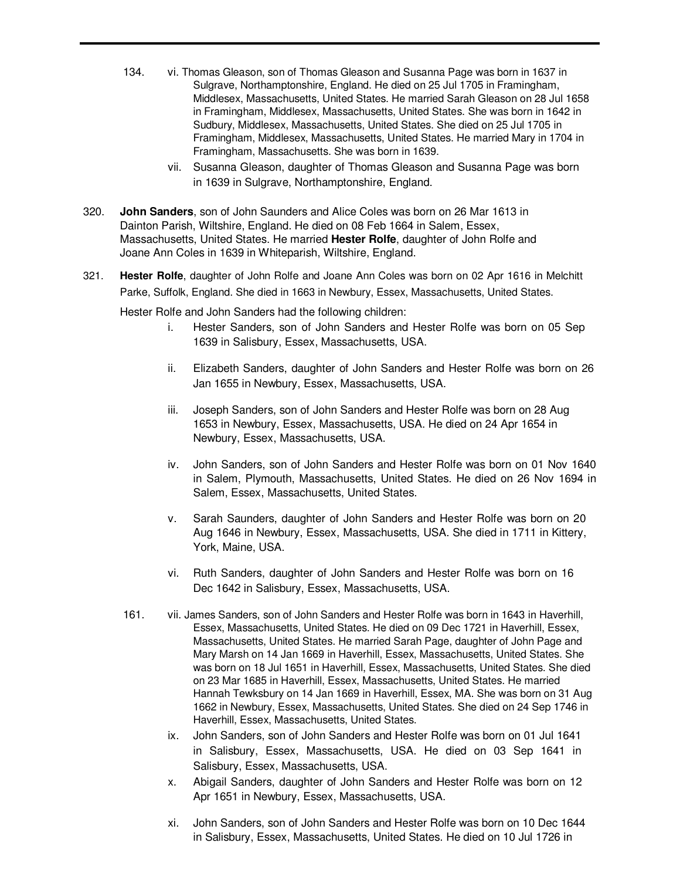134. vi. Thomas Gleason, son of Thomas Gleason and Susanna Page was born in 1637 in Sulgrave, Northamptonshire, England. He died on 25 Jul 1705 in Framingham, Middlesex, Massachusetts, United States. He married Sarah Gleason on 28 Jul 1658 in Framingham, Middlesex, Massachusetts, United States. She was born in 1642 in Sudbury, Middlesex, Massachusetts, United States. She died on 25 Jul 1705 in Framingham, Middlesex, Massachusetts, United States. He married Mary in 1704 in Framingham, Massachusetts. She was born in 1639.

vii. Susanna Gleason, daughter of Thomas Gleason and Susanna Page was born in 1639 in Sulgrave, Northamptonshire, England.

320. **John Sanders**, son of John Saunders and Alice Coles was born on 26 Mar 1613 in Dainton Parish, Wiltshire, England. He died on 08 Feb 1664 in Salem, Essex, Massachusetts, United States. He married **Hester Rolfe**, daughter of John Rolfe and Joane Ann Coles in 1639 in Whiteparish, Wiltshire, England.

321. **Hester Rolfe**, daughter of John Rolfe and Joane Ann Coles was born on 02 Apr 1616 in Melchitt Parke, Suffolk, England. She died in 1663 in Newbury, Essex, Massachusetts, United States.

Hester Rolfe and John Sanders had the following children:

i. Hester Sanders, son of John Sanders and Hester Rolfe was born on 05 Sep 1639 in Salisbury, Essex, Massachusetts, USA.

ii. Elizabeth Sanders, daughter of John Sanders and Hester Rolfe was born on 26 Jan 1655 in Newbury, Essex, Massachusetts, USA.

iii. Joseph Sanders, son of John Sanders and Hester Rolfe was born on 28 Aug 1653 in Newbury, Essex, Massachusetts, USA. He died on 24 Apr 1654 in Newbury, Essex, Massachusetts, USA.

iv. John Sanders, son of John Sanders and Hester Rolfe was born on 01 Nov 1640 in Salem, Plymouth, Massachusetts, United States. He died on 26 Nov 1694 in Salem, Essex, Massachusetts, United States.

v. Sarah Saunders, daughter of John Sanders and Hester Rolfe was born on 20 Aug 1646 in Newbury, Essex, Massachusetts, USA. She died in 1711 in Kittery, York, Maine, USA.

vi. Ruth Sanders, daughter of John Sanders and Hester Rolfe was born on 16 Dec 1642 in Salisbury, Essex, Massachusetts, USA.

161. vii. James Sanders, son of John Sanders and Hester Rolfe was born in 1643 in Haverhill, Essex, Massachusetts, United States. He died on 09 Dec 1721 in Haverhill, Essex, Massachusetts, United States. He married Sarah Page, daughter of John Page and Mary Marsh on 14 Jan 1669 in Haverhill, Essex, Massachusetts, United States. She was born on 18 Jul 1651 in Haverhill, Essex, Massachusetts, United States. She died on 23 Mar 1685 in Haverhill, Essex, Massachusetts, United States. He married Hannah Tewksbury on 14 Jan 1669 in Haverhill, Essex, MA. She was born on 31 Aug 1662 in Newbury, Essex, Massachusetts, United States. She died on 24 Sep 1746 in Haverhill, Essex, Massachusetts, United States.

ix. John Sanders, son of John Sanders and Hester Rolfe was born on 01 Jul 1641 in Salisbury, Essex, Massachusetts, USA. He died on 03 Sep 1641 in Salisbury, Essex, Massachusetts, USA.

x. Abigail Sanders, daughter of John Sanders and Hester Rolfe was born on 12 Apr 1651 in Newbury, Essex, Massachusetts, USA.

xi. John Sanders, son of John Sanders and Hester Rolfe was born on 10 Dec 1644 in Salisbury, Essex, Massachusetts, United States. He died on 10 Jul 1726 in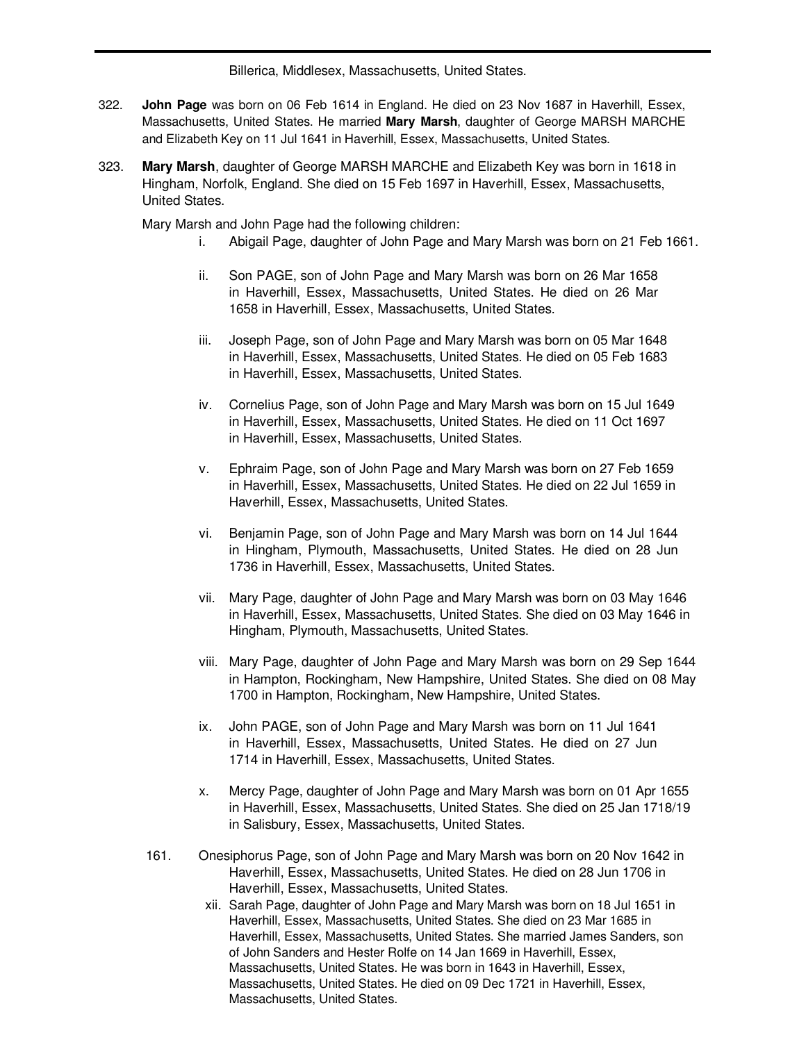Billerica, Middlesex, Massachusetts, United States.

322. **John Page** was born on 06 Feb 1614 in England. He died on 23 Nov 1687 in Haverhill, Essex, Massachusetts, United States. He married **Mary Marsh**, daughter of George MARSH MARCHE and Elizabeth Key on 11 Jul 1641 in Haverhill, Essex, Massachusetts, United States.

323. **Mary Marsh**, daughter of George MARSH MARCHE and Elizabeth Key was born in 1618 in Hingham, Norfolk, England. She died on 15 Feb 1697 in Haverhill, Essex, Massachusetts, United States.

Mary Marsh and John Page had the following children:

- i. Abigail Page, daughter of John Page and Mary Marsh was born on 21 Feb 1661.
- ii. Son PAGE, son of John Page and Mary Marsh was born on 26 Mar 1658 in Haverhill, Essex, Massachusetts, United States. He died on 26 Mar 1658 in Haverhill, Essex, Massachusetts, United States.
- iii. Joseph Page, son of John Page and Mary Marsh was born on 05 Mar 1648 in Haverhill, Essex, Massachusetts, United States. He died on 05 Feb 1683 in Haverhill, Essex, Massachusetts, United States.
- iv. Cornelius Page, son of John Page and Mary Marsh was born on 15 Jul 1649 in Haverhill, Essex, Massachusetts, United States. He died on 11 Oct 1697 in Haverhill, Essex, Massachusetts, United States.
- v. Ephraim Page, son of John Page and Mary Marsh was born on 27 Feb 1659 in Haverhill, Essex, Massachusetts, United States. He died on 22 Jul 1659 in Haverhill, Essex, Massachusetts, United States.
- vi. Benjamin Page, son of John Page and Mary Marsh was born on 14 Jul 1644 in Hingham, Plymouth, Massachusetts, United States. He died on 28 Jun 1736 in Haverhill, Essex, Massachusetts, United States.
- vii. Mary Page, daughter of John Page and Mary Marsh was born on 03 May 1646 in Haverhill, Essex, Massachusetts, United States. She died on 03 May 1646 in Hingham, Plymouth, Massachusetts, United States.
- viii. Mary Page, daughter of John Page and Mary Marsh was born on 29 Sep 1644 in Hampton, Rockingham, New Hampshire, United States. She died on 08 May 1700 in Hampton, Rockingham, New Hampshire, United States.
- ix. John PAGE, son of John Page and Mary Marsh was born on 11 Jul 1641 in Haverhill, Essex, Massachusetts, United States. He died on 27 Jun 1714 in Haverhill, Essex, Massachusetts, United States.
- x. Mercy Page, daughter of John Page and Mary Marsh was born on 01 Apr 1655 in Haverhill, Essex, Massachusetts, United States. She died on 25 Jan 1718/19 in Salisbury, Essex, Massachusetts, United States.

161. Onesiphorus Page, son of John Page and Mary Marsh was born on 20 Nov 1642 in Haverhill, Essex, Massachusetts, United States. He died on 28 Jun 1706 in Haverhill, Essex, Massachusetts, United States.

- xii. Sarah Page, daughter of John Page and Mary Marsh was born on 18 Jul 1651 in Haverhill, Essex, Massachusetts, United States. She died on 23 Mar 1685 in Haverhill, Essex, Massachusetts, United States. She married James Sanders, son of John Sanders and Hester Rolfe on 14 Jan 1669 in Haverhill, Essex, Massachusetts, United States. He was born in 1643 in Haverhill, Essex, Massachusetts, United States. He died on 09 Dec 1721 in Haverhill, Essex, Massachusetts, United States.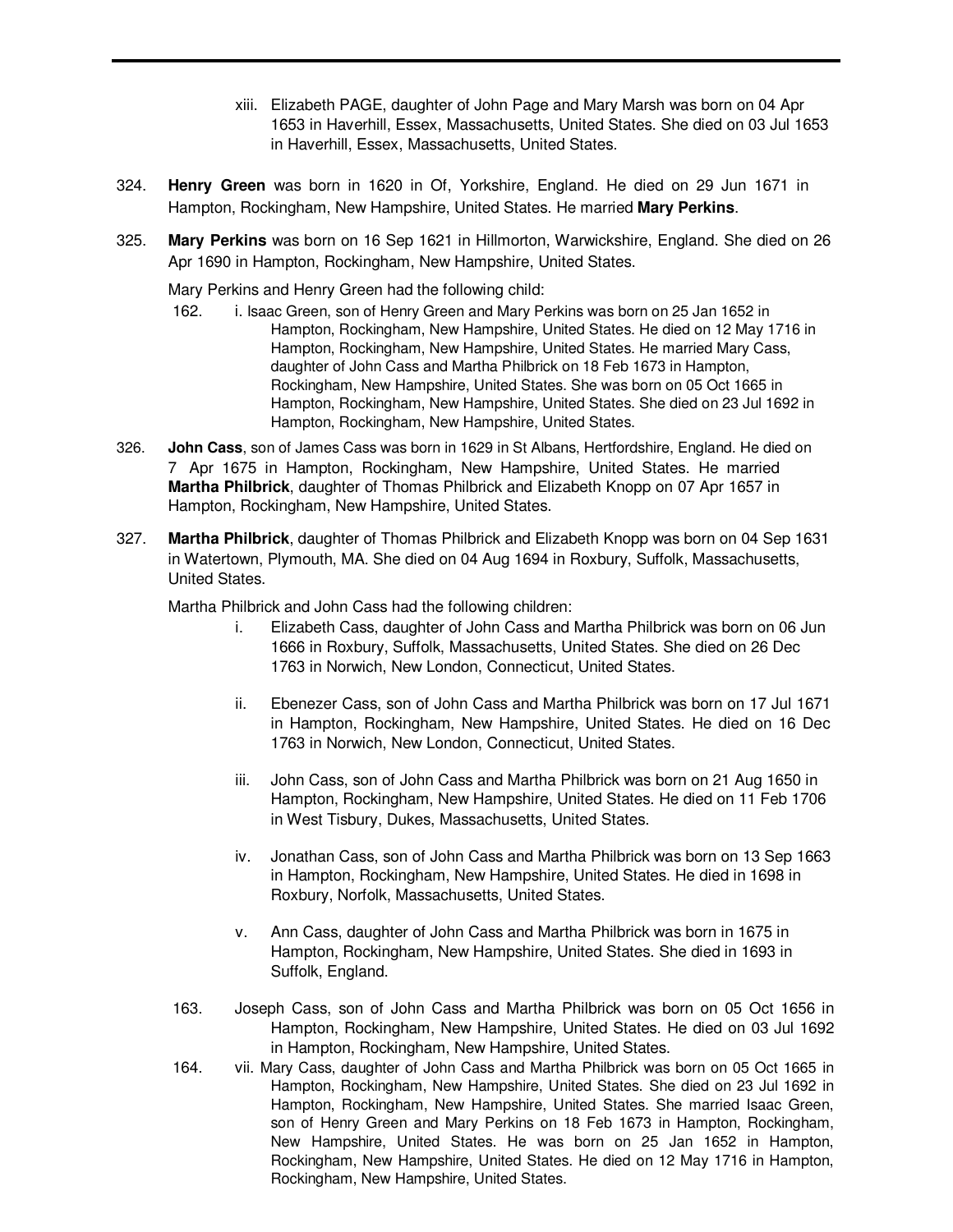xiii. Elizabeth PAGE, daughter of John Page and Mary Marsh was born on 04 Apr 1653 in Haverhill, Essex, Massachusetts, United States. She died on 03 Jul 1653 in Haverhill, Essex, Massachusetts, United States.

324. **Henry Green** was born in 1620 in Of, Yorkshire, England. He died on 29 Jun 1671 in Hampton, Rockingham, New Hampshire, United States. He married **Mary Perkins**.

325. **Mary Perkins** was born on 16 Sep 1621 in Hillmorton, Warwickshire, England. She died on 26 Apr 1690 in Hampton, Rockingham, New Hampshire, United States.

Mary Perkins and Henry Green had the following child:

162. i. Isaac Green, son of Henry Green and Mary Perkins was born on 25 Jan 1652 in Hampton, Rockingham, New Hampshire, United States. He died on 12 May 1716 in Hampton, Rockingham, New Hampshire, United States. He married Mary Cass, daughter of John Cass and Martha Philbrick on 18 Feb 1673 in Hampton, Rockingham, New Hampshire, United States. She was born on 05 Oct 1665 in Hampton, Rockingham, New Hampshire, United States. She died on 23 Jul 1692 in Hampton, Rockingham, New Hampshire, United States.

326. **John Cass**, son of James Cass was born in 1629 in St Albans, Hertfordshire, England. He died on 7 Apr 1675 in Hampton, Rockingham, New Hampshire, United States. He married **Martha Philbrick**, daughter of Thomas Philbrick and Elizabeth Knopp on 07 Apr 1657 in Hampton, Rockingham, New Hampshire, United States.

327. **Martha Philbrick**, daughter of Thomas Philbrick and Elizabeth Knopp was born on 04 Sep 1631 in Watertown, Plymouth, MA. She died on 04 Aug 1694 in Roxbury, Suffolk, Massachusetts, United States.

Martha Philbrick and John Cass had the following children:

i. Elizabeth Cass, daughter of John Cass and Martha Philbrick was born on 06 Jun 1666 in Roxbury, Suffolk, Massachusetts, United States. She died on 26 Dec 1763 in Norwich, New London, Connecticut, United States.

ii. Ebenezer Cass, son of John Cass and Martha Philbrick was born on 17 Jul 1671 in Hampton, Rockingham, New Hampshire, United States. He died on 16 Dec 1763 in Norwich, New London, Connecticut, United States.

iii. John Cass, son of John Cass and Martha Philbrick was born on 21 Aug 1650 in Hampton, Rockingham, New Hampshire, United States. He died on 11 Feb 1706 in West Tisbury, Dukes, Massachusetts, United States.

iv. Jonathan Cass, son of John Cass and Martha Philbrick was born on 13 Sep 1663 in Hampton, Rockingham, New Hampshire, United States. He died in 1698 in Roxbury, Norfolk, Massachusetts, United States.

v. Ann Cass, daughter of John Cass and Martha Philbrick was born in 1675 in Hampton, Rockingham, New Hampshire, United States. She died in 1693 in Suffolk, England.

163. Joseph Cass, son of John Cass and Martha Philbrick was born on 05 Oct 1656 in Hampton, Rockingham, New Hampshire, United States. He died on 03 Jul 1692 in Hampton, Rockingham, New Hampshire, United States.

164. vii. Mary Cass, daughter of John Cass and Martha Philbrick was born on 05 Oct 1665 in Hampton, Rockingham, New Hampshire, United States. She died on 23 Jul 1692 in Hampton, Rockingham, New Hampshire, United States. She married Isaac Green, son of Henry Green and Mary Perkins on 18 Feb 1673 in Hampton, Rockingham, New Hampshire, United States. He was born on 25 Jan 1652 in Hampton, Rockingham, New Hampshire, United States. He died on 12 May 1716 in Hampton, Rockingham, New Hampshire, United States.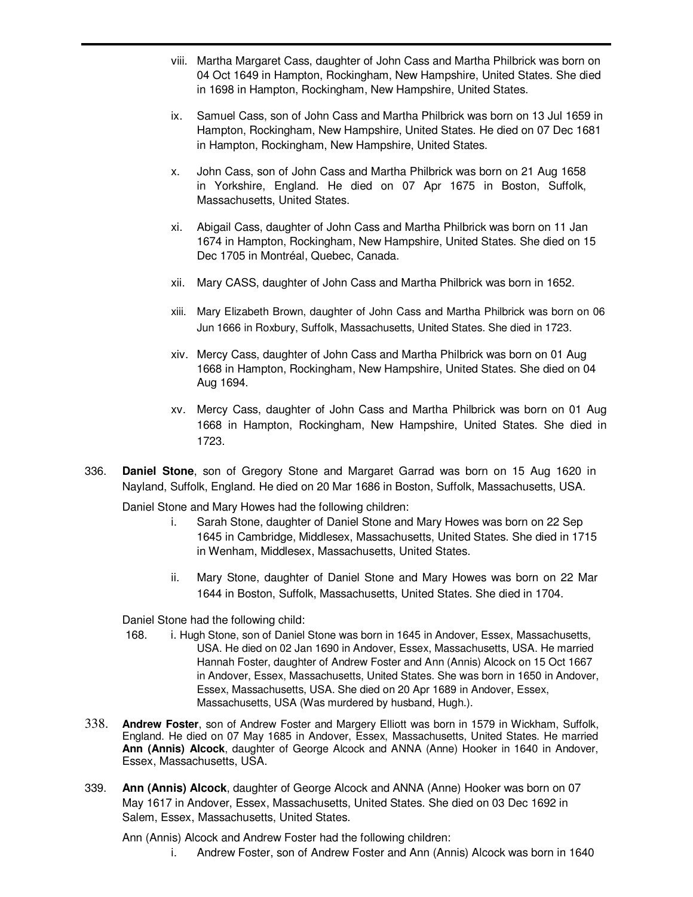viii. Martha Margaret Cass, daughter of John Cass and Martha Philbrick was born on 04 Oct 1649 in Hampton, Rockingham, New Hampshire, United States. She died in 1698 in Hampton, Rockingham, New Hampshire, United States.

ix. Samuel Cass, son of John Cass and Martha Philbrick was born on 13 Jul 1659 in Hampton, Rockingham, New Hampshire, United States. He died on 07 Dec 1681 in Hampton, Rockingham, New Hampshire, United States.

x. John Cass, son of John Cass and Martha Philbrick was born on 21 Aug 1658 in Yorkshire, England. He died on 07 Apr 1675 in Boston, Suffolk, Massachusetts, United States.

xi. Abigail Cass, daughter of John Cass and Martha Philbrick was born on 11 Jan 1674 in Hampton, Rockingham, New Hampshire, United States. She died on 15 Dec 1705 in Montréal, Quebec, Canada.

xii. Mary CASS, daughter of John Cass and Martha Philbrick was born in 1652.

xiii. Mary Elizabeth Brown, daughter of John Cass and Martha Philbrick was born on 06 Jun 1666 in Roxbury, Suffolk, Massachusetts, United States. She died in 1723.

xiv. Mercy Cass, daughter of John Cass and Martha Philbrick was born on 01 Aug 1668 in Hampton, Rockingham, New Hampshire, United States. She died on 04 Aug 1694.

xv. Mercy Cass, daughter of John Cass and Martha Philbrick was born on 01 Aug 1668 in Hampton, Rockingham, New Hampshire, United States. She died in 1723.

336. **Daniel Stone**, son of Gregory Stone and Margaret Garrad was born on 15 Aug 1620 in Nayland, Suffolk, England. He died on 20 Mar 1686 in Boston, Suffolk, Massachusetts, USA.

Daniel Stone and Mary Howes had the following children:

i. Sarah Stone, daughter of Daniel Stone and Mary Howes was born on 22 Sep 1645 in Cambridge, Middlesex, Massachusetts, United States. She died in 1715 in Wenham, Middlesex, Massachusetts, United States.

ii. Mary Stone, daughter of Daniel Stone and Mary Howes was born on 22 Mar 1644 in Boston, Suffolk, Massachusetts, United States. She died in 1704.

Daniel Stone had the following child:

168. i. Hugh Stone, son of Daniel Stone was born in 1645 in Andover, Essex, Massachusetts, USA. He died on 02 Jan 1690 in Andover, Essex, Massachusetts, USA. He married Hannah Foster, daughter of Andrew Foster and Ann (Annis) Alcock on 15 Oct 1667 in Andover, Essex, Massachusetts, United States. She was born in 1650 in Andover, Essex, Massachusetts, USA. She died on 20 Apr 1689 in Andover, Essex, Massachusetts, USA (Was murdered by husband, Hugh.).

338. **Andrew Foster**, son of Andrew Foster and Margery Elliott was born in 1579 in Wickham, Suffolk, England. He died on 07 May 1685 in Andover, Essex, Massachusetts, United States. He married **Ann (Annis) Alcock**, daughter of George Alcock and ANNA (Anne) Hooker in 1640 in Andover, Essex, Massachusetts, USA.

339. **Ann (Annis) Alcock**, daughter of George Alcock and ANNA (Anne) Hooker was born on 07 May 1617 in Andover, Essex, Massachusetts, United States. She died on 03 Dec 1692 in Salem, Essex, Massachusetts, United States.

Ann (Annis) Alcock and Andrew Foster had the following children:

i. Andrew Foster, son of Andrew Foster and Ann (Annis) Alcock was born in 1640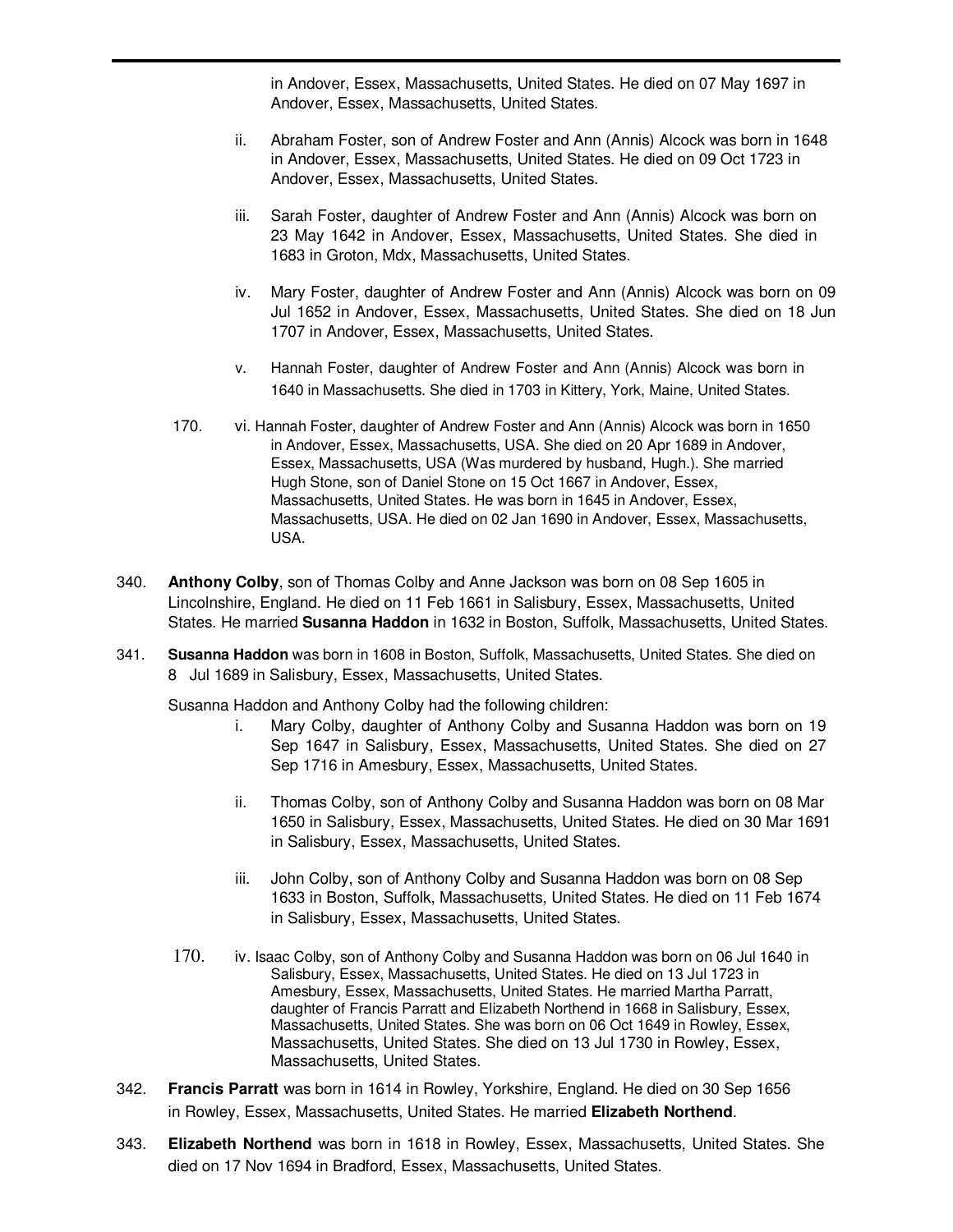in Andover, Essex, Massachusetts, United States. He died on 07 May 1697 in Andover, Essex, Massachusetts, United States.

ii. Abraham Foster, son of Andrew Foster and Ann (Annis) Alcock was born in 1648 in Andover, Essex, Massachusetts, United States. He died on 09 Oct 1723 in Andover, Essex, Massachusetts, United States.

iii. Sarah Foster, daughter of Andrew Foster and Ann (Annis) Alcock was born on 23 May 1642 in Andover, Essex, Massachusetts, United States. She died in 1683 in Groton, Mdx, Massachusetts, United States.

iv. Mary Foster, daughter of Andrew Foster and Ann (Annis) Alcock was born on 09 Jul 1652 in Andover, Essex, Massachusetts, United States. She died on 18 Jun 1707 in Andover, Essex, Massachusetts, United States.

v. Hannah Foster, daughter of Andrew Foster and Ann (Annis) Alcock was born in 1640 in Massachusetts. She died in 1703 in Kittery, York, Maine, United States.

170. vi. Hannah Foster, daughter of Andrew Foster and Ann (Annis) Alcock was born in 1650 in Andover, Essex, Massachusetts, USA. She died on 20 Apr 1689 in Andover, Essex, Massachusetts, USA (Was murdered by husband, Hugh.). She married Hugh Stone, son of Daniel Stone on 15 Oct 1667 in Andover, Essex, Massachusetts, United States. He was born in 1645 in Andover, Essex, Massachusetts, USA. He died on 02 Jan 1690 in Andover, Essex, Massachusetts, USA.

340. **Anthony Colby**, son of Thomas Colby and Anne Jackson was born on 08 Sep 1605 in Lincolnshire, England. He died on 11 Feb 1661 in Salisbury, Essex, Massachusetts, United States. He married **Susanna Haddon** in 1632 in Boston, Suffolk, Massachusetts, United States.

341. **Susanna Haddon** was born in 1608 in Boston, Suffolk, Massachusetts, United States. She died on 8 Jul 1689 in Salisbury, Essex, Massachusetts, United States.

Susanna Haddon and Anthony Colby had the following children:

i. Mary Colby, daughter of Anthony Colby and Susanna Haddon was born on 19 Sep 1647 in Salisbury, Essex, Massachusetts, United States. She died on 27 Sep 1716 in Amesbury, Essex, Massachusetts, United States.

ii. Thomas Colby, son of Anthony Colby and Susanna Haddon was born on 08 Mar 1650 in Salisbury, Essex, Massachusetts, United States. He died on 30 Mar 1691 in Salisbury, Essex, Massachusetts, United States.

iii. John Colby, son of Anthony Colby and Susanna Haddon was born on 08 Sep 1633 in Boston, Suffolk, Massachusetts, United States. He died on 11 Feb 1674 in Salisbury, Essex, Massachusetts, United States.

170. iv. Isaac Colby, son of Anthony Colby and Susanna Haddon was born on 06 Jul 1640 in Salisbury, Essex, Massachusetts, United States. He died on 13 Jul 1723 in Amesbury, Essex, Massachusetts, United States. He married Martha Parratt, daughter of Francis Parratt and Elizabeth Northend in 1668 in Salisbury, Essex, Massachusetts, United States. She was born on 06 Oct 1649 in Rowley, Essex, Massachusetts, United States. She died on 13 Jul 1730 in Rowley, Essex, Massachusetts, United States.

342. **Francis Parratt** was born in 1614 in Rowley, Yorkshire, England. He died on 30 Sep 1656 in Rowley, Essex, Massachusetts, United States. He married **Elizabeth Northend**.

343. **Elizabeth Northend** was born in 1618 in Rowley, Essex, Massachusetts, United States. She died on 17 Nov 1694 in Bradford, Essex, Massachusetts, United States.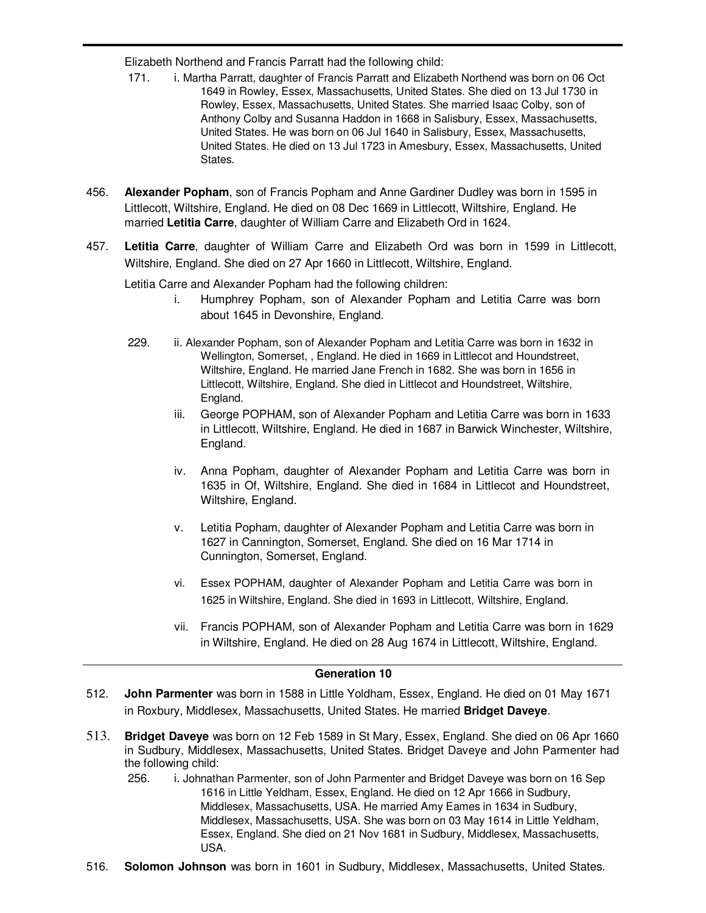Elizabeth Northend and Francis Parratt had the following child:

171. i. Martha Parratt, daughter of Francis Parratt and Elizabeth Northend was born on 06 Oct 1649 in Rowley, Essex, Massachusetts, United States. She died on 13 Jul 1730 in Rowley, Essex, Massachusetts, United States. She married Isaac Colby, son of Anthony Colby and Susanna Haddon in 1668 in Salisbury, Essex, Massachusetts, United States. He was born on 06 Jul 1640 in Salisbury, Essex, Massachusetts, United States. He died on 13 Jul 1723 in Amesbury, Essex, Massachusetts, United States.

456. **Alexander Popham**, son of Francis Popham and Anne Gardiner Dudley was born in 1595 in Littlecott, Wiltshire, England. He died on 08 Dec 1669 in Littlecott, Wiltshire, England. He married **Letitia Carre**, daughter of William Carre and Elizabeth Ord in 1624.

457. **Letitia Carre**, daughter of William Carre and Elizabeth Ord was born in 1599 in Littlecott, Wiltshire, England. She died on 27 Apr 1660 in Littlecott, Wiltshire, England.

Letitia Carre and Alexander Popham had the following children:

i. Humphrey Popham, son of Alexander Popham and Letitia Carre was born about 1645 in Devonshire, England.

229. ii. Alexander Popham, son of Alexander Popham and Letitia Carre was born in 1632 in Wellington, Somerset, , England. He died in 1669 in Littlecot and Houndstreet, Wiltshire, England. He married Jane French in 1682. She was born in 1656 in Littlecott, Wiltshire, England. She died in Littlecot and Houndstreet, Wiltshire, England.

iii. George POPHAM, son of Alexander Popham and Letitia Carre was born in 1633 in Littlecott, Wiltshire, England. He died in 1687 in Barwick Winchester, Wiltshire, England.

iv. Anna Popham, daughter of Alexander Popham and Letitia Carre was born in 1635 in Of, Wiltshire, England. She died in 1684 in Littlecot and Houndstreet, Wiltshire, England.

v. Letitia Popham, daughter of Alexander Popham and Letitia Carre was born in 1627 in Cannington, Somerset, England. She died on 16 Mar 1714 in Cunnington, Somerset, England.

vi. Essex POPHAM, daughter of Alexander Popham and Letitia Carre was born in 1625 in Wiltshire, England. She died in 1693 in Littlecott, Wiltshire, England.

vii. Francis POPHAM, son of Alexander Popham and Letitia Carre was born in 1629 in Wiltshire, England. He died on 28 Aug 1674 in Littlecott, Wiltshire, England.

---

## Generation 10

512. **John Parmenter** was born in 1588 in Little Yoldham, Essex, England. He died on 01 May 1671 in Roxbury, Middlesex, Massachusetts, United States. He married **Bridget Daveye**.

513. **Bridget Daveye** was born on 12 Feb 1589 in St Mary, Essex, England. She died on 06 Apr 1660 in Sudbury, Middlesex, Massachusetts, United States. Bridget Daveye and John Parmenter had the following child:

256. i. Johnathan Parmenter, son of John Parmenter and Bridget Daveye was born on 16 Sep 1616 in Little Yeldham, Essex, England. He died on 12 Apr 1666 in Sudbury, Middlesex, Massachusetts, USA. He married Amy Eames in 1634 in Sudbury, Middlesex, Massachusetts, USA. She was born on 03 May 1614 in Little Yeldham, Essex, England. She died on 21 Nov 1681 in Sudbury, Middlesex, Massachusetts, USA.

516. **Solomon Johnson** was born in 1601 in Sudbury, Middlesex, Massachusetts, United States.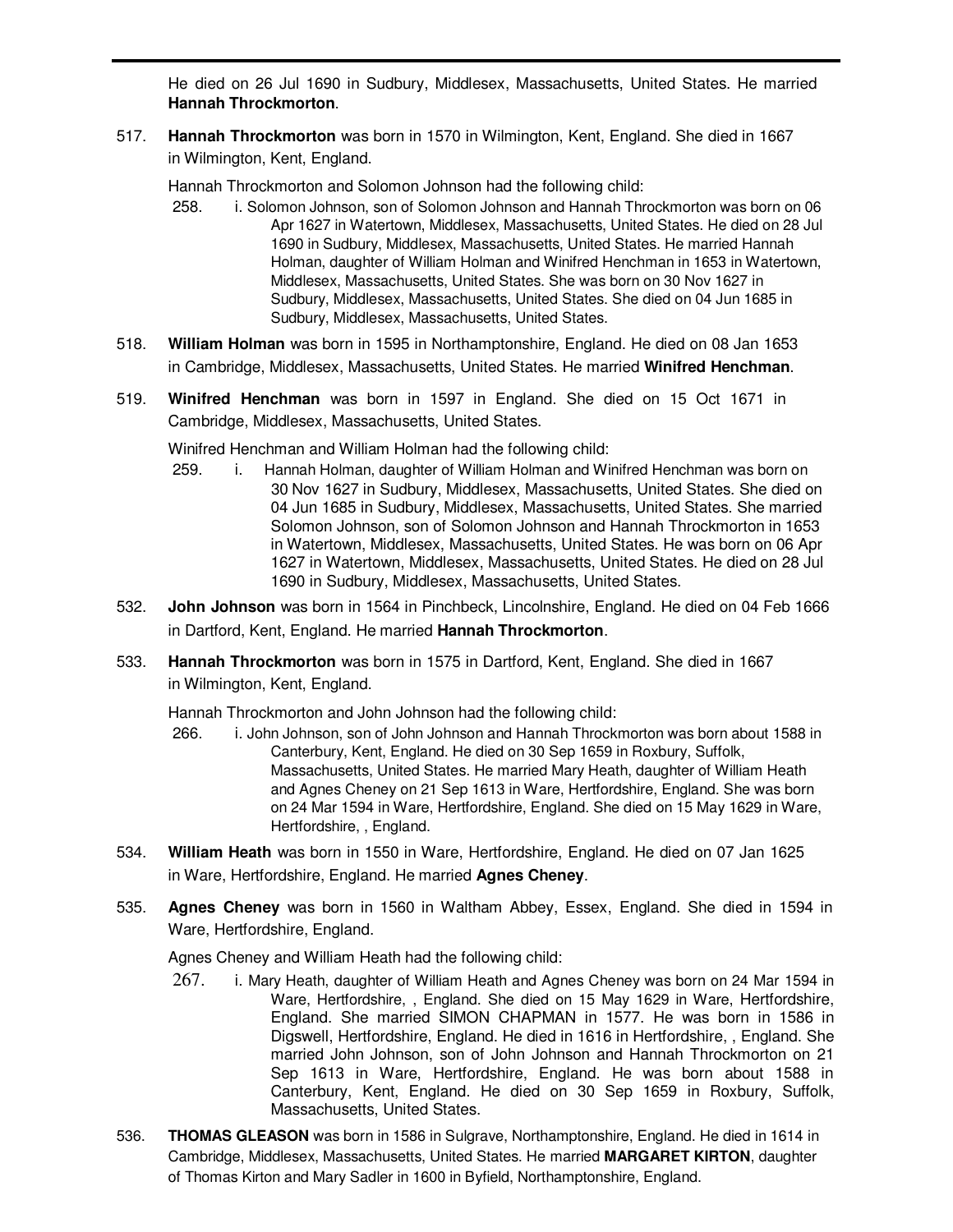He died on 26 Jul 1690 in Sudbury, Middlesex, Massachusetts, United States. He married **Hannah Throckmorton**.

517. **Hannah Throckmorton** was born in 1570 in Wilmington, Kent, England. She died in 1667 in Wilmington, Kent, England.

Hannah Throckmorton and Solomon Johnson had the following child:

258. i. Solomon Johnson, son of Solomon Johnson and Hannah Throckmorton was born on 06 Apr 1627 in Watertown, Middlesex, Massachusetts, United States. He died on 28 Jul 1690 in Sudbury, Middlesex, Massachusetts, United States. He married Hannah Holman, daughter of William Holman and Winifred Henchman in 1653 in Watertown, Middlesex, Massachusetts, United States. She was born on 30 Nov 1627 in Sudbury, Middlesex, Massachusetts, United States. She died on 04 Jun 1685 in Sudbury, Middlesex, Massachusetts, United States.

518. **William Holman** was born in 1595 in Northamptonshire, England. He died on 08 Jan 1653 in Cambridge, Middlesex, Massachusetts, United States. He married **Winifred Henchman**.

519. **Winifred Henchman** was born in 1597 in England. She died on 15 Oct 1671 in Cambridge, Middlesex, Massachusetts, United States.

Winifred Henchman and William Holman had the following child:

259. i. Hannah Holman, daughter of William Holman and Winifred Henchman was born on 30 Nov 1627 in Sudbury, Middlesex, Massachusetts, United States. She died on 04 Jun 1685 in Sudbury, Middlesex, Massachusetts, United States. She married Solomon Johnson, son of Solomon Johnson and Hannah Throckmorton in 1653 in Watertown, Middlesex, Massachusetts, United States. He was born on 06 Apr 1627 in Watertown, Middlesex, Massachusetts, United States. He died on 28 Jul 1690 in Sudbury, Middlesex, Massachusetts, United States.

532. **John Johnson** was born in 1564 in Pinchbeck, Lincolnshire, England. He died on 04 Feb 1666 in Dartford, Kent, England. He married **Hannah Throckmorton**.

533. **Hannah Throckmorton** was born in 1575 in Dartford, Kent, England. She died in 1667 in Wilmington, Kent, England.

Hannah Throckmorton and John Johnson had the following child:

266. i. John Johnson, son of John Johnson and Hannah Throckmorton was born about 1588 in Canterbury, Kent, England. He died on 30 Sep 1659 in Roxbury, Suffolk, Massachusetts, United States. He married Mary Heath, daughter of William Heath and Agnes Cheney on 21 Sep 1613 in Ware, Hertfordshire, England. She was born on 24 Mar 1594 in Ware, Hertfordshire, England. She died on 15 May 1629 in Ware, Hertfordshire, , England.

534. **William Heath** was born in 1550 in Ware, Hertfordshire, England. He died on 07 Jan 1625 in Ware, Hertfordshire, England. He married **Agnes Cheney**.

535. **Agnes Cheney** was born in 1560 in Waltham Abbey, Essex, England. She died in 1594 in Ware, Hertfordshire, England.

Agnes Cheney and William Heath had the following child:

267. i. Mary Heath, daughter of William Heath and Agnes Cheney was born on 24 Mar 1594 in Ware, Hertfordshire, , England. She died on 15 May 1629 in Ware, Hertfordshire, England. She married SIMON CHAPMAN in 1577. He was born in 1586 in Digswell, Hertfordshire, England. He died in 1616 in Hertfordshire, , England. She married John Johnson, son of John Johnson and Hannah Throckmorton on 21 Sep 1613 in Ware, Hertfordshire, England. He was born about 1588 in Canterbury, Kent, England. He died on 30 Sep 1659 in Roxbury, Suffolk, Massachusetts, United States.

536. **THOMAS GLEASON** was born in 1586 in Sulgrave, Northamptonshire, England. He died in 1614 in Cambridge, Middlesex, Massachusetts, United States. He married **MARGARET KIRTON**, daughter of Thomas Kirton and Mary Sadler in 1600 in Byfield, Northamptonshire, England.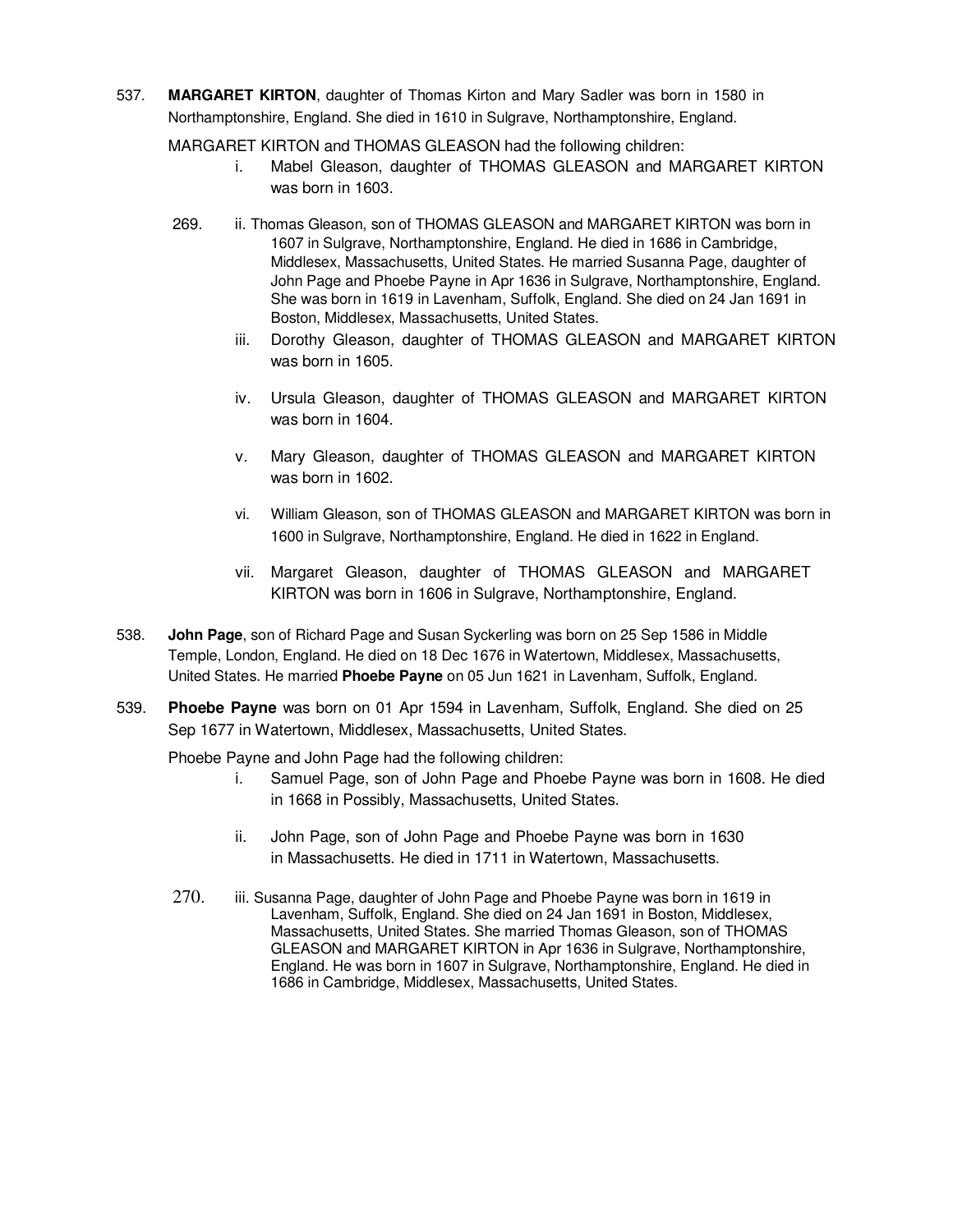537. **MARGARET KIRTON**, daughter of Thomas Kirton and Mary Sadler was born in 1580 in Northamptonshire, England. She died in 1610 in Sulgrave, Northamptonshire, England.

MARGARET KIRTON and THOMAS GLEASON had the following children:

- i. Mabel Gleason, daughter of THOMAS GLEASON and MARGARET KIRTON was born in 1603.

269. ii. Thomas Gleason, son of THOMAS GLEASON and MARGARET KIRTON was born in 1607 in Sulgrave, Northamptonshire, England. He died in 1686 in Cambridge, Middlesex, Massachusetts, United States. He married Susanna Page, daughter of John Page and Phoebe Payne in Apr 1636 in Sulgrave, Northamptonshire, England. She was born in 1619 in Lavenham, Suffolk, England. She died on 24 Jan 1691 in Boston, Middlesex, Massachusetts, United States.

- iii. Dorothy Gleason, daughter of THOMAS GLEASON and MARGARET KIRTON was born in 1605.

- iv. Ursula Gleason, daughter of THOMAS GLEASON and MARGARET KIRTON was born in 1604.

- v. Mary Gleason, daughter of THOMAS GLEASON and MARGARET KIRTON was born in 1602.

- vi. William Gleason, son of THOMAS GLEASON and MARGARET KIRTON was born in 1600 in Sulgrave, Northamptonshire, England. He died in 1622 in England.

- vii. Margaret Gleason, daughter of THOMAS GLEASON and MARGARET KIRTON was born in 1606 in Sulgrave, Northamptonshire, England.

538. **John Page**, son of Richard Page and Susan Syckerling was born on 25 Sep 1586 in Middle Temple, London, England. He died on 18 Dec 1676 in Watertown, Middlesex, Massachusetts, United States. He married **Phoebe Payne** on 05 Jun 1621 in Lavenham, Suffolk, England.

539. **Phoebe Payne** was born on 01 Apr 1594 in Lavenham, Suffolk, England. She died on 25 Sep 1677 in Watertown, Middlesex, Massachusetts, United States.

Phoebe Payne and John Page had the following children:

- i. Samuel Page, son of John Page and Phoebe Payne was born in 1608. He died in 1668 in Possibly, Massachusetts, United States.

- ii. John Page, son of John Page and Phoebe Payne was born in 1630 in Massachusetts. He died in 1711 in Watertown, Massachusetts.

270. iii. Susanna Page, daughter of John Page and Phoebe Payne was born in 1619 in Lavenham, Suffolk, England. She died on 24 Jan 1691 in Boston, Middlesex, Massachusetts, United States. She married Thomas Gleason, son of THOMAS GLEASON and MARGARET KIRTON in Apr 1636 in Sulgrave, Northamptonshire, England. He was born in 1607 in Sulgrave, Northamptonshire, England. He died in 1686 in Cambridge, Middlesex, Massachusetts, United States.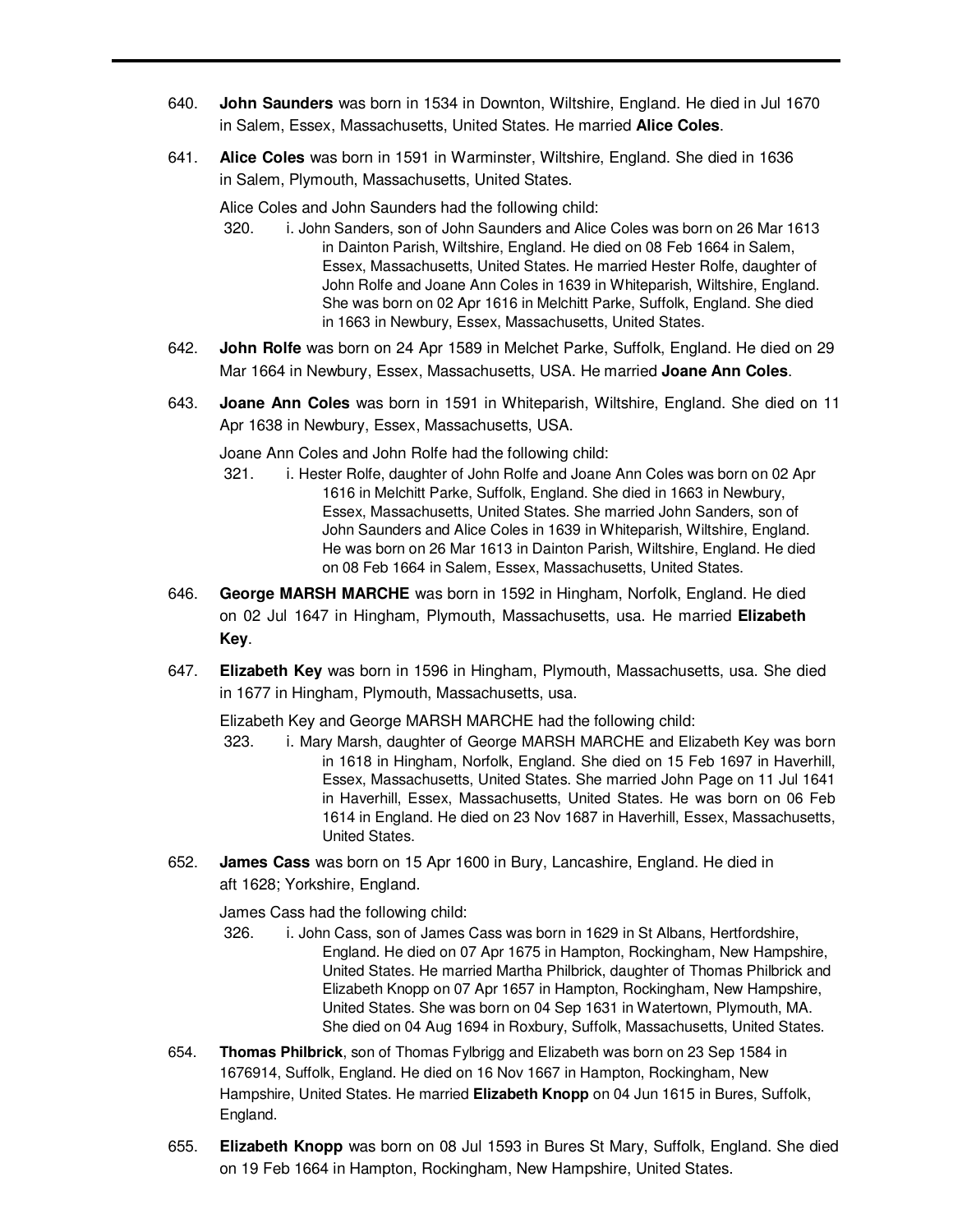640. **John Saunders** was born in 1534 in Downton, Wiltshire, England. He died in Jul 1670 in Salem, Essex, Massachusetts, United States. He married **Alice Coles**.

641. **Alice Coles** was born in 1591 in Warminster, Wiltshire, England. She died in 1636 in Salem, Plymouth, Massachusetts, United States.

    Alice Coles and John Saunders had the following child:

    320. i. John Sanders, son of John Saunders and Alice Coles was born on 26 Mar 1613 in Dainton Parish, Wiltshire, England. He died on 08 Feb 1664 in Salem, Essex, Massachusetts, United States. He married Hester Rolfe, daughter of John Rolfe and Joane Ann Coles in 1639 in Whiteparish, Wiltshire, England. She was born on 02 Apr 1616 in Melchitt Parke, Suffolk, England. She died in 1663 in Newbury, Essex, Massachusetts, United States.

642. **John Rolfe** was born on 24 Apr 1589 in Melchet Parke, Suffolk, England. He died on 29 Mar 1664 in Newbury, Essex, Massachusetts, USA. He married **Joane Ann Coles**.

643. **Joane Ann Coles** was born in 1591 in Whiteparish, Wiltshire, England. She died on 11 Apr 1638 in Newbury, Essex, Massachusetts, USA.

    Joane Ann Coles and John Rolfe had the following child:

    321. i. Hester Rolfe, daughter of John Rolfe and Joane Ann Coles was born on 02 Apr 1616 in Melchitt Parke, Suffolk, England. She died in 1663 in Newbury, Essex, Massachusetts, United States. She married John Sanders, son of John Saunders and Alice Coles in 1639 in Whiteparish, Wiltshire, England. He was born on 26 Mar 1613 in Dainton Parish, Wiltshire, England. He died on 08 Feb 1664 in Salem, Essex, Massachusetts, United States.

646. **George MARSH MARCHE** was born in 1592 in Hingham, Norfolk, England. He died on 02 Jul 1647 in Hingham, Plymouth, Massachusetts, usa. He married **Elizabeth Key**.

647. **Elizabeth Key** was born in 1596 in Hingham, Plymouth, Massachusetts, usa. She died in 1677 in Hingham, Plymouth, Massachusetts, usa.

    Elizabeth Key and George MARSH MARCHE had the following child:

    323. i. Mary Marsh, daughter of George MARSH MARCHE and Elizabeth Key was born in 1618 in Hingham, Norfolk, England. She died on 15 Feb 1697 in Haverhill, Essex, Massachusetts, United States. She married John Page on 11 Jul 1641 in Haverhill, Essex, Massachusetts, United States. He was born on 06 Feb 1614 in England. He died on 23 Nov 1687 in Haverhill, Essex, Massachusetts, United States.

652. **James Cass** was born on 15 Apr 1600 in Bury, Lancashire, England. He died in aft 1628; Yorkshire, England.

    James Cass had the following child:

    326. i. John Cass, son of James Cass was born in 1629 in St Albans, Hertfordshire, England. He died on 07 Apr 1675 in Hampton, Rockingham, New Hampshire, United States. He married Martha Philbrick, daughter of Thomas Philbrick and Elizabeth Knopp on 07 Apr 1657 in Hampton, Rockingham, New Hampshire, United States. She was born on 04 Sep 1631 in Watertown, Plymouth, MA. She died on 04 Aug 1694 in Roxbury, Suffolk, Massachusetts, United States.

654. **Thomas Philbrick**, son of Thomas Fylbrigg and Elizabeth was born on 23 Sep 1584 in 1676914, Suffolk, England. He died on 16 Nov 1667 in Hampton, Rockingham, New Hampshire, United States. He married **Elizabeth Knopp** on 04 Jun 1615 in Bures, Suffolk, England.

655. **Elizabeth Knopp** was born on 08 Jul 1593 in Bures St Mary, Suffolk, England. She died on 19 Feb 1664 in Hampton, Rockingham, New Hampshire, United States.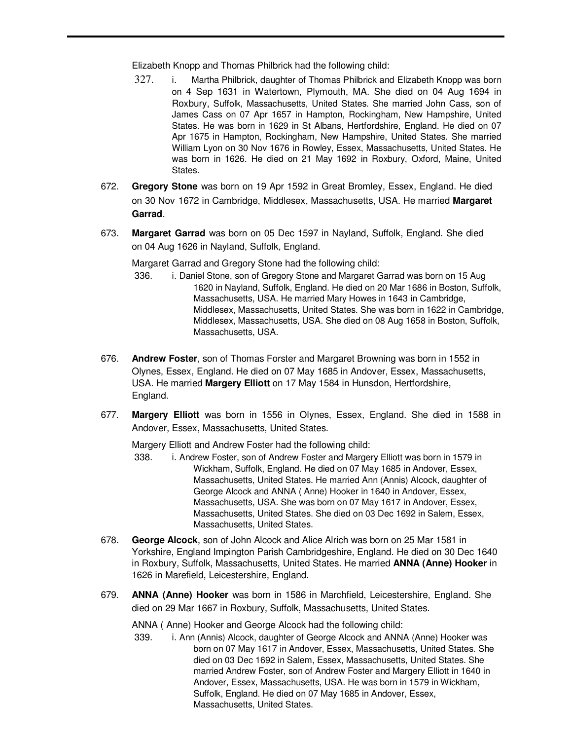Elizabeth Knopp and Thomas Philbrick had the following child:

327. i. Martha Philbrick, daughter of Thomas Philbrick and Elizabeth Knopp was born on 4 Sep 1631 in Watertown, Plymouth, MA. She died on 04 Aug 1694 in Roxbury, Suffolk, Massachusetts, United States. She married John Cass, son of James Cass on 07 Apr 1657 in Hampton, Rockingham, New Hampshire, United States. He was born in 1629 in St Albans, Hertfordshire, England. He died on 07 Apr 1675 in Hampton, Rockingham, New Hampshire, United States. She married William Lyon on 30 Nov 1676 in Rowley, Essex, Massachusetts, United States. He was born in 1626. He died on 21 May 1692 in Roxbury, Oxford, Maine, United States.

672. **Gregory Stone** was born on 19 Apr 1592 in Great Bromley, Essex, England. He died on 30 Nov 1672 in Cambridge, Middlesex, Massachusetts, USA. He married **Margaret Garrad**.

673. **Margaret Garrad** was born on 05 Dec 1597 in Nayland, Suffolk, England. She died on 04 Aug 1626 in Nayland, Suffolk, England.

Margaret Garrad and Gregory Stone had the following child:

336. i. Daniel Stone, son of Gregory Stone and Margaret Garrad was born on 15 Aug 1620 in Nayland, Suffolk, England. He died on 20 Mar 1686 in Boston, Suffolk, Massachusetts, USA. He married Mary Howes in 1643 in Cambridge, Middlesex, Massachusetts, United States. She was born in 1622 in Cambridge, Middlesex, Massachusetts, USA. She died on 08 Aug 1658 in Boston, Suffolk, Massachusetts, USA.

676. **Andrew Foster**, son of Thomas Forster and Margaret Browning was born in 1552 in Olynes, Essex, England. He died on 07 May 1685 in Andover, Essex, Massachusetts, USA. He married **Margery Elliott** on 17 May 1584 in Hunsdon, Hertfordshire, England.

677. **Margery Elliott** was born in 1556 in Olynes, Essex, England. She died in 1588 in Andover, Essex, Massachusetts, United States.

Margery Elliott and Andrew Foster had the following child:

338. i. Andrew Foster, son of Andrew Foster and Margery Elliott was born in 1579 in Wickham, Suffolk, England. He died on 07 May 1685 in Andover, Essex, Massachusetts, United States. He married Ann (Annis) Alcock, daughter of George Alcock and ANNA ( Anne) Hooker in 1640 in Andover, Essex, Massachusetts, USA. She was born on 07 May 1617 in Andover, Essex, Massachusetts, United States. She died on 03 Dec 1692 in Salem, Essex, Massachusetts, United States.

678. **George Alcock**, son of John Alcock and Alice Alrich was born on 25 Mar 1581 in Yorkshire, England Impington Parish Cambridgeshire, England. He died on 30 Dec 1640 in Roxbury, Suffolk, Massachusetts, United States. He married **ANNA (Anne) Hooker** in 1626 in Marefield, Leicestershire, England.

679. **ANNA (Anne) Hooker** was born in 1586 in Marchfield, Leicestershire, England. She died on 29 Mar 1667 in Roxbury, Suffolk, Massachusetts, United States.

ANNA ( Anne) Hooker and George Alcock had the following child:

339. i. Ann (Annis) Alcock, daughter of George Alcock and ANNA (Anne) Hooker was born on 07 May 1617 in Andover, Essex, Massachusetts, United States. She died on 03 Dec 1692 in Salem, Essex, Massachusetts, United States. She married Andrew Foster, son of Andrew Foster and Margery Elliott in 1640 in Andover, Essex, Massachusetts, USA. He was born in 1579 in Wickham, Suffolk, England. He died on 07 May 1685 in Andover, Essex, Massachusetts, United States.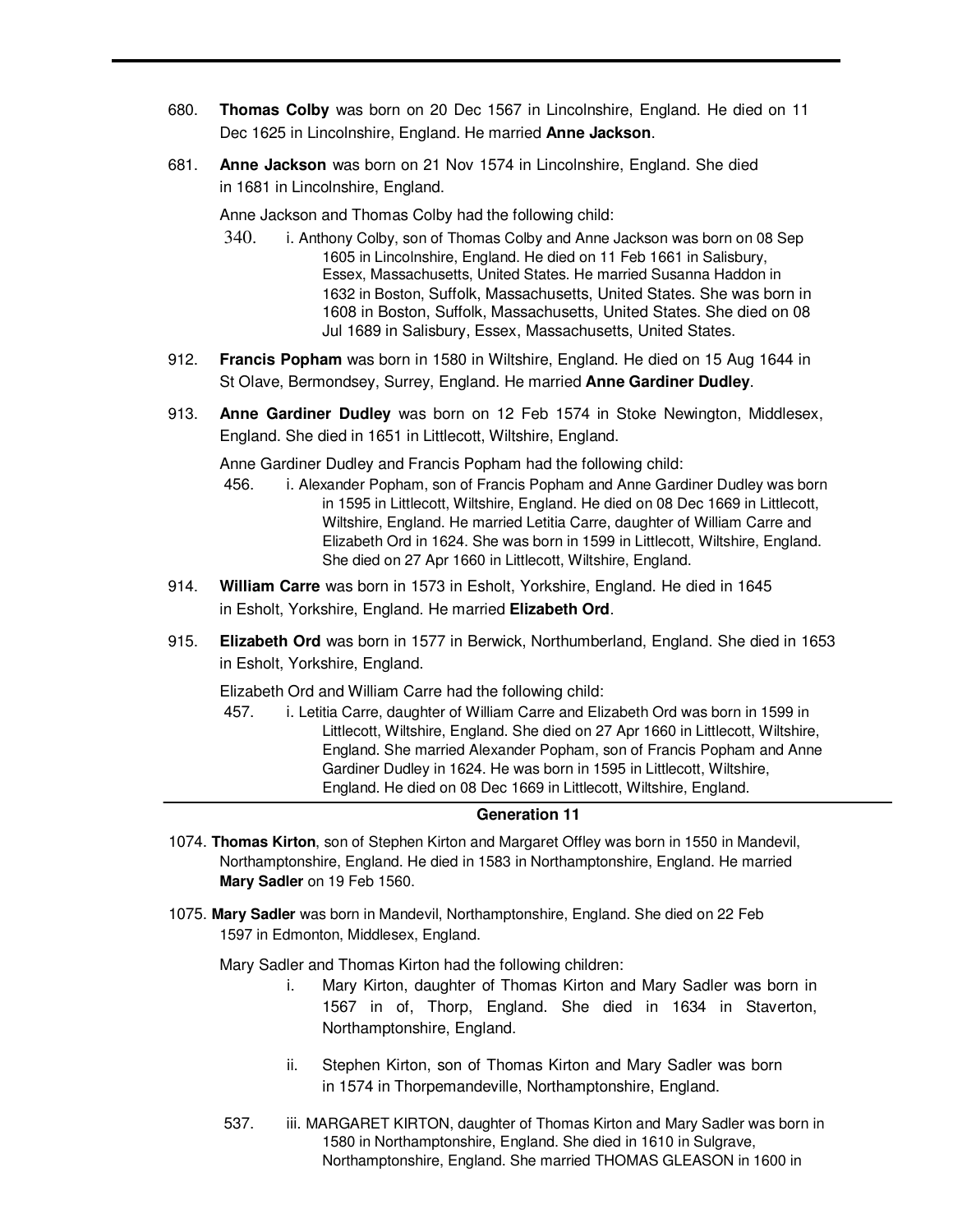680. **Thomas Colby** was born on 20 Dec 1567 in Lincolnshire, England. He died on 11 Dec 1625 in Lincolnshire, England. He married **Anne Jackson**.

681. **Anne Jackson** was born on 21 Nov 1574 in Lincolnshire, England. She died in 1681 in Lincolnshire, England.

Anne Jackson and Thomas Colby had the following child:

340. i. Anthony Colby, son of Thomas Colby and Anne Jackson was born on 08 Sep 1605 in Lincolnshire, England. He died on 11 Feb 1661 in Salisbury, Essex, Massachusetts, United States. He married Susanna Haddon in 1632 in Boston, Suffolk, Massachusetts, United States. She was born in 1608 in Boston, Suffolk, Massachusetts, United States. She died on 08 Jul 1689 in Salisbury, Essex, Massachusetts, United States.

912. **Francis Popham** was born in 1580 in Wiltshire, England. He died on 15 Aug 1644 in St Olave, Bermondsey, Surrey, England. He married **Anne Gardiner Dudley**.

913. **Anne Gardiner Dudley** was born on 12 Feb 1574 in Stoke Newington, Middlesex, England. She died in 1651 in Littlecott, Wiltshire, England.

Anne Gardiner Dudley and Francis Popham had the following child:

456. i. Alexander Popham, son of Francis Popham and Anne Gardiner Dudley was born in 1595 in Littlecott, Wiltshire, England. He died on 08 Dec 1669 in Littlecott, Wiltshire, England. He married Letitia Carre, daughter of William Carre and Elizabeth Ord in 1624. She was born in 1599 in Littlecott, Wiltshire, England. She died on 27 Apr 1660 in Littlecott, Wiltshire, England.

914. **William Carre** was born in 1573 in Esholt, Yorkshire, England. He died in 1645 in Esholt, Yorkshire, England. He married **Elizabeth Ord**.

915. **Elizabeth Ord** was born in 1577 in Berwick, Northumberland, England. She died in 1653 in Esholt, Yorkshire, England.

Elizabeth Ord and William Carre had the following child:

457. i. Letitia Carre, daughter of William Carre and Elizabeth Ord was born in 1599 in Littlecott, Wiltshire, England. She died on 27 Apr 1660 in Littlecott, Wiltshire, England. She married Alexander Popham, son of Francis Popham and Anne Gardiner Dudley in 1624. He was born in 1595 in Littlecott, Wiltshire, England. He died on 08 Dec 1669 in Littlecott, Wiltshire, England.

## Generation 11

1074. **Thomas Kirton**, son of Stephen Kirton and Margaret Offley was born in 1550 in Mandevil, Northamptonshire, England. He died in 1583 in Northamptonshire, England. He married **Mary Sadler** on 19 Feb 1560.

1075. **Mary Sadler** was born in Mandevil, Northamptonshire, England. She died on 22 Feb 1597 in Edmonton, Middlesex, England.

Mary Sadler and Thomas Kirton had the following children:

i. Mary Kirton, daughter of Thomas Kirton and Mary Sadler was born in 1567 in of, Thorp, England. She died in 1634 in Staverton, Northamptonshire, England.

ii. Stephen Kirton, son of Thomas Kirton and Mary Sadler was born in 1574 in Thorpemandeville, Northamptonshire, England.

537. iii. MARGARET KIRTON, daughter of Thomas Kirton and Mary Sadler was born in 1580 in Northamptonshire, England. She died in 1610 in Sulgrave, Northamptonshire, England. She married THOMAS GLEASON in 1600 in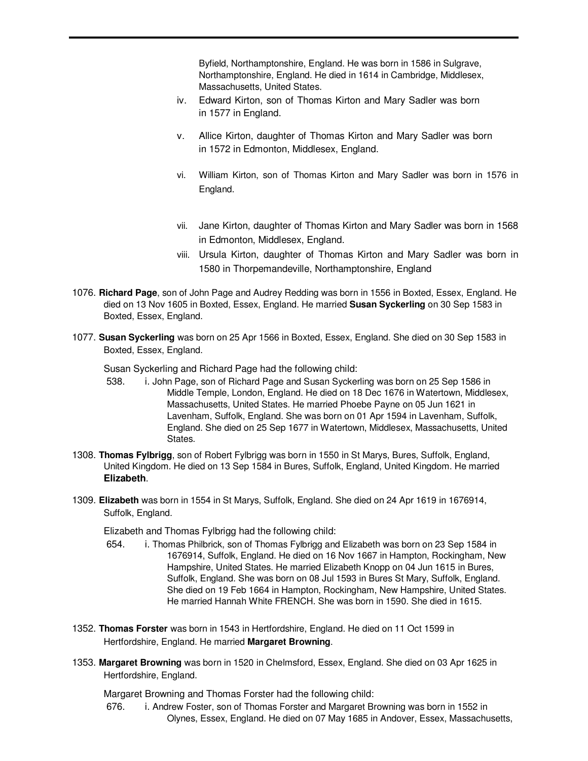Byfield, Northamptonshire, England. He was born in 1586 in Sulgrave, Northamptonshire, England. He died in 1614 in Cambridge, Middlesex, Massachusetts, United States.

iv. Edward Kirton, son of Thomas Kirton and Mary Sadler was born in 1577 in England.

v. Allice Kirton, daughter of Thomas Kirton and Mary Sadler was born in 1572 in Edmonton, Middlesex, England.

vi. William Kirton, son of Thomas Kirton and Mary Sadler was born in 1576 in England.

vii. Jane Kirton, daughter of Thomas Kirton and Mary Sadler was born in 1568 in Edmonton, Middlesex, England.

viii. Ursula Kirton, daughter of Thomas Kirton and Mary Sadler was born in 1580 in Thorpemandeville, Northamptonshire, England

1076. **Richard Page**, son of John Page and Audrey Redding was born in 1556 in Boxted, Essex, England. He died on 13 Nov 1605 in Boxted, Essex, England. He married **Susan Syckerling** on 30 Sep 1583 in Boxted, Essex, England.

1077. **Susan Syckerling** was born on 25 Apr 1566 in Boxted, Essex, England. She died on 30 Sep 1583 in Boxted, Essex, England.

Susan Syckerling and Richard Page had the following child:

538. i. John Page, son of Richard Page and Susan Syckerling was born on 25 Sep 1586 in Middle Temple, London, England. He died on 18 Dec 1676 in Watertown, Middlesex, Massachusetts, United States. He married Phoebe Payne on 05 Jun 1621 in Lavenham, Suffolk, England. She was born on 01 Apr 1594 in Lavenham, Suffolk, England. She died on 25 Sep 1677 in Watertown, Middlesex, Massachusetts, United States.

1308. **Thomas Fylbrigg**, son of Robert Fylbrigg was born in 1550 in St Marys, Bures, Suffolk, England, United Kingdom. He died on 13 Sep 1584 in Bures, Suffolk, England, United Kingdom. He married **Elizabeth**.

1309. **Elizabeth** was born in 1554 in St Marys, Suffolk, England. She died on 24 Apr 1619 in 1676914, Suffolk, England.

Elizabeth and Thomas Fylbrigg had the following child:

654. i. Thomas Philbrick, son of Thomas Fylbrigg and Elizabeth was born on 23 Sep 1584 in 1676914, Suffolk, England. He died on 16 Nov 1667 in Hampton, Rockingham, New Hampshire, United States. He married Elizabeth Knopp on 04 Jun 1615 in Bures, Suffolk, England. She was born on 08 Jul 1593 in Bures St Mary, Suffolk, England. She died on 19 Feb 1664 in Hampton, Rockingham, New Hampshire, United States. He married Hannah White FRENCH. She was born in 1590. She died in 1615.

1352. **Thomas Forster** was born in 1543 in Hertfordshire, England. He died on 11 Oct 1599 in Hertfordshire, England. He married **Margaret Browning**.

1353. **Margaret Browning** was born in 1520 in Chelmsford, Essex, England. She died on 03 Apr 1625 in Hertfordshire, England.

Margaret Browning and Thomas Forster had the following child:

676. i. Andrew Foster, son of Thomas Forster and Margaret Browning was born in 1552 in Olynes, Essex, England. He died on 07 May 1685 in Andover, Essex, Massachusetts,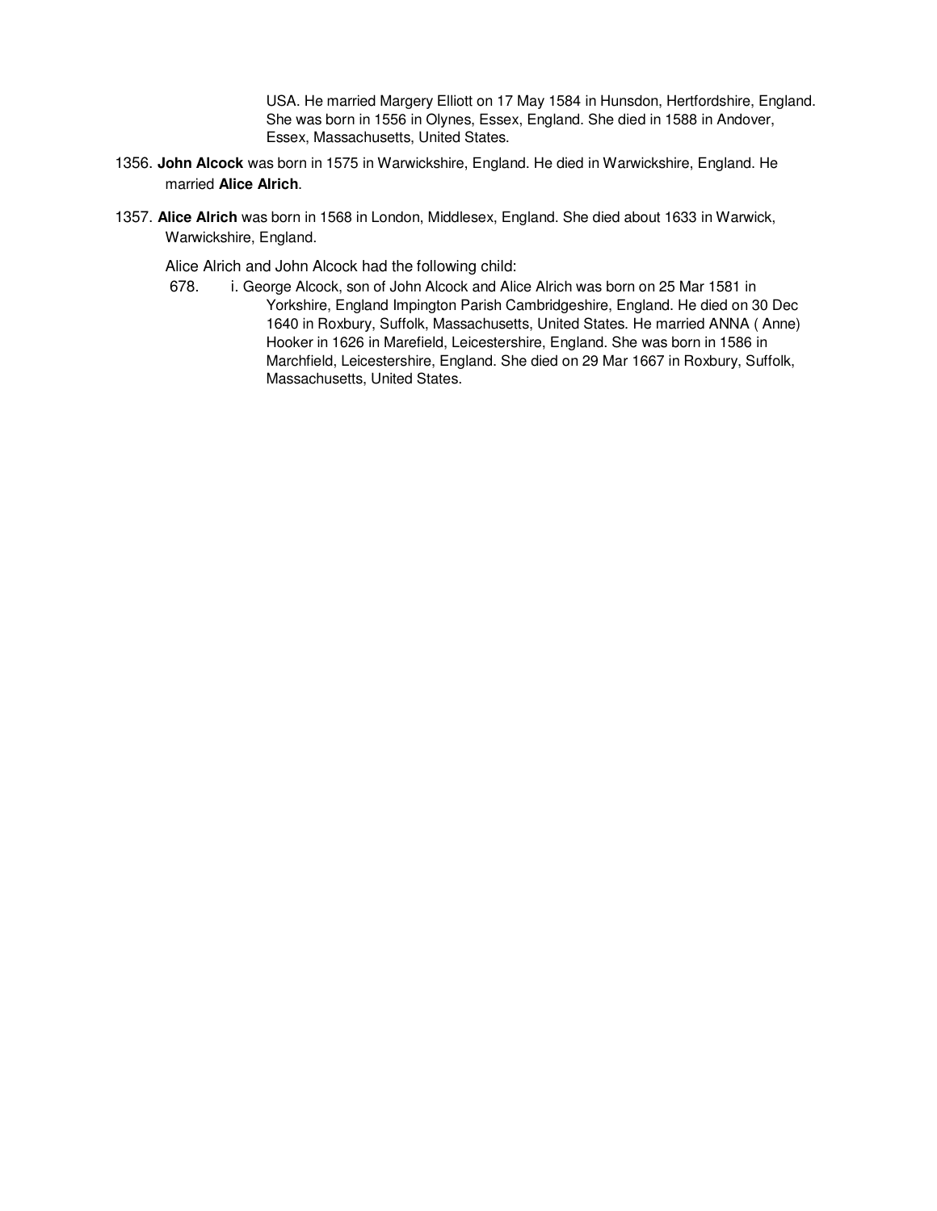USA. He married Margery Elliott on 17 May 1584 in Hunsdon, Hertfordshire, England. She was born in 1556 in Olynes, Essex, England. She died in 1588 in Andover, Essex, Massachusetts, United States.

1356. **John Alcock** was born in 1575 in Warwickshire, England. He died in Warwickshire, England. He married **Alice Alrich**.

1357. **Alice Alrich** was born in 1568 in London, Middlesex, England. She died about 1633 in Warwick, Warwickshire, England.

Alice Alrich and John Alcock had the following child:

678. i. George Alcock, son of John Alcock and Alice Alrich was born on 25 Mar 1581 in Yorkshire, England Impington Parish Cambridgeshire, England. He died on 30 Dec 1640 in Roxbury, Suffolk, Massachusetts, United States. He married ANNA ( Anne) Hooker in 1626 in Marefield, Leicestershire, England. She was born in 1586 in Marchfield, Leicestershire, England. She died on 29 Mar 1667 in Roxbury, Suffolk, Massachusetts, United States.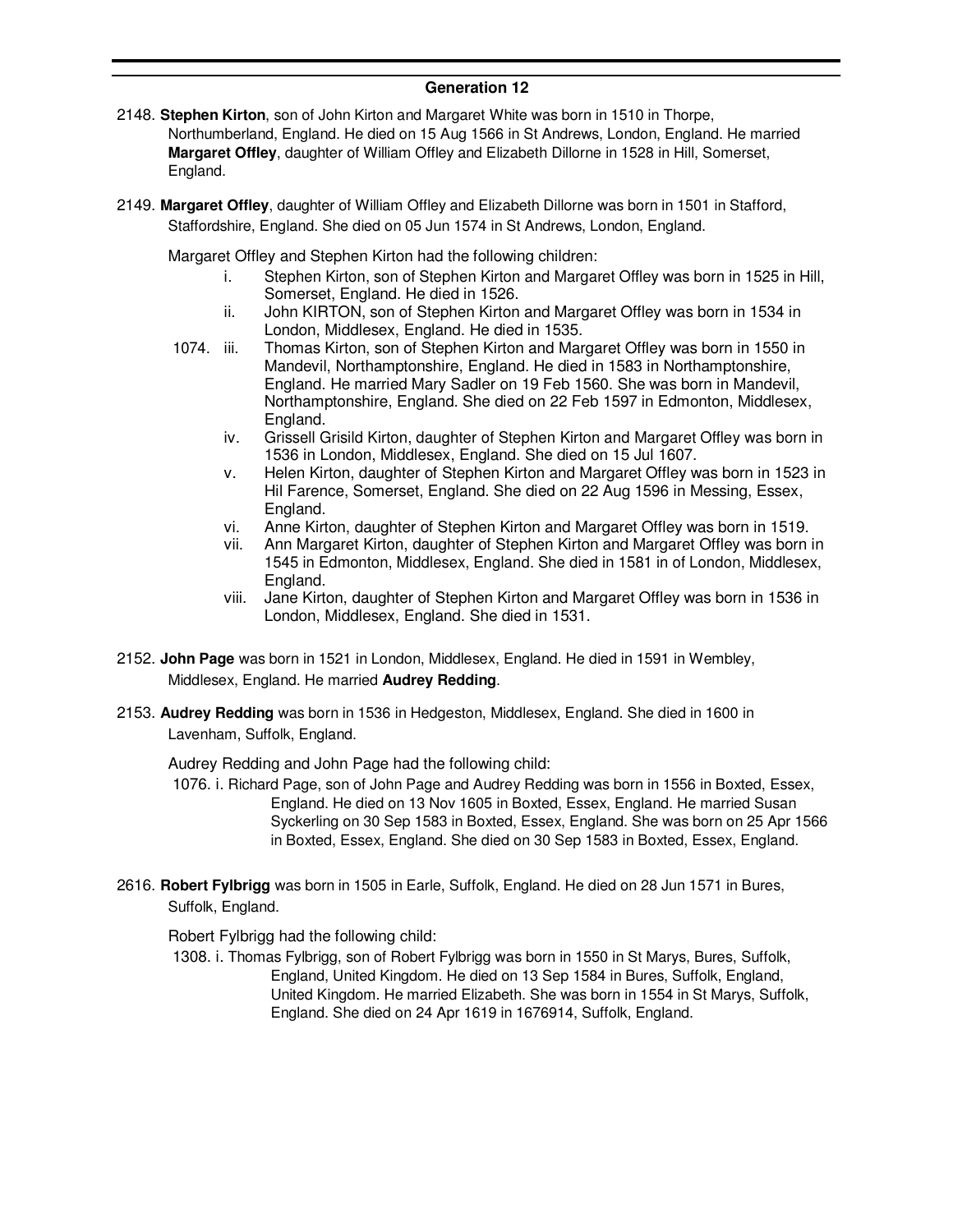## Generation 12

2148. **Stephen Kirton**, son of John Kirton and Margaret White was born in 1510 in Thorpe, Northumberland, England. He died on 15 Aug 1566 in St Andrews, London, England. He married **Margaret Offley**, daughter of William Offley and Elizabeth Dillorne in 1528 in Hill, Somerset, England.

2149. **Margaret Offley**, daughter of William Offley and Elizabeth Dillorne was born in 1501 in Stafford, Staffordshire, England. She died on 05 Jun 1574 in St Andrews, London, England.

Margaret Offley and Stephen Kirton had the following children:

- i. Stephen Kirton, son of Stephen Kirton and Margaret Offley was born in 1525 in Hill, Somerset, England. He died in 1526.
- ii. John KIRTON, son of Stephen Kirton and Margaret Offley was born in 1534 in London, Middlesex, England. He died in 1535.
- 1074. iii. Thomas Kirton, son of Stephen Kirton and Margaret Offley was born in 1550 in Mandevil, Northamptonshire, England. He died in 1583 in Northamptonshire, England. He married Mary Sadler on 19 Feb 1560. She was born in Mandevil, Northamptonshire, England. She died on 22 Feb 1597 in Edmonton, Middlesex, England.
- iv. Grissell Grisild Kirton, daughter of Stephen Kirton and Margaret Offley was born in 1536 in London, Middlesex, England. She died on 15 Jul 1607.
- v. Helen Kirton, daughter of Stephen Kirton and Margaret Offley was born in 1523 in Hil Farence, Somerset, England. She died on 22 Aug 1596 in Messing, Essex, England.
- vi. Anne Kirton, daughter of Stephen Kirton and Margaret Offley was born in 1519.
- vii. Ann Margaret Kirton, daughter of Stephen Kirton and Margaret Offley was born in 1545 in Edmonton, Middlesex, England. She died in 1581 in of London, Middlesex, England.
- viii. Jane Kirton, daughter of Stephen Kirton and Margaret Offley was born in 1536 in London, Middlesex, England. She died in 1531.

2152. **John Page** was born in 1521 in London, Middlesex, England. He died in 1591 in Wembley, Middlesex, England. He married **Audrey Redding**.

2153. **Audrey Redding** was born in 1536 in Hedgeston, Middlesex, England. She died in 1600 in Lavenham, Suffolk, England.

Audrey Redding and John Page had the following child:

- 1076. i. Richard Page, son of John Page and Audrey Redding was born in 1556 in Boxted, Essex, England. He died on 13 Nov 1605 in Boxted, Essex, England. He married Susan Syckerling on 30 Sep 1583 in Boxted, Essex, England. She was born on 25 Apr 1566 in Boxted, Essex, England. She died on 30 Sep 1583 in Boxted, Essex, England.

2616. **Robert Fylbrigg** was born in 1505 in Earle, Suffolk, England. He died on 28 Jun 1571 in Bures, Suffolk, England.

Robert Fylbrigg had the following child:

- 1308. i. Thomas Fylbrigg, son of Robert Fylbrigg was born in 1550 in St Marys, Bures, Suffolk, England, United Kingdom. He died on 13 Sep 1584 in Bures, Suffolk, England, United Kingdom. He married Elizabeth. She was born in 1554 in St Marys, Suffolk, England. She died on 24 Apr 1619 in 1676914, Suffolk, England.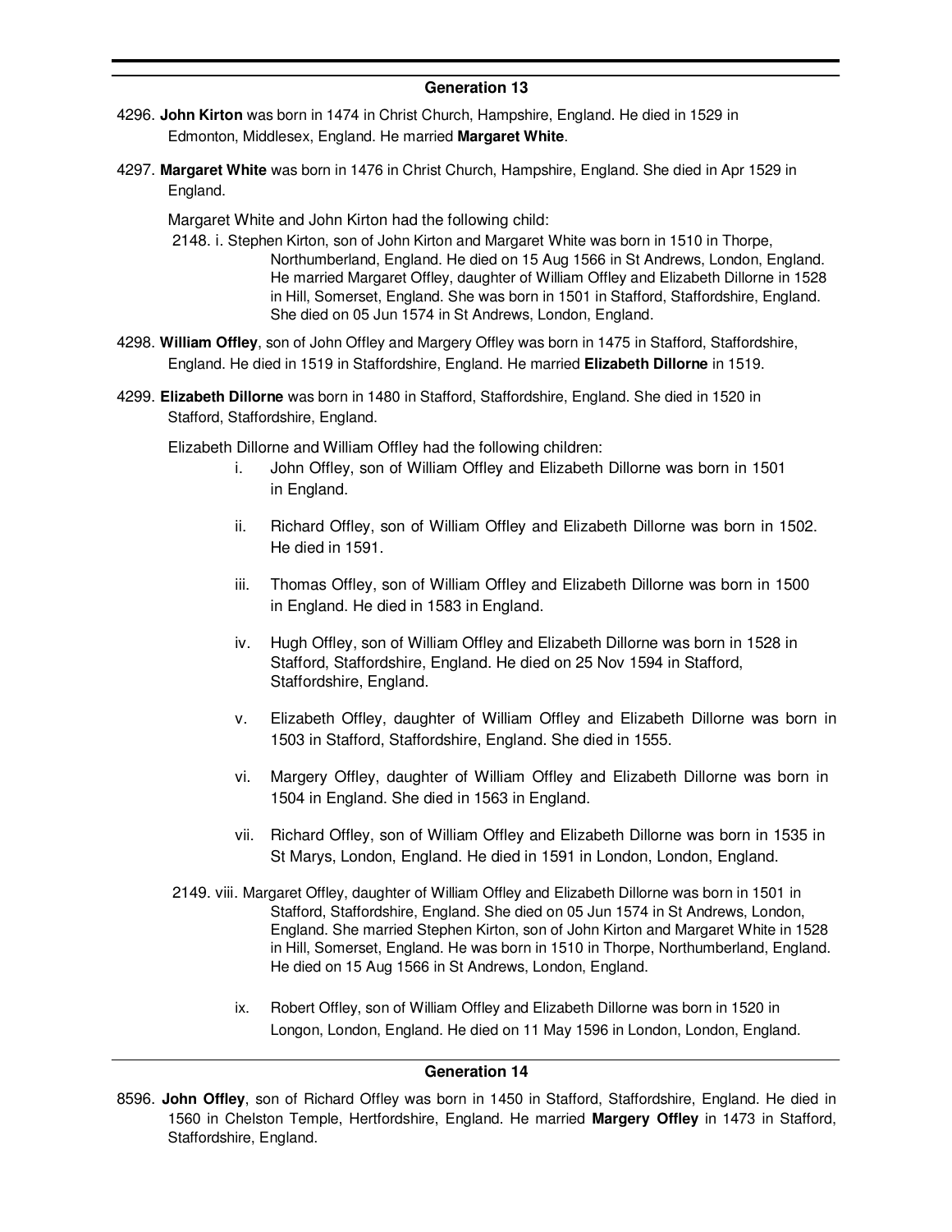## Generation 13

4296. **John Kirton** was born in 1474 in Christ Church, Hampshire, England. He died in 1529 in Edmonton, Middlesex, England. He married **Margaret White**.

4297. **Margaret White** was born in 1476 in Christ Church, Hampshire, England. She died in Apr 1529 in England.

Margaret White and John Kirton had the following child:

2148. i. Stephen Kirton, son of John Kirton and Margaret White was born in 1510 in Thorpe, Northumberland, England. He died on 15 Aug 1566 in St Andrews, London, England. He married Margaret Offley, daughter of William Offley and Elizabeth Dillorne in 1528 in Hill, Somerset, England. She was born in 1501 in Stafford, Staffordshire, England. She died on 05 Jun 1574 in St Andrews, London, England.

4298. **William Offley**, son of John Offley and Margery Offley was born in 1475 in Stafford, Staffordshire, England. He died in 1519 in Staffordshire, England. He married **Elizabeth Dillorne** in 1519.

4299. **Elizabeth Dillorne** was born in 1480 in Stafford, Staffordshire, England. She died in 1520 in Stafford, Staffordshire, England.

Elizabeth Dillorne and William Offley had the following children:

i. John Offley, son of William Offley and Elizabeth Dillorne was born in 1501 in England.

ii. Richard Offley, son of William Offley and Elizabeth Dillorne was born in 1502. He died in 1591.

iii. Thomas Offley, son of William Offley and Elizabeth Dillorne was born in 1500 in England. He died in 1583 in England.

iv. Hugh Offley, son of William Offley and Elizabeth Dillorne was born in 1528 in Stafford, Staffordshire, England. He died on 25 Nov 1594 in Stafford, Staffordshire, England.

v. Elizabeth Offley, daughter of William Offley and Elizabeth Dillorne was born in 1503 in Stafford, Staffordshire, England. She died in 1555.

vi. Margery Offley, daughter of William Offley and Elizabeth Dillorne was born in 1504 in England. She died in 1563 in England.

vii. Richard Offley, son of William Offley and Elizabeth Dillorne was born in 1535 in St Marys, London, England. He died in 1591 in London, London, England.

2149. viii. Margaret Offley, daughter of William Offley and Elizabeth Dillorne was born in 1501 in Stafford, Staffordshire, England. She died on 05 Jun 1574 in St Andrews, London, England. She married Stephen Kirton, son of John Kirton and Margaret White in 1528 in Hill, Somerset, England. He was born in 1510 in Thorpe, Northumberland, England. He died on 15 Aug 1566 in St Andrews, London, England.

ix. Robert Offley, son of William Offley and Elizabeth Dillorne was born in 1520 in Longon, London, England. He died on 11 May 1596 in London, London, England.

## Generation 14

8596. **John Offley**, son of Richard Offley was born in 1450 in Stafford, Staffordshire, England. He died in 1560 in Chelston Temple, Hertfordshire, England. He married **Margery Offley** in 1473 in Stafford, Staffordshire, England.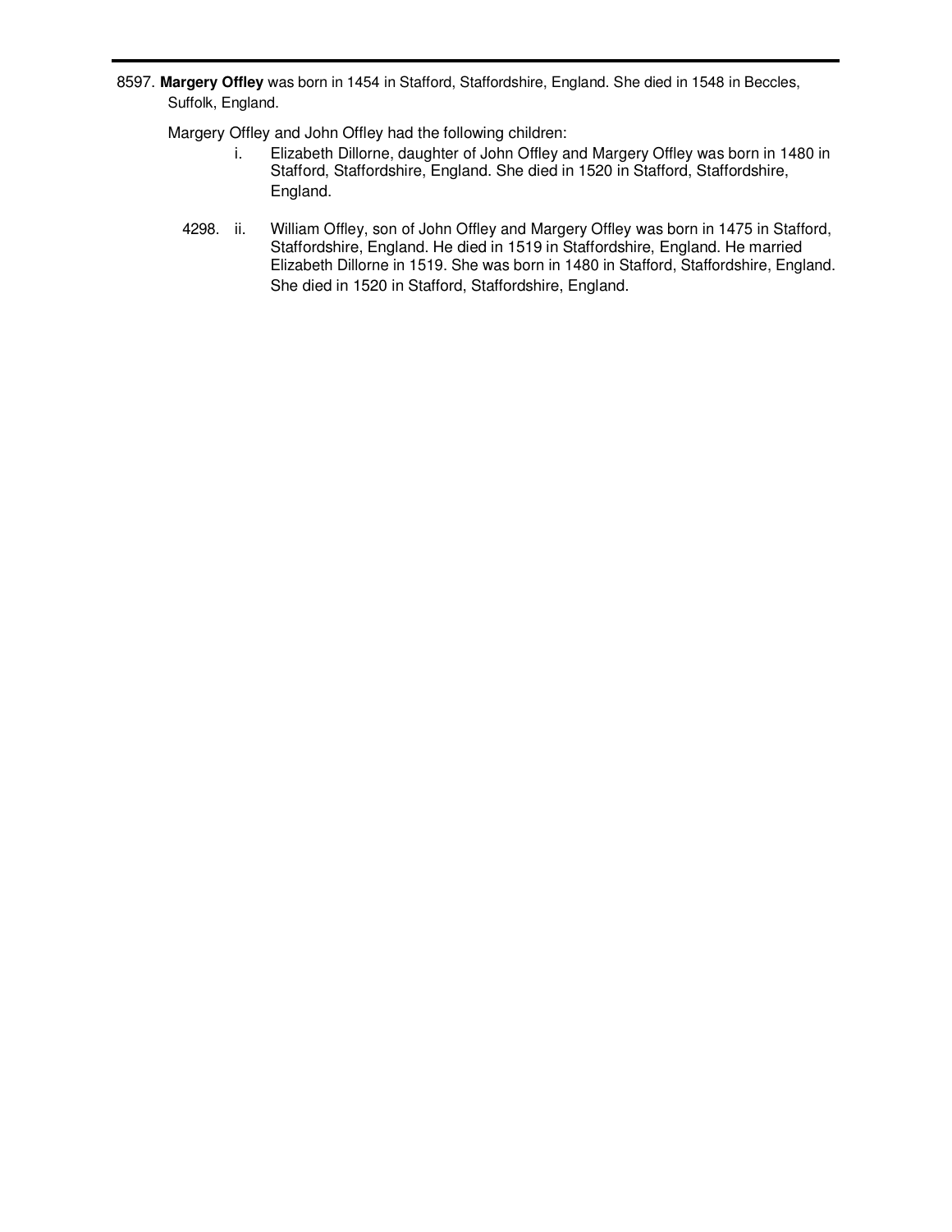8597. **Margery Offley** was born in 1454 in Stafford, Staffordshire, England. She died in 1548 in Beccles, Suffolk, England.

Margery Offley and John Offley had the following children:

i. Elizabeth Dillorne, daughter of John Offley and Margery Offley was born in 1480 in Stafford, Staffordshire, England. She died in 1520 in Stafford, Staffordshire, England.

4298. ii. William Offley, son of John Offley and Margery Offley was born in 1475 in Stafford, Staffordshire, England. He died in 1519 in Staffordshire, England. He married Elizabeth Dillorne in 1519. She was born in 1480 in Stafford, Staffordshire, England. She died in 1520 in Stafford, Staffordshire, England.